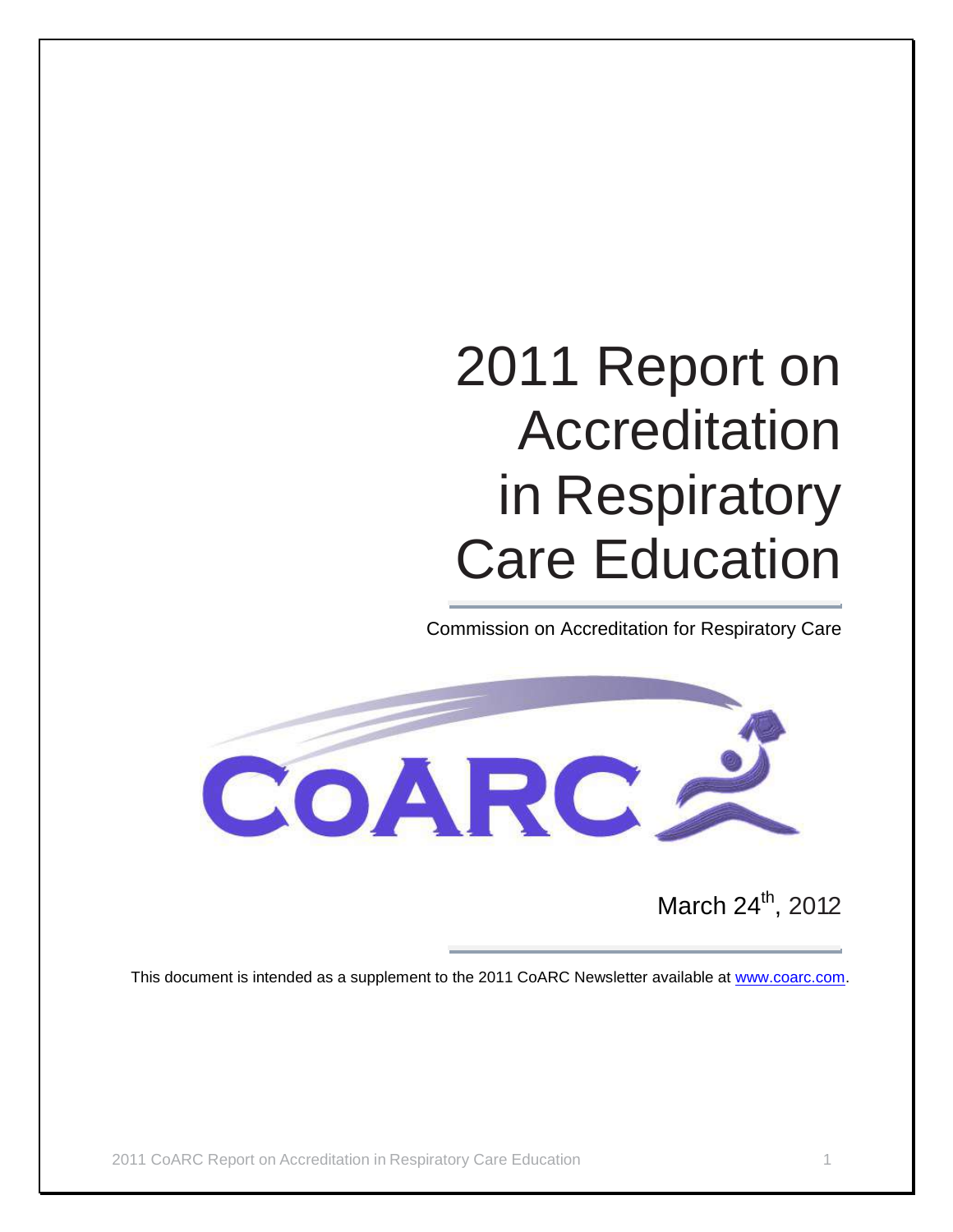# 2011 Report on Accreditation in Respiratory Care Education

Commission on Accreditation for Respiratory Care

CoARC

March 24th, 2012

This document is intended as a supplement to the 2011 CoARC Newsletter available at www.coarc.com.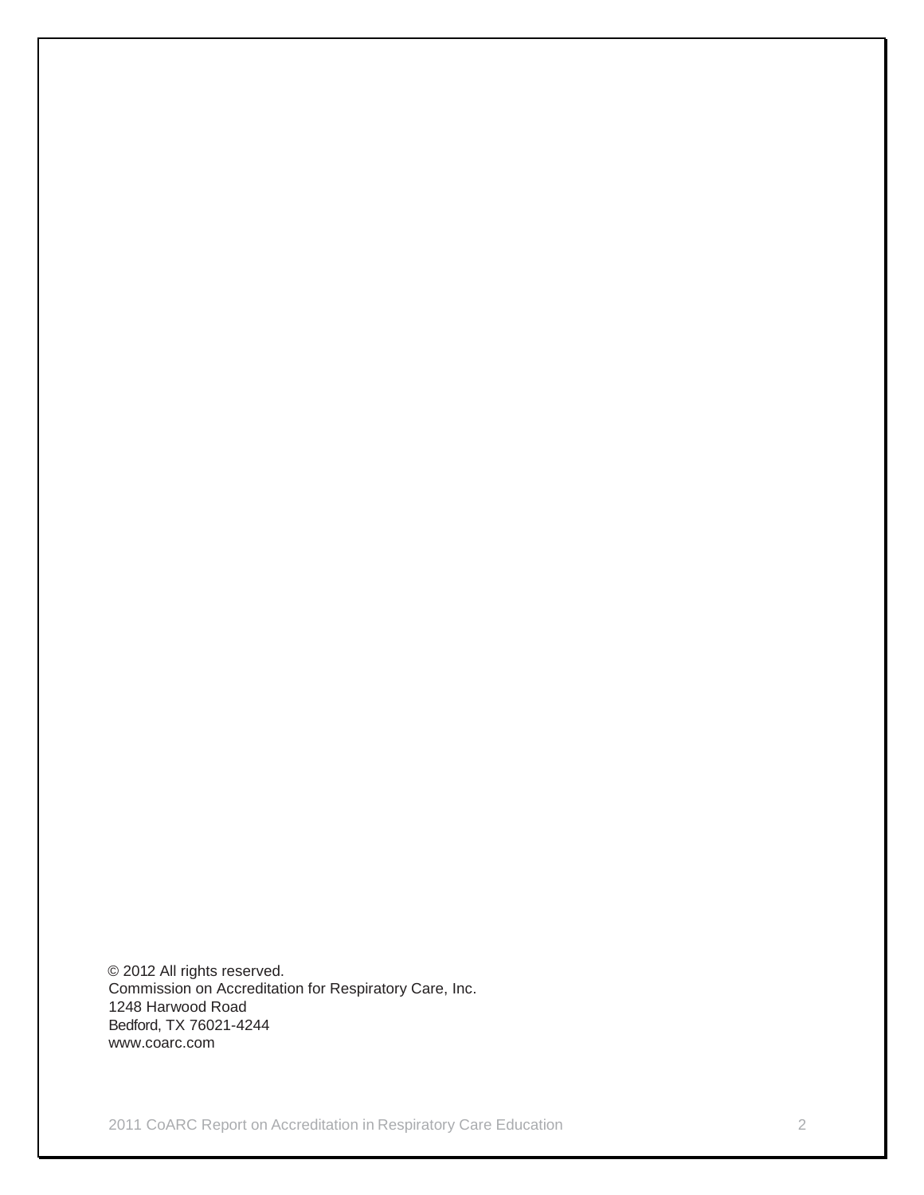© 2012 All rights reserved.
Commission on Accreditation for Respiratory Care, Inc.
1248 Harwood Road
Bedford, TX 76021-4244
www.coarc.com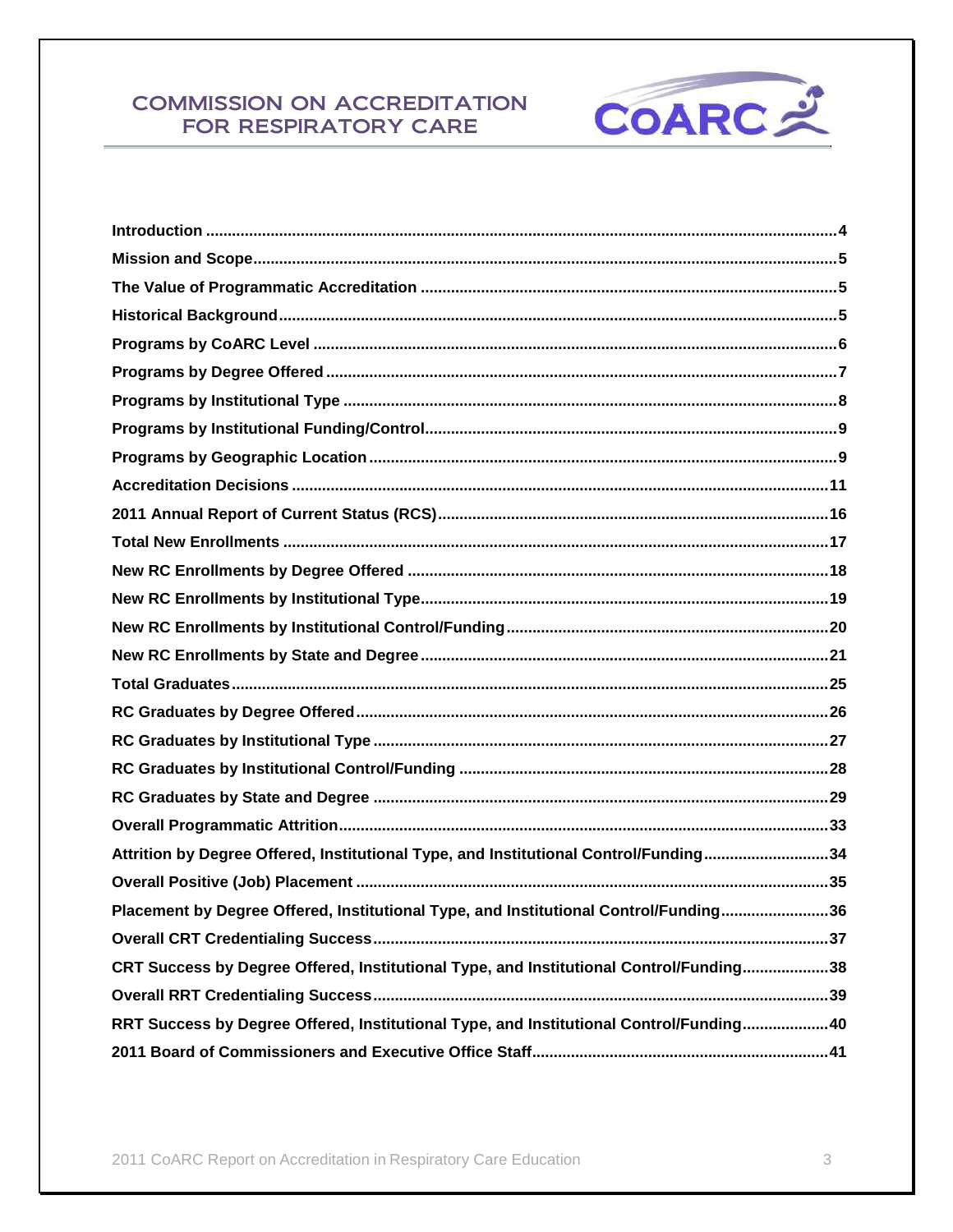COMMISSION ON ACCREDITATION FOR RESPIRATORY CARE

COARC

| | |
|---|---|
| **Introduction** | **4** |
| **Mission and Scope** | **5** |
| **The Value of Programmatic Accreditation** | **5** |
| **Historical Background** | **5** |
| **Programs by CoARC Level** | **6** |
| **Programs by Degree Offered** | **7** |
| **Programs by Institutional Type** | **8** |
| **Programs by Institutional Funding/Control** | **9** |
| **Programs by Geographic Location** | **9** |
| **Accreditation Decisions** | **11** |
| **2011 Annual Report of Current Status (RCS)** | **16** |
| **Total New Enrollments** | **17** |
| **New RC Enrollments by Degree Offered** | **18** |
| **New RC Enrollments by Institutional Type** | **19** |
| **New RC Enrollments by Institutional Control/Funding** | **20** |
| **New RC Enrollments by State and Degree** | **21** |
| **Total Graduates** | **25** |
| **RC Graduates by Degree Offered** | **26** |
| **RC Graduates by Institutional Type** | **27** |
| **RC Graduates by Institutional Control/Funding** | **28** |
| **RC Graduates by State and Degree** | **29** |
| **Overall Programmatic Attrition** | **33** |
| **Attrition by Degree Offered, Institutional Type, and Institutional Control/Funding** | **34** |
| **Overall Positive (Job) Placement** | **35** |
| **Placement by Degree Offered, Institutional Type, and Institutional Control/Funding** | **36** |
| **Overall CRT Credentialing Success** | **37** |
| **CRT Success by Degree Offered, Institutional Type, and Institutional Control/Funding** | **38** |
| **Overall RRT Credentialing Success** | **39** |
| **RRT Success by Degree Offered, Institutional Type, and Institutional Control/Funding** | **40** |
| **2011 Board of Commissioners and Executive Office Staff** | **41** |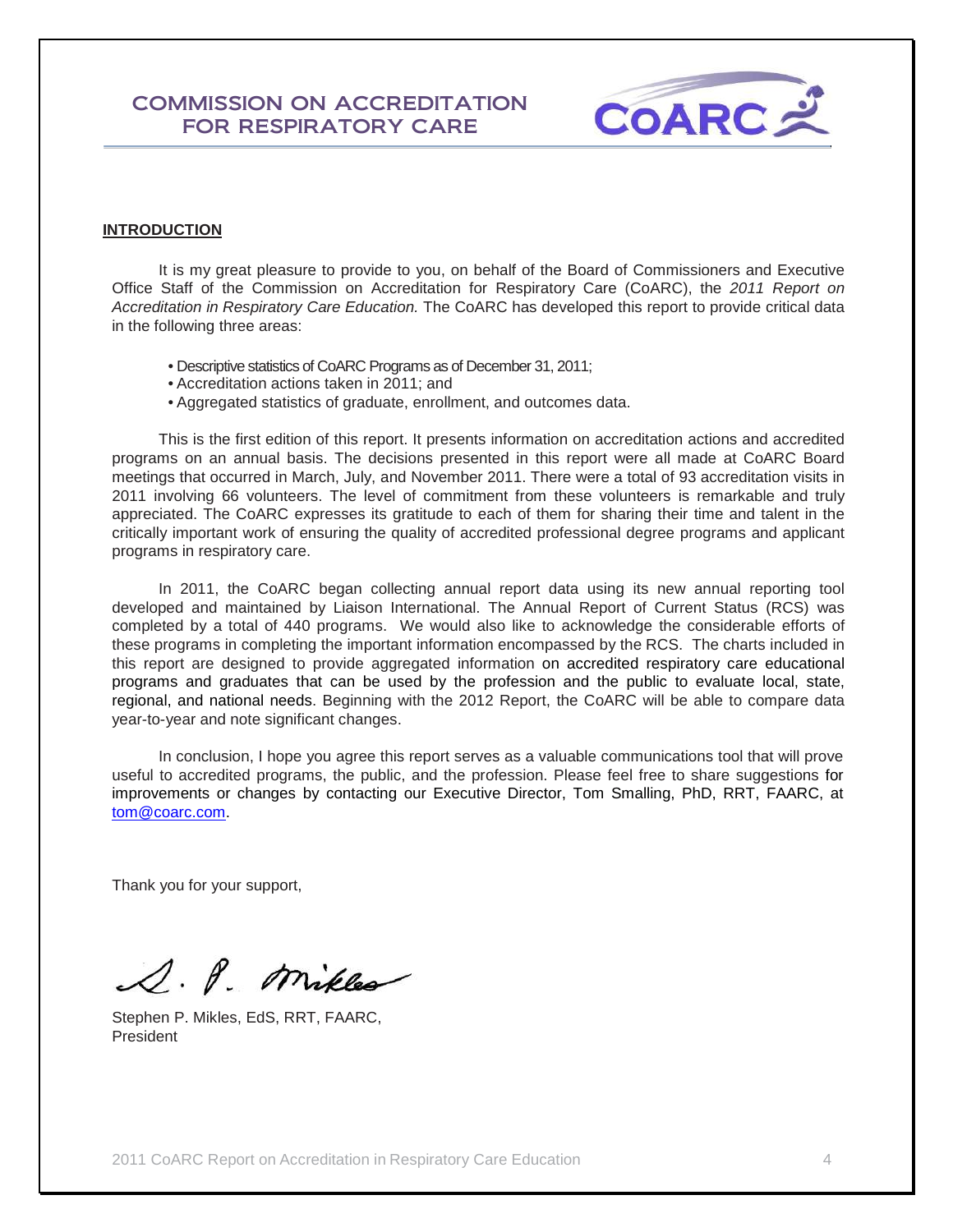# COMMISSION ON ACCREDITATION FOR RESPIRATORY CARE

**INTRODUCTION**

It is my great pleasure to provide to you, on behalf of the Board of Commissioners and Executive Office Staff of the Commission on Accreditation for Respiratory Care (CoARC), the *2011 Report on Accreditation in Respiratory Care Education.* The CoARC has developed this report to provide critical data in the following three areas:

- Descriptive statistics of CoARC Programs as of December 31, 2011;
- Accreditation actions taken in 2011; and
- Aggregated statistics of graduate, enrollment, and outcomes data.

This is the first edition of this report. It presents information on accreditation actions and accredited programs on an annual basis. The decisions presented in this report were all made at CoARC Board meetings that occurred in March, July, and November 2011. There were a total of 93 accreditation visits in 2011 involving 66 volunteers. The level of commitment from these volunteers is remarkable and truly appreciated. The CoARC expresses its gratitude to each of them for sharing their time and talent in the critically important work of ensuring the quality of accredited professional degree programs and applicant programs in respiratory care.

In 2011, the CoARC began collecting annual report data using its new annual reporting tool developed and maintained by Liaison International. The Annual Report of Current Status (RCS) was completed by a total of 440 programs. We would also like to acknowledge the considerable efforts of these programs in completing the important information encompassed by the RCS. The charts included in this report are designed to provide aggregated information on accredited respiratory care educational programs and graduates that can be used by the profession and the public to evaluate local, state, regional, and national needs. Beginning with the 2012 Report, the CoARC will be able to compare data year-to-year and note significant changes.

In conclusion, I hope you agree this report serves as a valuable communications tool that will prove useful to accredited programs, the public, and the profession. Please feel free to share suggestions for improvements or changes by contacting our Executive Director, Tom Smalling, PhD, RRT, FAARC, at tom@coarc.com.

Thank you for your support,

Stephen P. Mikles, EdS, RRT, FAARC,
President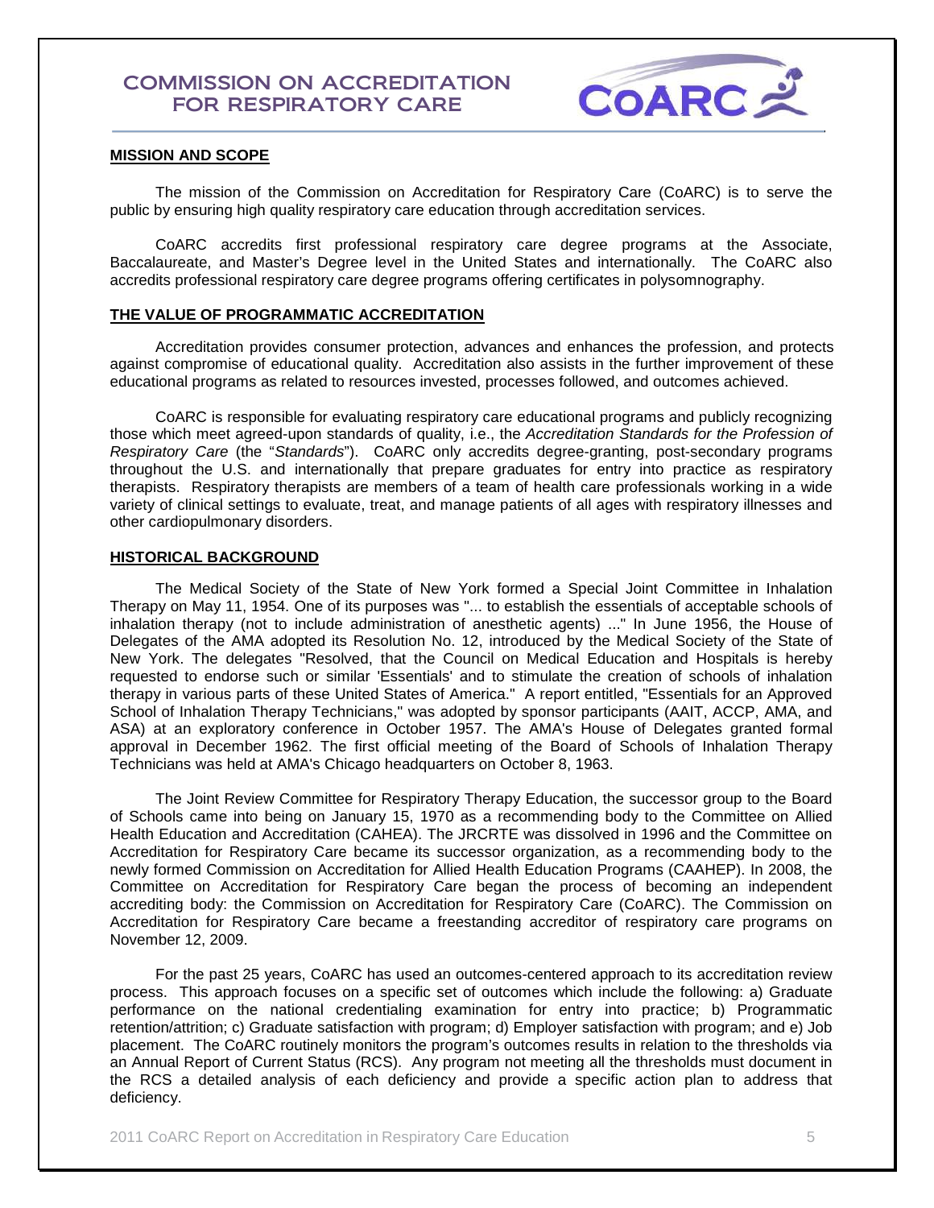# COMMISSION ON ACCREDITATION FOR RESPIRATORY CARE

## MISSION AND SCOPE

The mission of the Commission on Accreditation for Respiratory Care (CoARC) is to serve the public by ensuring high quality respiratory care education through accreditation services.

CoARC accredits first professional respiratory care degree programs at the Associate, Baccalaureate, and Master's Degree level in the United States and internationally. The CoARC also accredits professional respiratory care degree programs offering certificates in polysomnography.

## THE VALUE OF PROGRAMMATIC ACCREDITATION

Accreditation provides consumer protection, advances and enhances the profession, and protects against compromise of educational quality. Accreditation also assists in the further improvement of these educational programs as related to resources invested, processes followed, and outcomes achieved.

CoARC is responsible for evaluating respiratory care educational programs and publicly recognizing those which meet agreed-upon standards of quality, i.e., the *Accreditation Standards for the Profession of Respiratory Care* (the "*Standards*"). CoARC only accredits degree-granting, post-secondary programs throughout the U.S. and internationally that prepare graduates for entry into practice as respiratory therapists. Respiratory therapists are members of a team of health care professionals working in a wide variety of clinical settings to evaluate, treat, and manage patients of all ages with respiratory illnesses and other cardiopulmonary disorders.

## HISTORICAL BACKGROUND

The Medical Society of the State of New York formed a Special Joint Committee in Inhalation Therapy on May 11, 1954. One of its purposes was "... to establish the essentials of acceptable schools of inhalation therapy (not to include administration of anesthetic agents) ..." In June 1956, the House of Delegates of the AMA adopted its Resolution No. 12, introduced by the Medical Society of the State of New York. The delegates "Resolved, that the Council on Medical Education and Hospitals is hereby requested to endorse such or similar 'Essentials' and to stimulate the creation of schools of inhalation therapy in various parts of these United States of America." A report entitled, "Essentials for an Approved School of Inhalation Therapy Technicians," was adopted by sponsor participants (AAIT, ACCP, AMA, and ASA) at an exploratory conference in October 1957. The AMA's House of Delegates granted formal approval in December 1962. The first official meeting of the Board of Schools of Inhalation Therapy Technicians was held at AMA's Chicago headquarters on October 8, 1963.

The Joint Review Committee for Respiratory Therapy Education, the successor group to the Board of Schools came into being on January 15, 1970 as a recommending body to the Committee on Allied Health Education and Accreditation (CAHEA). The JRCRTE was dissolved in 1996 and the Committee on Accreditation for Respiratory Care became its successor organization, as a recommending body to the newly formed Commission on Accreditation for Allied Health Education Programs (CAAHEP). In 2008, the Committee on Accreditation for Respiratory Care began the process of becoming an independent accrediting body: the Commission on Accreditation for Respiratory Care (CoARC). The Commission on Accreditation for Respiratory Care became a freestanding accreditor of respiratory care programs on November 12, 2009.

For the past 25 years, CoARC has used an outcomes-centered approach to its accreditation review process. This approach focuses on a specific set of outcomes which include the following: a) Graduate performance on the national credentialing examination for entry into practice; b) Programmatic retention/attrition; c) Graduate satisfaction with program; d) Employer satisfaction with program; and e) Job placement. The CoARC routinely monitors the program's outcomes results in relation to the thresholds via an Annual Report of Current Status (RCS). Any program not meeting all the thresholds must document in the RCS a detailed analysis of each deficiency and provide a specific action plan to address that deficiency.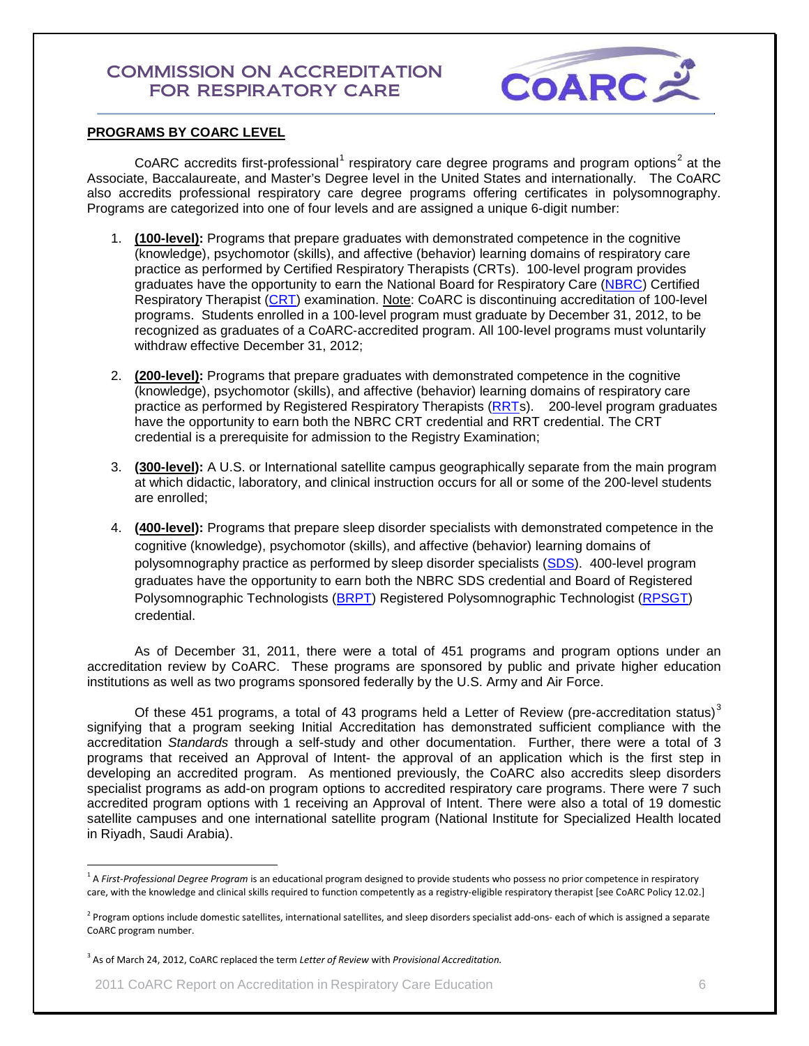**PROGRAMS BY COARC LEVEL**

CoARC accredits first-professional[1] respiratory care degree programs and program options[2] at the Associate, Baccalaureate, and Master's Degree level in the United States and internationally. The CoARC also accredits professional respiratory care degree programs offering certificates in polysomnography. Programs are categorized into one of four levels and are assigned a unique 6-digit number:

1. **(100-level):** Programs that prepare graduates with demonstrated competence in the cognitive (knowledge), psychomotor (skills), and affective (behavior) learning domains of respiratory care practice as performed by Certified Respiratory Therapists (CRTs). 100-level program provides graduates have the opportunity to earn the National Board for Respiratory Care (NBRC) Certified Respiratory Therapist (CRT) examination. Note: CoARC is discontinuing accreditation of 100-level programs. Students enrolled in a 100-level program must graduate by December 31, 2012, to be recognized as graduates of a CoARC-accredited program. All 100-level programs must voluntarily withdraw effective December 31, 2012;

2. **(200-level):** Programs that prepare graduates with demonstrated competence in the cognitive (knowledge), psychomotor (skills), and affective (behavior) learning domains of respiratory care practice as performed by Registered Respiratory Therapists (RRTs). 200-level program graduates have the opportunity to earn both the NBRC CRT credential and RRT credential. The CRT credential is a prerequisite for admission to the Registry Examination;

3. **(300-level):** A U.S. or International satellite campus geographically separate from the main program at which didactic, laboratory, and clinical instruction occurs for all or some of the 200-level students are enrolled;

4. **(400-level):** Programs that prepare sleep disorder specialists with demonstrated competence in the cognitive (knowledge), psychomotor (skills), and affective (behavior) learning domains of polysomnography practice as performed by sleep disorder specialists (SDS). 400-level program graduates have the opportunity to earn both the NBRC SDS credential and Board of Registered Polysomnographic Technologists (BRPT) Registered Polysomnographic Technologist (RPSGT) credential.

As of December 31, 2011, there were a total of 451 programs and program options under an accreditation review by CoARC. These programs are sponsored by public and private higher education institutions as well as two programs sponsored federally by the U.S. Army and Air Force.

Of these 451 programs, a total of 43 programs held a Letter of Review (pre-accreditation status)[3] signifying that a program seeking Initial Accreditation has demonstrated sufficient compliance with the accreditation *Standards* through a self-study and other documentation. Further, there were a total of 3 programs that received an Approval of Intent- the approval of an application which is the first step in developing an accredited program. As mentioned previously, the CoARC also accredits sleep disorders specialist programs as add-on program options to accredited respiratory care programs. There were 7 such accredited program options with 1 receiving an Approval of Intent. There were also a total of 19 domestic satellite campuses and one international satellite program (National Institute for Specialized Health located in Riyadh, Saudi Arabia).

---

[1] A *First-Professional Degree Program* is an educational program designed to provide students who possess no prior competence in respiratory care, with the knowledge and clinical skills required to function competently as a registry-eligible respiratory therapist [see CoARC Policy 12.02.]

[2] Program options include domestic satellites, international satellites, and sleep disorders specialist add-ons- each of which is assigned a separate CoARC program number.

[3] As of March 24, 2012, CoARC replaced the term *Letter of Review* with *Provisional Accreditation.*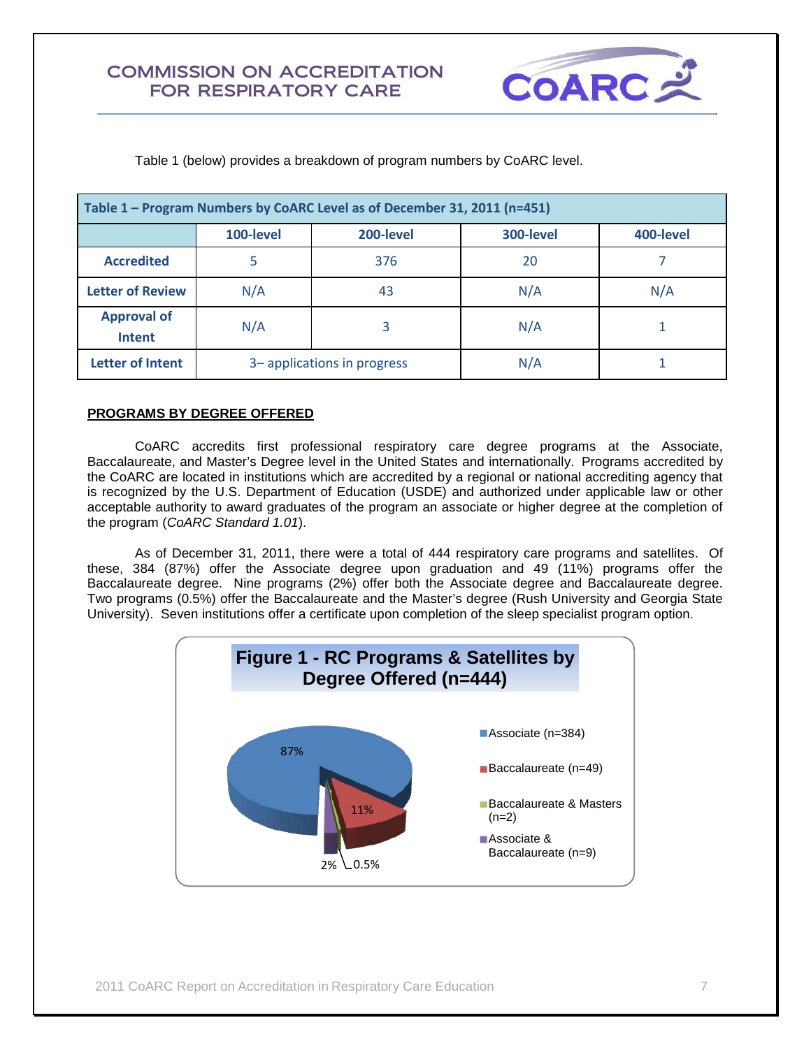Table 1 (below) provides a breakdown of program numbers by CoARC level.

| Table 1 – Program Numbers by CoARC Level as of December 31, 2011 (n=451) | | | | |
|---|---|---|---|---|
| | **100-level** | **200-level** | **300-level** | **400-level** |
| **Accredited** | 5 | 376 | 20 | 7 |
| **Letter of Review** | N/A | 43 | N/A | N/A |
| **Approval of Intent** | N/A | 3 | N/A | 1 |
| **Letter of Intent** | 3– applications in progress | | N/A | 1 |

## PROGRAMS BY DEGREE OFFERED

CoARC accredits first professional respiratory care degree programs at the Associate, Baccalaureate, and Master's Degree level in the United States and internationally. Programs accredited by the CoARC are located in institutions which are accredited by a regional or national accrediting agency that is recognized by the U.S. Department of Education (USDE) and authorized under applicable law or other acceptable authority to award graduates of the program an associate or higher degree at the completion of the program (*CoARC Standard 1.01*).

As of December 31, 2011, there were a total of 444 respiratory care programs and satellites. Of these, 384 (87%) offer the Associate degree upon graduation and 49 (11%) programs offer the Baccalaureate degree. Nine programs (2%) offer both the Associate degree and Baccalaureate degree. Two programs (0.5%) offer the Baccalaureate and the Master's degree (Rush University and Georgia State University). Seven institutions offer a certificate upon completion of the sleep specialist program option.

**Figure 1 - RC Programs & Satellites by Degree Offered (n=444)**

- Associate (n=384): 87%
- Baccalaureate (n=49): 11%
- Baccalaureate & Masters (n=2): 0.5%
- Associate & Baccalaureate (n=9): 2%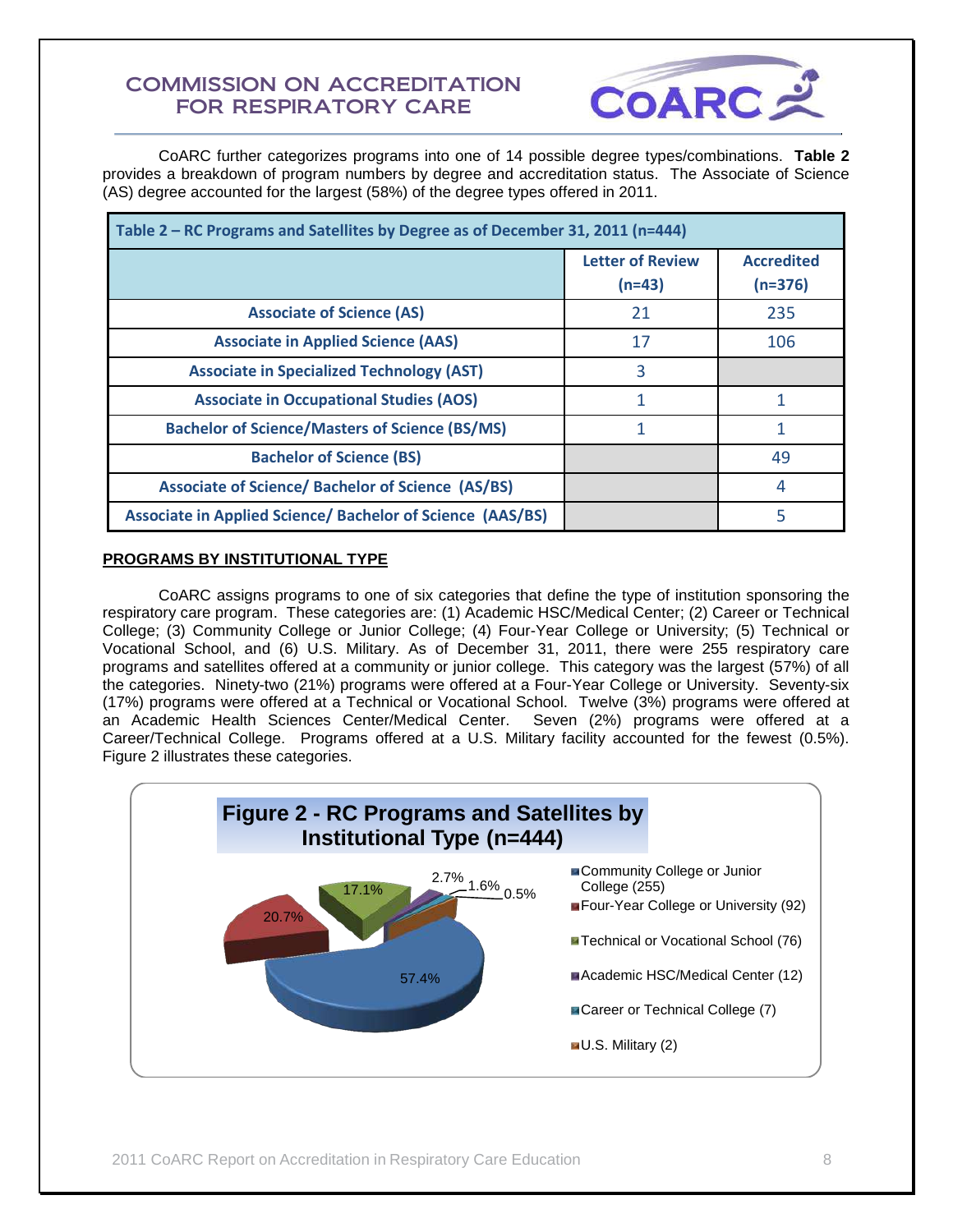CoARC further categorizes programs into one of 14 possible degree types/combinations. **Table 2** provides a breakdown of program numbers by degree and accreditation status. The Associate of Science (AS) degree accounted for the largest (58%) of the degree types offered in 2011.

**Table 2 – RC Programs and Satellites by Degree as of December 31, 2011 (n=444)**

| | Letter of Review (n=43) | Accredited (n=376) |
|---|---|---|
| **Associate of Science (AS)** | 21 | 235 |
| **Associate in Applied Science (AAS)** | 17 | 106 |
| **Associate in Specialized Technology (AST)** | 3 | |
| **Associate in Occupational Studies (AOS)** | 1 | 1 |
| **Bachelor of Science/Masters of Science (BS/MS)** | 1 | 1 |
| **Bachelor of Science (BS)** | | 49 |
| **Associate of Science/ Bachelor of Science (AS/BS)** | | 4 |
| **Associate in Applied Science/ Bachelor of Science (AAS/BS)** | | 5 |

## PROGRAMS BY INSTITUTIONAL TYPE

CoARC assigns programs to one of six categories that define the type of institution sponsoring the respiratory care program. These categories are: (1) Academic HSC/Medical Center; (2) Career or Technical College; (3) Community College or Junior College; (4) Four-Year College or University; (5) Technical or Vocational School, and (6) U.S. Military. As of December 31, 2011, there were 255 respiratory care programs and satellites offered at a community or junior college. This category was the largest (57%) of all the categories. Ninety-two (21%) programs were offered at a Four-Year College or University. Seventy-six (17%) programs were offered at a Technical or Vocational School. Twelve (3%) programs were offered at an Academic Health Sciences Center/Medical Center. Seven (2%) programs were offered at a Career/Technical College. Programs offered at a U.S. Military facility accounted for the fewest (0.5%). Figure 2 illustrates these categories.

**Figure 2 - RC Programs and Satellites by Institutional Type (n=444)**

- Community College or Junior College (255) – 57.4%
- Four-Year College or University (92) – 20.7%
- Technical or Vocational School (76) – 17.1%
- Academic HSC/Medical Center (12) – 2.7%
- Career or Technical College (7) – 1.6%
- U.S. Military (2) – 0.5%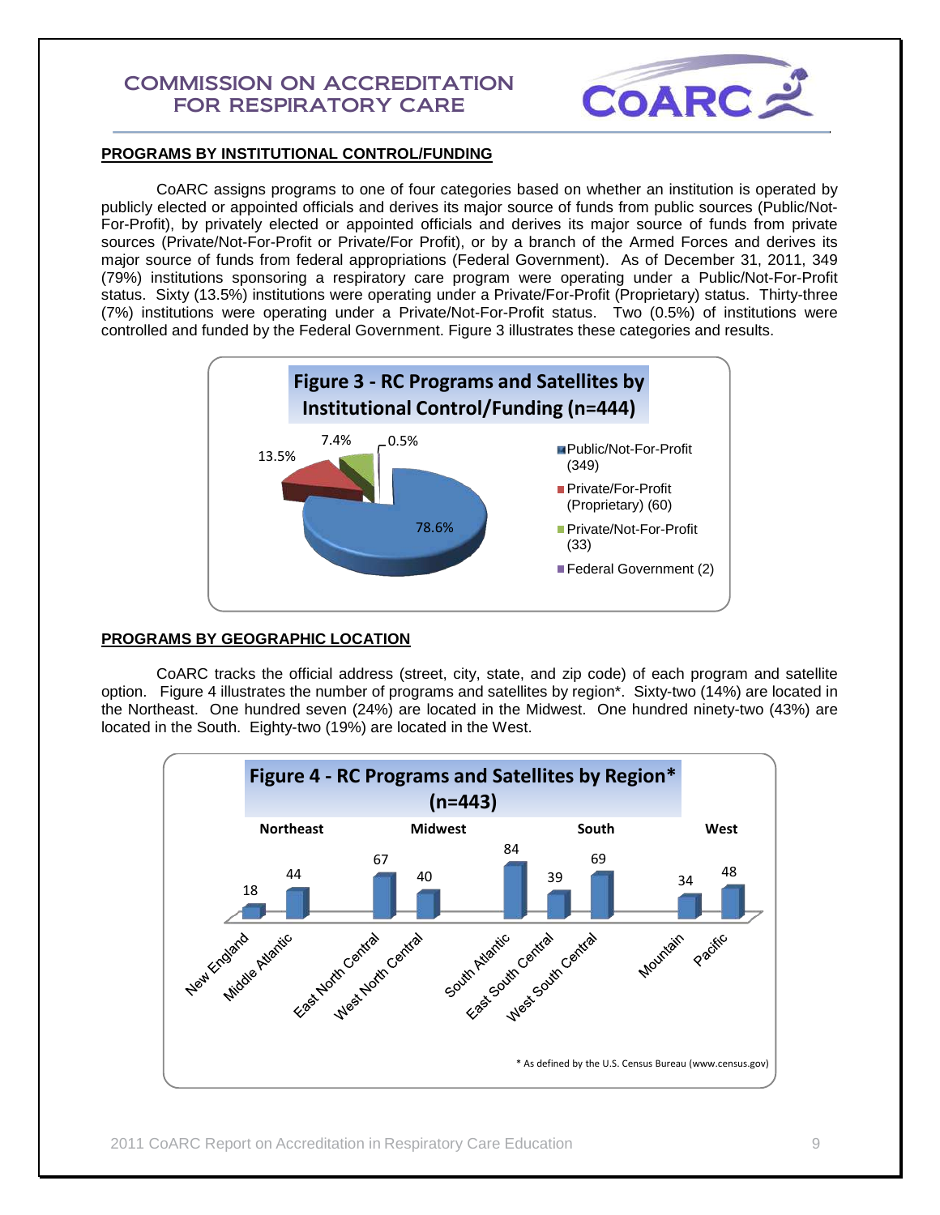## PROGRAMS BY INSTITUTIONAL CONTROL/FUNDING

CoARC assigns programs to one of four categories based on whether an institution is operated by publicly elected or appointed officials and derives its major source of funds from public sources (Public/Not-For-Profit), by privately elected or appointed officials and derives its major source of funds from private sources (Private/Not-For-Profit or Private/For Profit), or by a branch of the Armed Forces and derives its major source of funds from federal appropriations (Federal Government). As of December 31, 2011, 349 (79%) institutions sponsoring a respiratory care program were operating under a Public/Not-For-Profit status. Sixty (13.5%) institutions were operating under a Private/For-Profit (Proprietary) status. Thirty-three (7%) institutions were operating under a Private/Not-For-Profit status. Two (0.5%) of institutions were controlled and funded by the Federal Government. Figure 3 illustrates these categories and results.

**Figure 3 - RC Programs and Satellites by Institutional Control/Funding (n=444)**

| Category | Count | Percent |
|---|---|---|
| Public/Not-For-Profit | 349 | 78.6% |
| Private/For-Profit (Proprietary) | 60 | 13.5% |
| Private/Not-For-Profit | 33 | 7.4% |
| Federal Government | 2 | 0.5% |

## PROGRAMS BY GEOGRAPHIC LOCATION

CoARC tracks the official address (street, city, state, and zip code) of each program and satellite option. Figure 4 illustrates the number of programs and satellites by region*. Sixty-two (14%) are located in the Northeast. One hundred seven (24%) are located in the Midwest. One hundred ninety-two (43%) are located in the South. Eighty-two (19%) are located in the West.

**Figure 4 - RC Programs and Satellites by Region* (n=443)**

| Region | Division | Count |
|---|---|---|
| Northeast | New England | 18 |
| Northeast | Middle Atlantic | 44 |
| Midwest | East North Central | 67 |
| Midwest | West North Central | 40 |
| South | South Atlantic | 84 |
| South | East South Central | 39 |
| South | West South Central | 69 |
| West | Mountain | 34 |
| West | Pacific | 48 |

\* As defined by the U.S. Census Bureau (www.census.gov)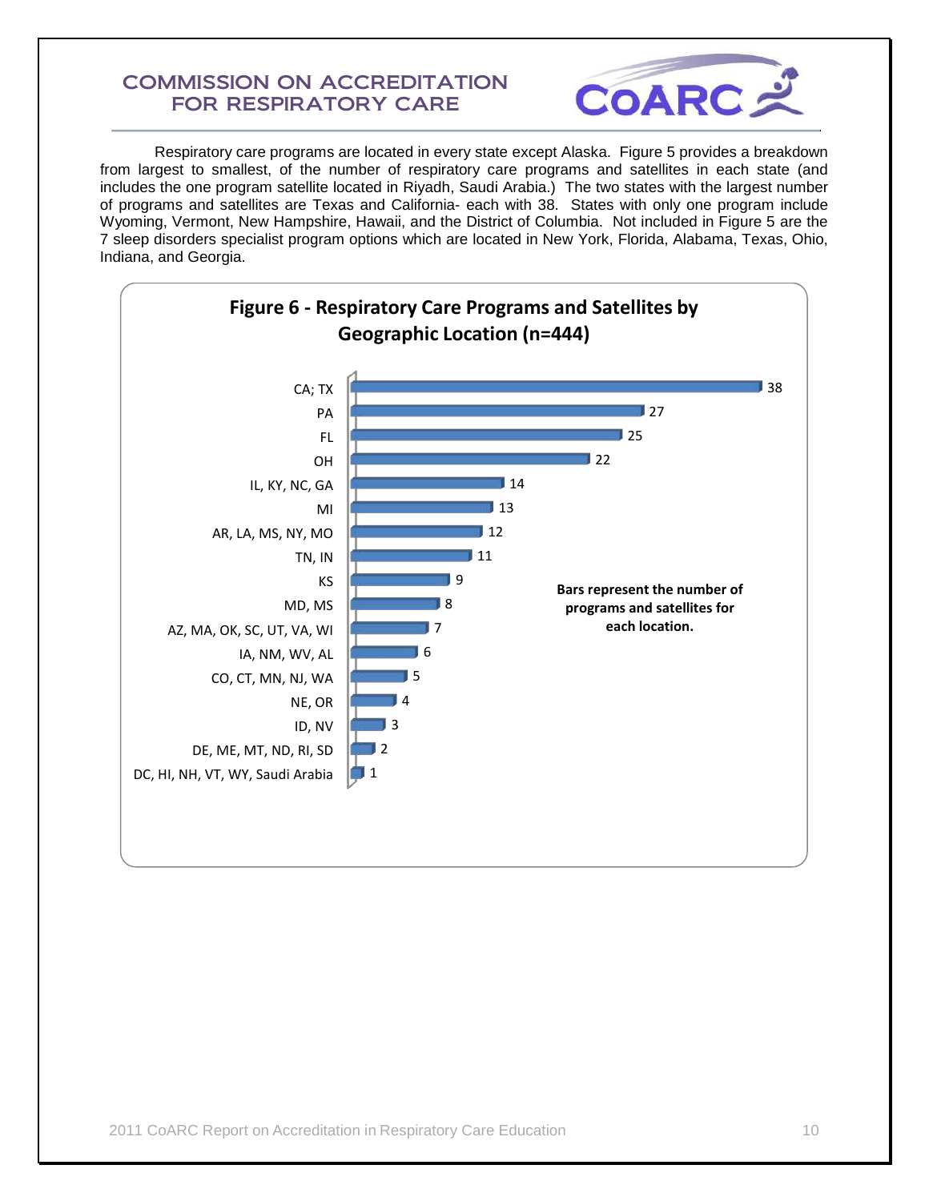Respiratory care programs are located in every state except Alaska. Figure 5 provides a breakdown from largest to smallest, of the number of respiratory care programs and satellites in each state (and includes the one program satellite located in Riyadh, Saudi Arabia.) The two states with the largest number of programs and satellites are Texas and California- each with 38. States with only one program include Wyoming, Vermont, New Hampshire, Hawaii, and the District of Columbia. Not included in Figure 5 are the 7 sleep disorders specialist program options which are located in New York, Florida, Alabama, Texas, Ohio, Indiana, and Georgia.

**Figure 6 - Respiratory Care Programs and Satellites by Geographic Location (n=444)**

| Location | Number of programs and satellites |
|---|---|
| CA; TX | 38 |
| PA | 27 |
| FL | 25 |
| OH | 22 |
| IL, KY, NC, GA | 14 |
| MI | 13 |
| AR, LA, MS, NY, MO | 12 |
| TN, IN | 11 |
| KS | 9 |
| MD, MS | 8 |
| AZ, MA, OK, SC, UT, VA, WI | 7 |
| IA, NM, WV, AL | 6 |
| CO, CT, MN, NJ, WA | 5 |
| NE, OR | 4 |
| ID, NV | 3 |
| DE, ME, MT, ND, RI, SD | 2 |
| DC, HI, NH, VT, WY, Saudi Arabia | 1 |

**Bars represent the number of programs and satellites for each location.**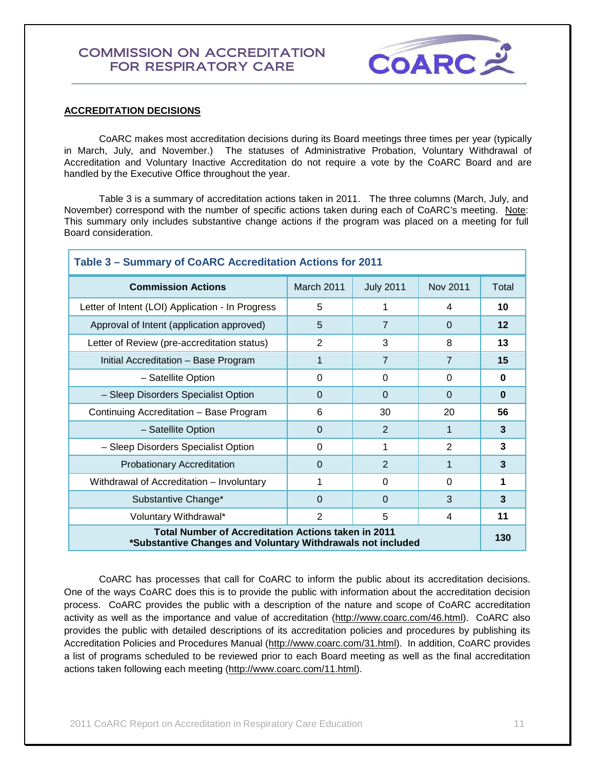## ACCREDITATION DECISIONS

CoARC makes most accreditation decisions during its Board meetings three times per year (typically in March, July, and November.) The statuses of Administrative Probation, Voluntary Withdrawal of Accreditation and Voluntary Inactive Accreditation do not require a vote by the CoARC Board and are handled by the Executive Office throughout the year.

Table 3 is a summary of accreditation actions taken in 2011. The three columns (March, July, and November) correspond with the number of specific actions taken during each of CoARC's meeting. Note: This summary only includes substantive change actions if the program was placed on a meeting for full Board consideration.

**Table 3 – Summary of CoARC Accreditation Actions for 2011**

| Commission Actions | March 2011 | July 2011 | Nov 2011 | Total |
|---|---|---|---|---|
| Letter of Intent (LOI) Application - In Progress | 5 | 1 | 4 | **10** |
| Approval of Intent (application approved) | 5 | 7 | 0 | **12** |
| Letter of Review (pre-accreditation status) | 2 | 3 | 8 | **13** |
| Initial Accreditation – Base Program | 1 | 7 | 7 | **15** |
| – Satellite Option | 0 | 0 | 0 | **0** |
| – Sleep Disorders Specialist Option | 0 | 0 | 0 | **0** |
| Continuing Accreditation – Base Program | 6 | 30 | 20 | **56** |
| – Satellite Option | 0 | 2 | 1 | **3** |
| – Sleep Disorders Specialist Option | 0 | 1 | 2 | **3** |
| Probationary Accreditation | 0 | 2 | 1 | **3** |
| Withdrawal of Accreditation – Involuntary | 1 | 0 | 0 | **1** |
| Substantive Change* | 0 | 0 | 3 | **3** |
| Voluntary Withdrawal* | 2 | 5 | 4 | **11** |
| **Total Number of Accreditation Actions taken in 2011 *Substantive Changes and Voluntary Withdrawals not included** | | | | **130** |

CoARC has processes that call for CoARC to inform the public about its accreditation decisions. One of the ways CoARC does this is to provide the public with information about the accreditation decision process. CoARC provides the public with a description of the nature and scope of CoARC accreditation activity as well as the importance and value of accreditation (http://www.coarc.com/46.html). CoARC also provides the public with detailed descriptions of its accreditation policies and procedures by publishing its Accreditation Policies and Procedures Manual (http://www.coarc.com/31.html). In addition, CoARC provides a list of programs scheduled to be reviewed prior to each Board meeting as well as the final accreditation actions taken following each meeting (http://www.coarc.com/11.html).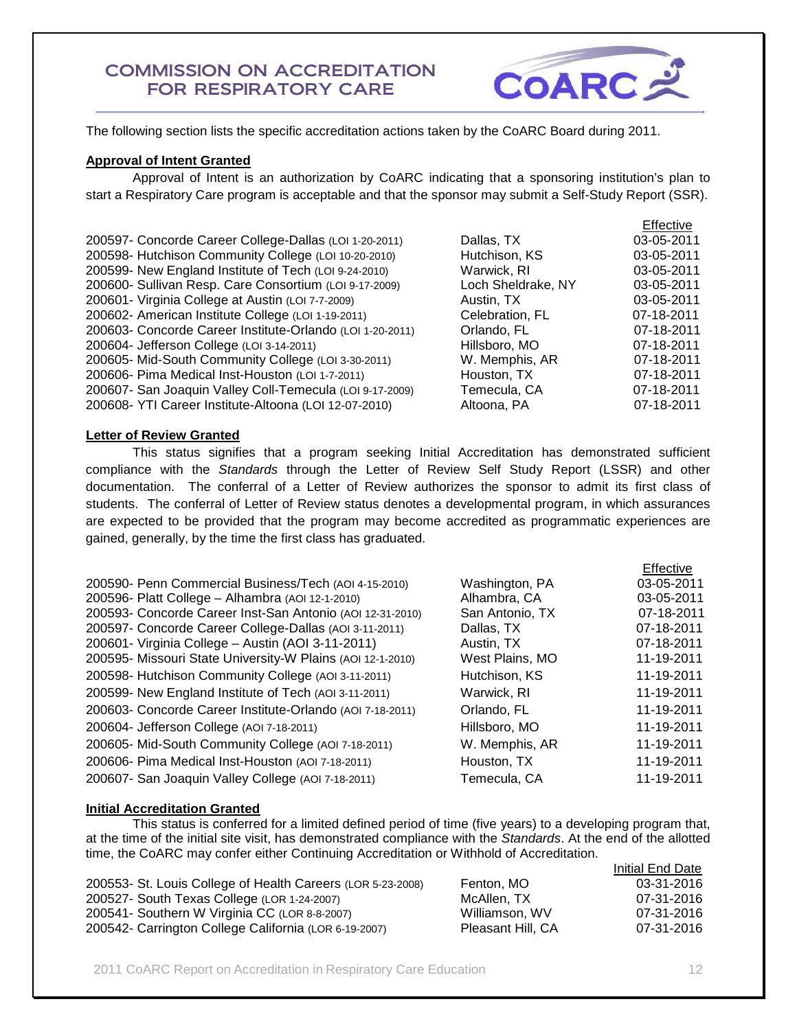# COMMISSION ON ACCREDITATION FOR RESPIRATORY CARE

The following section lists the specific accreditation actions taken by the CoARC Board during 2011.

**Approval of Intent Granted**

Approval of Intent is an authorization by CoARC indicating that a sponsoring institution's plan to start a Respiratory Care program is acceptable and that the sponsor may submit a Self-Study Report (SSR).

| | | Effective |
|---|---|---|
| 200597- Concorde Career College-Dallas (LOI 1-20-2011) | Dallas, TX | 03-05-2011 |
| 200598- Hutchison Community College (LOI 10-20-2010) | Hutchison, KS | 03-05-2011 |
| 200599- New England Institute of Tech (LOI 9-24-2010) | Warwick, RI | 03-05-2011 |
| 200600- Sullivan Resp. Care Consortium (LOI 9-17-2009) | Loch Sheldrake, NY | 03-05-2011 |
| 200601- Virginia College at Austin (LOI 7-7-2009) | Austin, TX | 03-05-2011 |
| 200602- American Institute College (LOI 1-19-2011) | Celebration, FL | 07-18-2011 |
| 200603- Concorde Career Institute-Orlando (LOI 1-20-2011) | Orlando, FL | 07-18-2011 |
| 200604- Jefferson College (LOI 3-14-2011) | Hillsboro, MO | 07-18-2011 |
| 200605- Mid-South Community College (LOI 3-30-2011) | W. Memphis, AR | 07-18-2011 |
| 200606- Pima Medical Inst-Houston (LOI 1-7-2011) | Houston, TX | 07-18-2011 |
| 200607- San Joaquin Valley Coll-Temecula (LOI 9-17-2009) | Temecula, CA | 07-18-2011 |
| 200608- YTI Career Institute-Altoona (LOI 12-07-2010) | Altoona, PA | 07-18-2011 |

**Letter of Review Granted**

This status signifies that a program seeking Initial Accreditation has demonstrated sufficient compliance with the *Standards* through the Letter of Review Self Study Report (LSSR) and other documentation. The conferral of a Letter of Review authorizes the sponsor to admit its first class of students. The conferral of Letter of Review status denotes a developmental program, in which assurances are expected to be provided that the program may become accredited as programmatic experiences are gained, generally, by the time the first class has graduated.

| | | Effective |
|---|---|---|
| 200590- Penn Commercial Business/Tech (AOI 4-15-2010) | Washington, PA | 03-05-2011 |
| 200596- Platt College – Alhambra (AOI 12-1-2010) | Alhambra, CA | 03-05-2011 |
| 200593- Concorde Career Inst-San Antonio (AOI 12-31-2010) | San Antonio, TX | 07-18-2011 |
| 200597- Concorde Career College-Dallas (AOI 3-11-2011) | Dallas, TX | 07-18-2011 |
| 200601- Virginia College – Austin (AOI 3-11-2011) | Austin, TX | 07-18-2011 |
| 200595- Missouri State University-W Plains (AOI 12-1-2010) | West Plains, MO | 11-19-2011 |
| 200598- Hutchison Community College (AOI 3-11-2011) | Hutchison, KS | 11-19-2011 |
| 200599- New England Institute of Tech (AOI 3-11-2011) | Warwick, RI | 11-19-2011 |
| 200603- Concorde Career Institute-Orlando (AOI 7-18-2011) | Orlando, FL | 11-19-2011 |
| 200604- Jefferson College (AOI 7-18-2011) | Hillsboro, MO | 11-19-2011 |
| 200605- Mid-South Community College (AOI 7-18-2011) | W. Memphis, AR | 11-19-2011 |
| 200606- Pima Medical Inst-Houston (AOI 7-18-2011) | Houston, TX | 11-19-2011 |
| 200607- San Joaquin Valley College (AOI 7-18-2011) | Temecula, CA | 11-19-2011 |

**Initial Accreditation Granted**

This status is conferred for a limited defined period of time (five years) to a developing program that, at the time of the initial site visit, has demonstrated compliance with the *Standards*. At the end of the allotted time, the CoARC may confer either Continuing Accreditation or Withhold of Accreditation.

| | | Initial End Date |
|---|---|---|
| 200553- St. Louis College of Health Careers (LOR 5-23-2008) | Fenton, MO | 03-31-2016 |
| 200527- South Texas College (LOR 1-24-2007) | McAllen, TX | 07-31-2016 |
| 200541- Southern W Virginia CC (LOR 8-8-2007) | Williamson, WV | 07-31-2016 |
| 200542- Carrington College California (LOR 6-19-2007) | Pleasant Hill, CA | 07-31-2016 |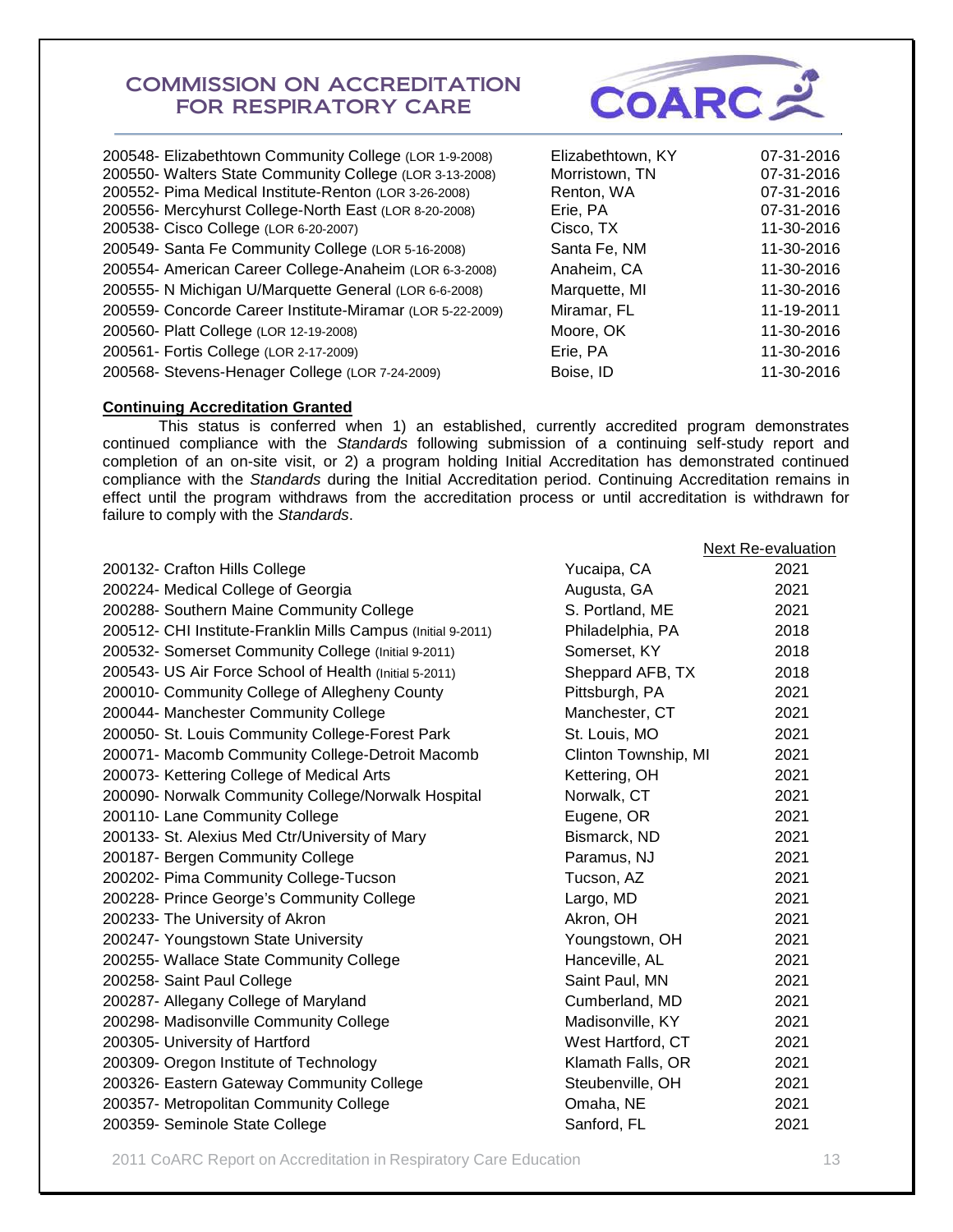| | | |
|---|---|---|
| 200548- Elizabethtown Community College (LOR 1-9-2008) | Elizabethtown, KY | 07-31-2016 |
| 200550- Walters State Community College (LOR 3-13-2008) | Morristown, TN | 07-31-2016 |
| 200552- Pima Medical Institute-Renton (LOR 3-26-2008) | Renton, WA | 07-31-2016 |
| 200556- Mercyhurst College-North East (LOR 8-20-2008) | Erie, PA | 07-31-2016 |
| 200538- Cisco College (LOR 6-20-2007) | Cisco, TX | 11-30-2016 |
| 200549- Santa Fe Community College (LOR 5-16-2008) | Santa Fe, NM | 11-30-2016 |
| 200554- American Career College-Anaheim (LOR 6-3-2008) | Anaheim, CA | 11-30-2016 |
| 200555- N Michigan U/Marquette General (LOR 6-6-2008) | Marquette, MI | 11-30-2016 |
| 200559- Concorde Career Institute-Miramar (LOR 5-22-2009) | Miramar, FL | 11-19-2011 |
| 200560- Platt College (LOR 12-19-2008) | Moore, OK | 11-30-2016 |
| 200561- Fortis College (LOR 2-17-2009) | Erie, PA | 11-30-2016 |
| 200568- Stevens-Henager College (LOR 7-24-2009) | Boise, ID | 11-30-2016 |

**Continuing Accreditation Granted**

This status is conferred when 1) an established, currently accredited program demonstrates continued compliance with the *Standards* following submission of a continuing self-study report and completion of an on-site visit, or 2) a program holding Initial Accreditation has demonstrated continued compliance with the *Standards* during the Initial Accreditation period. Continuing Accreditation remains in effect until the program withdraws from the accreditation process or until accreditation is withdrawn for failure to comply with the *Standards*.

| | | Next Re-evaluation |
|---|---|---|
| 200132- Crafton Hills College | Yucaipa, CA | 2021 |
| 200224- Medical College of Georgia | Augusta, GA | 2021 |
| 200288- Southern Maine Community College | S. Portland, ME | 2021 |
| 200512- CHI Institute-Franklin Mills Campus (Initial 9-2011) | Philadelphia, PA | 2018 |
| 200532- Somerset Community College (Initial 9-2011) | Somerset, KY | 2018 |
| 200543- US Air Force School of Health (Initial 5-2011) | Sheppard AFB, TX | 2018 |
| 200010- Community College of Allegheny County | Pittsburgh, PA | 2021 |
| 200044- Manchester Community College | Manchester, CT | 2021 |
| 200050- St. Louis Community College-Forest Park | St. Louis, MO | 2021 |
| 200071- Macomb Community College-Detroit Macomb | Clinton Township, MI | 2021 |
| 200073- Kettering College of Medical Arts | Kettering, OH | 2021 |
| 200090- Norwalk Community College/Norwalk Hospital | Norwalk, CT | 2021 |
| 200110- Lane Community College | Eugene, OR | 2021 |
| 200133- St. Alexius Med Ctr/University of Mary | Bismarck, ND | 2021 |
| 200187- Bergen Community College | Paramus, NJ | 2021 |
| 200202- Pima Community College-Tucson | Tucson, AZ | 2021 |
| 200228- Prince George's Community College | Largo, MD | 2021 |
| 200233- The University of Akron | Akron, OH | 2021 |
| 200247- Youngstown State University | Youngstown, OH | 2021 |
| 200255- Wallace State Community College | Hanceville, AL | 2021 |
| 200258- Saint Paul College | Saint Paul, MN | 2021 |
| 200287- Allegany College of Maryland | Cumberland, MD | 2021 |
| 200298- Madisonville Community College | Madisonville, KY | 2021 |
| 200305- University of Hartford | West Hartford, CT | 2021 |
| 200309- Oregon Institute of Technology | Klamath Falls, OR | 2021 |
| 200326- Eastern Gateway Community College | Steubenville, OH | 2021 |
| 200357- Metropolitan Community College | Omaha, NE | 2021 |
| 200359- Seminole State College | Sanford, FL | 2021 |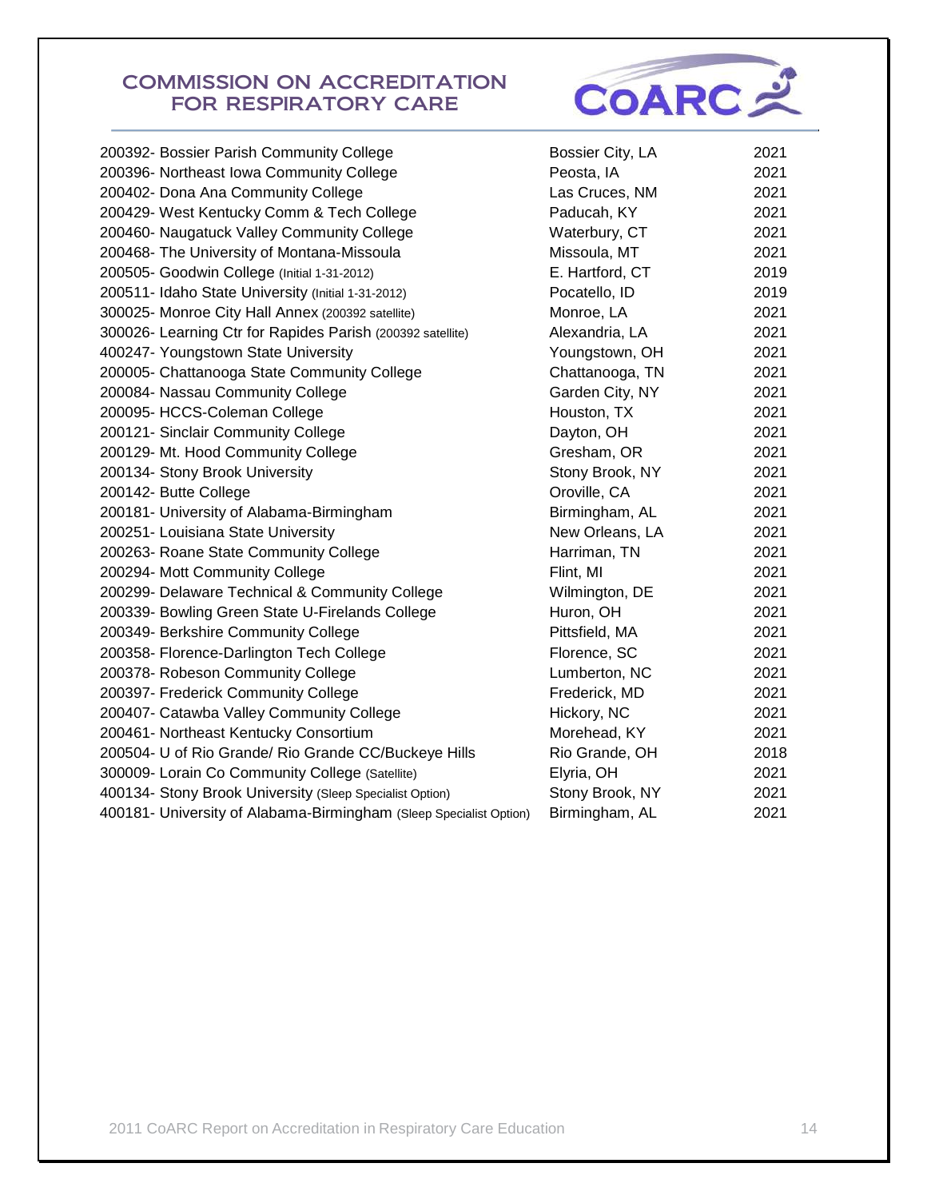## COMMISSION ON ACCREDITATION FOR RESPIRATORY CARE

| Program | Location | Year |
|---|---|---|
| 200392- Bossier Parish Community College | Bossier City, LA | 2021 |
| 200396- Northeast Iowa Community College | Peosta, IA | 2021 |
| 200402- Dona Ana Community College | Las Cruces, NM | 2021 |
| 200429- West Kentucky Comm & Tech College | Paducah, KY | 2021 |
| 200460- Naugatuck Valley Community College | Waterbury, CT | 2021 |
| 200468- The University of Montana-Missoula | Missoula, MT | 2021 |
| 200505- Goodwin College (Initial 1-31-2012) | E. Hartford, CT | 2019 |
| 200511- Idaho State University (Initial 1-31-2012) | Pocatello, ID | 2019 |
| 300025- Monroe City Hall Annex (200392 satellite) | Monroe, LA | 2021 |
| 300026- Learning Ctr for Rapides Parish (200392 satellite) | Alexandria, LA | 2021 |
| 400247- Youngstown State University | Youngstown, OH | 2021 |
| 200005- Chattanooga State Community College | Chattanooga, TN | 2021 |
| 200084- Nassau Community College | Garden City, NY | 2021 |
| 200095- HCCS-Coleman College | Houston, TX | 2021 |
| 200121- Sinclair Community College | Dayton, OH | 2021 |
| 200129- Mt. Hood Community College | Gresham, OR | 2021 |
| 200134- Stony Brook University | Stony Brook, NY | 2021 |
| 200142- Butte College | Oroville, CA | 2021 |
| 200181- University of Alabama-Birmingham | Birmingham, AL | 2021 |
| 200251- Louisiana State University | New Orleans, LA | 2021 |
| 200263- Roane State Community College | Harriman, TN | 2021 |
| 200294- Mott Community College | Flint, MI | 2021 |
| 200299- Delaware Technical & Community College | Wilmington, DE | 2021 |
| 200339- Bowling Green State U-Firelands College | Huron, OH | 2021 |
| 200349- Berkshire Community College | Pittsfield, MA | 2021 |
| 200358- Florence-Darlington Tech College | Florence, SC | 2021 |
| 200378- Robeson Community College | Lumberton, NC | 2021 |
| 200397- Frederick Community College | Frederick, MD | 2021 |
| 200407- Catawba Valley Community College | Hickory, NC | 2021 |
| 200461- Northeast Kentucky Consortium | Morehead, KY | 2021 |
| 200504- U of Rio Grande/ Rio Grande CC/Buckeye Hills | Rio Grande, OH | 2018 |
| 300009- Lorain Co Community College (Satellite) | Elyria, OH | 2021 |
| 400134- Stony Brook University (Sleep Specialist Option) | Stony Brook, NY | 2021 |
| 400181- University of Alabama-Birmingham (Sleep Specialist Option) | Birmingham, AL | 2021 |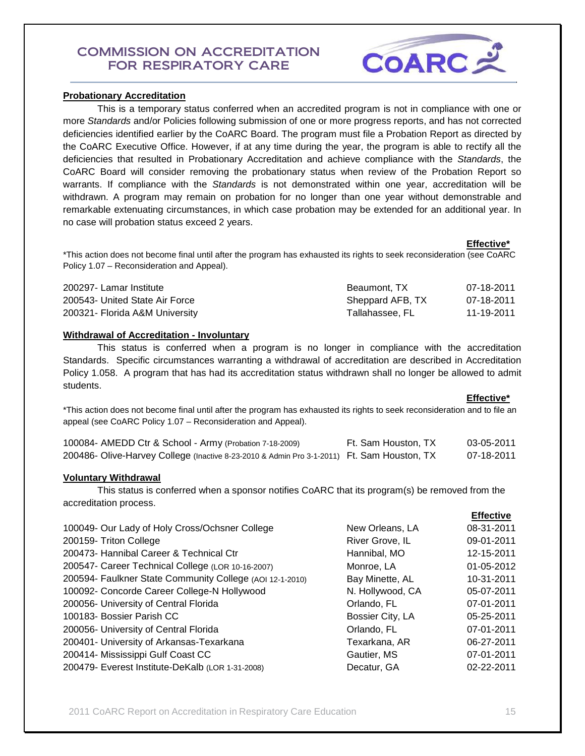# COMMISSION ON ACCREDITATION FOR RESPIRATORY CARE

## Probationary Accreditation

This is a temporary status conferred when an accredited program is not in compliance with one or more *Standards* and/or Policies following submission of one or more progress reports, and has not corrected deficiencies identified earlier by the CoARC Board. The program must file a Probation Report as directed by the CoARC Executive Office. However, if at any time during the year, the program is able to rectify all the deficiencies that resulted in Probationary Accreditation and achieve compliance with the *Standards*, the CoARC Board will consider removing the probationary status when review of the Probation Report so warrants. If compliance with the *Standards* is not demonstrated within one year, accreditation will be withdrawn. A program may remain on probation for no longer than one year without demonstrable and remarkable extenuating circumstances, in which case probation may be extended for an additional year. In no case will probation status exceed 2 years.

*This action does not become final until after the program has exhausted its rights to seek reconsideration (see CoARC Policy 1.07 – Reconsideration and Appeal).

| Program | Location | Effective* |
|---|---|---|
| 200297- Lamar Institute | Beaumont, TX | 07-18-2011 |
| 200543- United State Air Force | Sheppard AFB, TX | 07-18-2011 |
| 200321- Florida A&M University | Tallahassee, FL | 11-19-2011 |

## Withdrawal of Accreditation - Involuntary

This status is conferred when a program is no longer in compliance with the accreditation Standards. Specific circumstances warranting a withdrawal of accreditation are described in Accreditation Policy 1.058. A program that has had its accreditation status withdrawn shall no longer be allowed to admit students.

*This action does not become final until after the program has exhausted its rights to seek reconsideration and to file an appeal (see CoARC Policy 1.07 – Reconsideration and Appeal).

| Program | Location | Effective* |
|---|---|---|
| 100084- AMEDD Ctr & School - Army (Probation 7-18-2009) | Ft. Sam Houston, TX | 03-05-2011 |
| 200486- Olive-Harvey College (Inactive 8-23-2010 & Admin Pro 3-1-2011) | Ft. Sam Houston, TX | 07-18-2011 |

## Voluntary Withdrawal

This status is conferred when a sponsor notifies CoARC that its program(s) be removed from the accreditation process.

| Program | Location | Effective |
|---|---|---|
| 100049- Our Lady of Holy Cross/Ochsner College | New Orleans, LA | 08-31-2011 |
| 200159- Triton College | River Grove, IL | 09-01-2011 |
| 200473- Hannibal Career & Technical Ctr | Hannibal, MO | 12-15-2011 |
| 200547- Career Technical College (LOR 10-16-2007) | Monroe, LA | 01-05-2012 |
| 200594- Faulkner State Community College (AOI 12-1-2010) | Bay Minette, AL | 10-31-2011 |
| 100092- Concorde Career College-N Hollywood | N. Hollywood, CA | 05-07-2011 |
| 200056- University of Central Florida | Orlando, FL | 07-01-2011 |
| 100183- Bossier Parish CC | Bossier City, LA | 05-25-2011 |
| 200056- University of Central Florida | Orlando, FL | 07-01-2011 |
| 200401- University of Arkansas-Texarkana | Texarkana, AR | 06-27-2011 |
| 200414- Mississippi Gulf Coast CC | Gautier, MS | 07-01-2011 |
| 200479- Everest Institute-DeKalb (LOR 1-31-2008) | Decatur, GA | 02-22-2011 |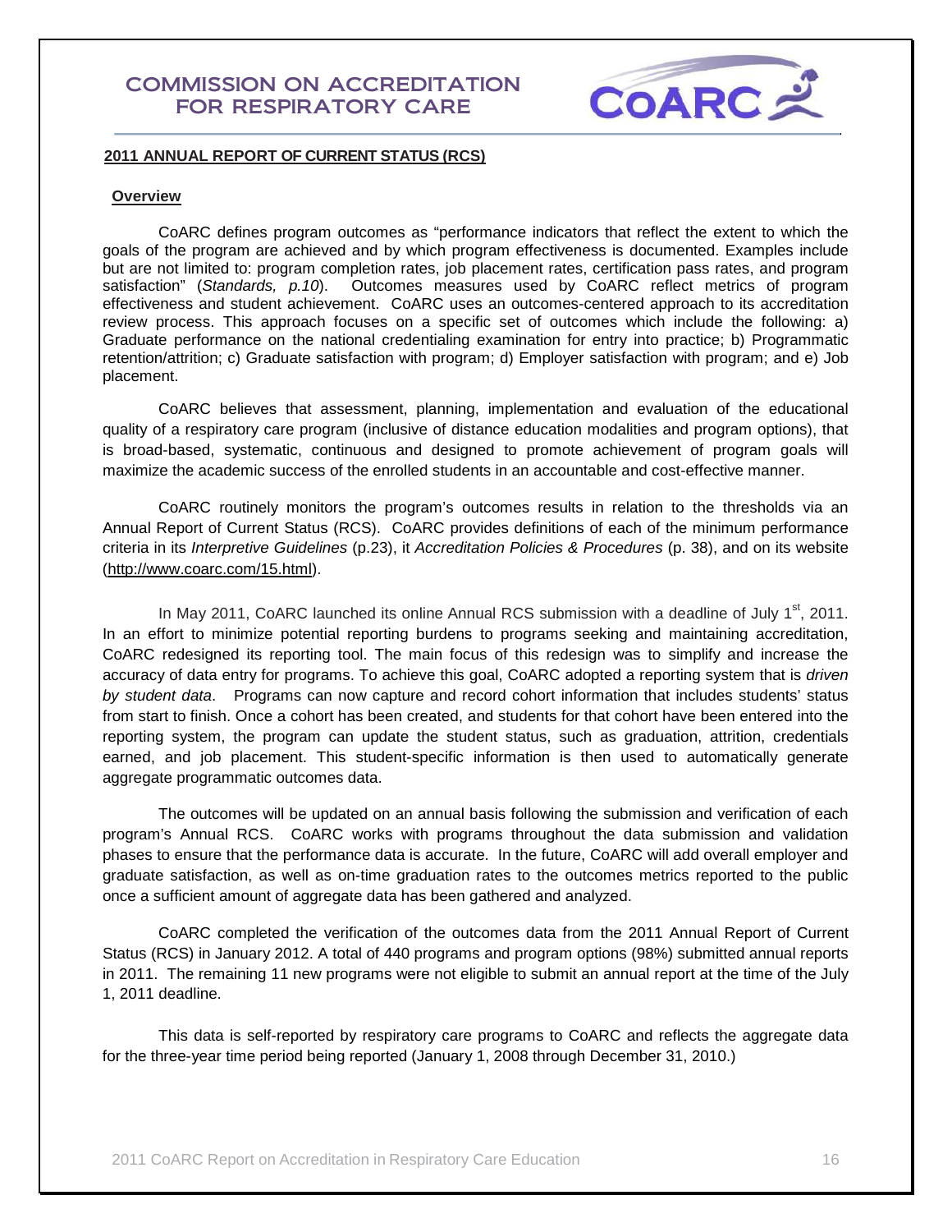# COMMISSION ON ACCREDITATION FOR RESPIRATORY CARE

## 2011 ANNUAL REPORT OF CURRENT STATUS (RCS)

### Overview

CoARC defines program outcomes as "performance indicators that reflect the extent to which the goals of the program are achieved and by which program effectiveness is documented. Examples include but are not limited to: program completion rates, job placement rates, certification pass rates, and program satisfaction" (*Standards, p.10*). Outcomes measures used by CoARC reflect metrics of program effectiveness and student achievement. CoARC uses an outcomes-centered approach to its accreditation review process. This approach focuses on a specific set of outcomes which include the following: a) Graduate performance on the national credentialing examination for entry into practice; b) Programmatic retention/attrition; c) Graduate satisfaction with program; d) Employer satisfaction with program; and e) Job placement.

CoARC believes that assessment, planning, implementation and evaluation of the educational quality of a respiratory care program (inclusive of distance education modalities and program options), that is broad-based, systematic, continuous and designed to promote achievement of program goals will maximize the academic success of the enrolled students in an accountable and cost-effective manner.

CoARC routinely monitors the program's outcomes results in relation to the thresholds via an Annual Report of Current Status (RCS). CoARC provides definitions of each of the minimum performance criteria in its *Interpretive Guidelines* (p.23), it *Accreditation Policies & Procedures* (p. 38), and on its website (http://www.coarc.com/15.html).

In May 2011, CoARC launched its online Annual RCS submission with a deadline of July 1st, 2011. In an effort to minimize potential reporting burdens to programs seeking and maintaining accreditation, CoARC redesigned its reporting tool. The main focus of this redesign was to simplify and increase the accuracy of data entry for programs. To achieve this goal, CoARC adopted a reporting system that is *driven by student data*. Programs can now capture and record cohort information that includes students' status from start to finish. Once a cohort has been created, and students for that cohort have been entered into the reporting system, the program can update the student status, such as graduation, attrition, credentials earned, and job placement. This student-specific information is then used to automatically generate aggregate programmatic outcomes data.

The outcomes will be updated on an annual basis following the submission and verification of each program's Annual RCS. CoARC works with programs throughout the data submission and validation phases to ensure that the performance data is accurate. In the future, CoARC will add overall employer and graduate satisfaction, as well as on-time graduation rates to the outcomes metrics reported to the public once a sufficient amount of aggregate data has been gathered and analyzed.

CoARC completed the verification of the outcomes data from the 2011 Annual Report of Current Status (RCS) in January 2012. A total of 440 programs and program options (98%) submitted annual reports in 2011. The remaining 11 new programs were not eligible to submit an annual report at the time of the July 1, 2011 deadline.

This data is self-reported by respiratory care programs to CoARC and reflects the aggregate data for the three-year time period being reported (January 1, 2008 through December 31, 2010.)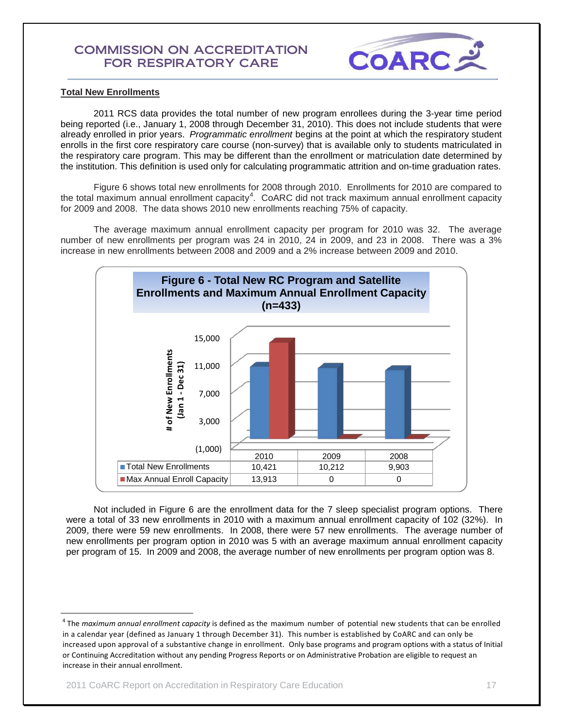## Total New Enrollments

2011 RCS data provides the total number of new program enrollees during the 3-year time period being reported (i.e., January 1, 2008 through December 31, 2010). This does not include students that were already enrolled in prior years. *Programmatic enrollment* begins at the point at which the respiratory student enrolls in the first core respiratory care course (non-survey) that is available only to students matriculated in the respiratory care program. This may be different than the enrollment or matriculation date determined by the institution. This definition is used only for calculating programmatic attrition and on-time graduation rates.

Figure 6 shows total new enrollments for 2008 through 2010. Enrollments for 2010 are compared to the total maximum annual enrollment capacity[4]. CoARC did not track maximum annual enrollment capacity for 2009 and 2008. The data shows 2010 new enrollments reaching 75% of capacity.

The average maximum annual enrollment capacity per program for 2010 was 32. The average number of new enrollments per program was 24 in 2010, 24 in 2009, and 23 in 2008. There was a 3% increase in new enrollments between 2008 and 2009 and a 2% increase between 2009 and 2010.

**Figure 6 - Total New RC Program and Satellite Enrollments and Maximum Annual Enrollment Capacity (n=433)**

| | 2010 | 2009 | 2008 |
|---|---|---|---|
| Total New Enrollments | 10,421 | 10,212 | 9,903 |
| Max Annual Enroll Capacity | 13,913 | 0 | 0 |

Not included in Figure 6 are the enrollment data for the 7 sleep specialist program options. There were a total of 33 new enrollments in 2010 with a maximum annual enrollment capacity of 102 (32%). In 2009, there were 59 new enrollments. In 2008, there were 57 new enrollments. The average number of new enrollments per program option in 2010 was 5 with an average maximum annual enrollment capacity per program of 15. In 2009 and 2008, the average number of new enrollments per program option was 8.

---

[4] The *maximum annual enrollment capacity* is defined as the maximum number of potential new students that can be enrolled in a calendar year (defined as January 1 through December 31). This number is established by CoARC and can only be increased upon approval of a substantive change in enrollment. Only base programs and program options with a status of Initial or Continuing Accreditation without any pending Progress Reports or on Administrative Probation are eligible to request an increase in their annual enrollment.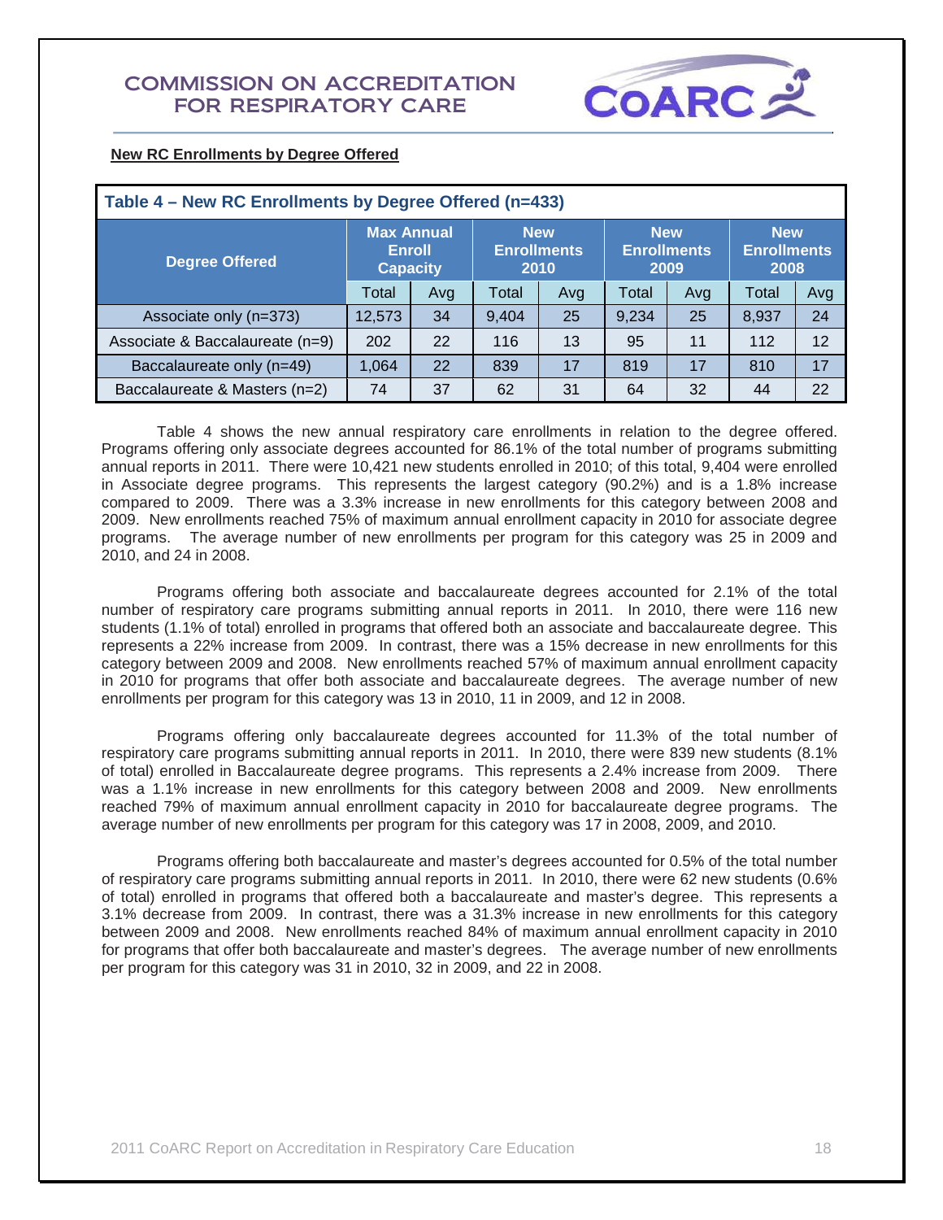**New RC Enrollments by Degree Offered**

**Table 4 – New RC Enrollments by Degree Offered (n=433)**

| Degree Offered | Max Annual Enroll Capacity | | New Enrollments 2010 | | New Enrollments 2009 | | New Enrollments 2008 | |
|---|---|---|---|---|---|---|---|---|
| | Total | Avg | Total | Avg | Total | Avg | Total | Avg |
| Associate only (n=373) | 12,573 | 34 | 9,404 | 25 | 9,234 | 25 | 8,937 | 24 |
| Associate & Baccalaureate (n=9) | 202 | 22 | 116 | 13 | 95 | 11 | 112 | 12 |
| Baccalaureate only (n=49) | 1,064 | 22 | 839 | 17 | 819 | 17 | 810 | 17 |
| Baccalaureate & Masters (n=2) | 74 | 37 | 62 | 31 | 64 | 32 | 44 | 22 |

Table 4 shows the new annual respiratory care enrollments in relation to the degree offered. Programs offering only associate degrees accounted for 86.1% of the total number of programs submitting annual reports in 2011. There were 10,421 new students enrolled in 2010; of this total, 9,404 were enrolled in Associate degree programs. This represents the largest category (90.2%) and is a 1.8% increase compared to 2009. There was a 3.3% increase in new enrollments for this category between 2008 and 2009. New enrollments reached 75% of maximum annual enrollment capacity in 2010 for associate degree programs. The average number of new enrollments per program for this category was 25 in 2009 and 2010, and 24 in 2008.

Programs offering both associate and baccalaureate degrees accounted for 2.1% of the total number of respiratory care programs submitting annual reports in 2011. In 2010, there were 116 new students (1.1% of total) enrolled in programs that offered both an associate and baccalaureate degree. This represents a 22% increase from 2009. In contrast, there was a 15% decrease in new enrollments for this category between 2009 and 2008. New enrollments reached 57% of maximum annual enrollment capacity in 2010 for programs that offer both associate and baccalaureate degrees. The average number of new enrollments per program for this category was 13 in 2010, 11 in 2009, and 12 in 2008.

Programs offering only baccalaureate degrees accounted for 11.3% of the total number of respiratory care programs submitting annual reports in 2011. In 2010, there were 839 new students (8.1% of total) enrolled in Baccalaureate degree programs. This represents a 2.4% increase from 2009. There was a 1.1% increase in new enrollments for this category between 2008 and 2009. New enrollments reached 79% of maximum annual enrollment capacity in 2010 for baccalaureate degree programs. The average number of new enrollments per program for this category was 17 in 2008, 2009, and 2010.

Programs offering both baccalaureate and master's degrees accounted for 0.5% of the total number of respiratory care programs submitting annual reports in 2011. In 2010, there were 62 new students (0.6% of total) enrolled in programs that offered both a baccalaureate and master's degree. This represents a 3.1% decrease from 2009. In contrast, there was a 31.3% increase in new enrollments for this category between 2009 and 2008. New enrollments reached 84% of maximum annual enrollment capacity in 2010 for programs that offer both baccalaureate and master's degrees. The average number of new enrollments per program for this category was 31 in 2010, 32 in 2009, and 22 in 2008.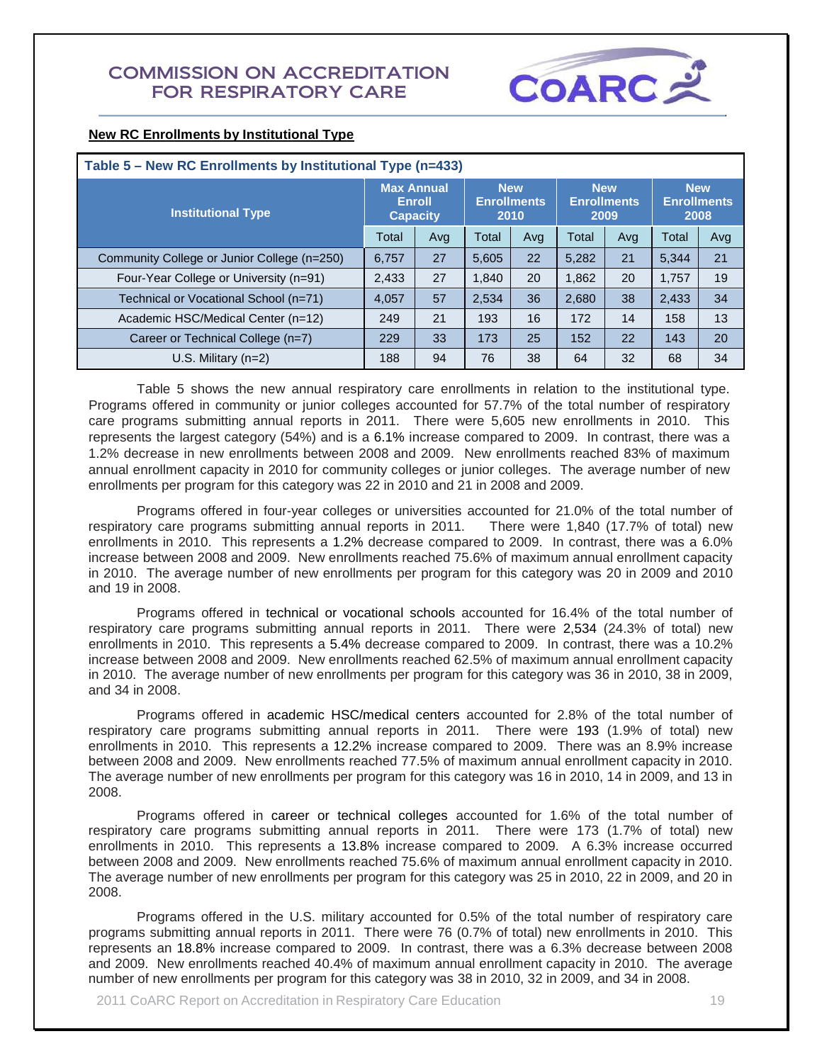## New RC Enrollments by Institutional Type

**Table 5 – New RC Enrollments by Institutional Type (n=433)**

| Institutional Type | Max Annual Enroll Capacity | | New Enrollments 2010 | | New Enrollments 2009 | | New Enrollments 2008 | |
|---|---|---|---|---|---|---|---|---|
| | Total | Avg | Total | Avg | Total | Avg | Total | Avg |
| Community College or Junior College (n=250) | 6,757 | 27 | 5,605 | 22 | 5,282 | 21 | 5,344 | 21 |
| Four-Year College or University (n=91) | 2,433 | 27 | 1,840 | 20 | 1,862 | 20 | 1,757 | 19 |
| Technical or Vocational School (n=71) | 4,057 | 57 | 2,534 | 36 | 2,680 | 38 | 2,433 | 34 |
| Academic HSC/Medical Center (n=12) | 249 | 21 | 193 | 16 | 172 | 14 | 158 | 13 |
| Career or Technical College (n=7) | 229 | 33 | 173 | 25 | 152 | 22 | 143 | 20 |
| U.S. Military (n=2) | 188 | 94 | 76 | 38 | 64 | 32 | 68 | 34 |

Table 5 shows the new annual respiratory care enrollments in relation to the institutional type. Programs offered in community or junior colleges accounted for 57.7% of the total number of respiratory care programs submitting annual reports in 2011. There were 5,605 new enrollments in 2010. This represents the largest category (54%) and is a 6.1% increase compared to 2009. In contrast, there was a 1.2% decrease in new enrollments between 2008 and 2009. New enrollments reached 83% of maximum annual enrollment capacity in 2010 for community colleges or junior colleges. The average number of new enrollments per program for this category was 22 in 2010 and 21 in 2008 and 2009.

Programs offered in four-year colleges or universities accounted for 21.0% of the total number of respiratory care programs submitting annual reports in 2011. There were 1,840 (17.7% of total) new enrollments in 2010. This represents a 1.2% decrease compared to 2009. In contrast, there was a 6.0% increase between 2008 and 2009. New enrollments reached 75.6% of maximum annual enrollment capacity in 2010. The average number of new enrollments per program for this category was 20 in 2009 and 2010 and 19 in 2008.

Programs offered in technical or vocational schools accounted for 16.4% of the total number of respiratory care programs submitting annual reports in 2011. There were 2,534 (24.3% of total) new enrollments in 2010. This represents a 5.4% decrease compared to 2009. In contrast, there was a 10.2% increase between 2008 and 2009. New enrollments reached 62.5% of maximum annual enrollment capacity in 2010. The average number of new enrollments per program for this category was 36 in 2010, 38 in 2009, and 34 in 2008.

Programs offered in academic HSC/medical centers accounted for 2.8% of the total number of respiratory care programs submitting annual reports in 2011. There were 193 (1.9% of total) new enrollments in 2010. This represents a 12.2% increase compared to 2009. There was an 8.9% increase between 2008 and 2009. New enrollments reached 77.5% of maximum annual enrollment capacity in 2010. The average number of new enrollments per program for this category was 16 in 2010, 14 in 2009, and 13 in 2008.

Programs offered in career or technical colleges accounted for 1.6% of the total number of respiratory care programs submitting annual reports in 2011. There were 173 (1.7% of total) new enrollments in 2010. This represents a 13.8% increase compared to 2009. A 6.3% increase occurred between 2008 and 2009. New enrollments reached 75.6% of maximum annual enrollment capacity in 2010. The average number of new enrollments per program for this category was 25 in 2010, 22 in 2009, and 20 in 2008.

Programs offered in the U.S. military accounted for 0.5% of the total number of respiratory care programs submitting annual reports in 2011. There were 76 (0.7% of total) new enrollments in 2010. This represents an 18.8% increase compared to 2009. In contrast, there was a 6.3% decrease between 2008 and 2009. New enrollments reached 40.4% of maximum annual enrollment capacity in 2010. The average number of new enrollments per program for this category was 38 in 2010, 32 in 2009, and 34 in 2008.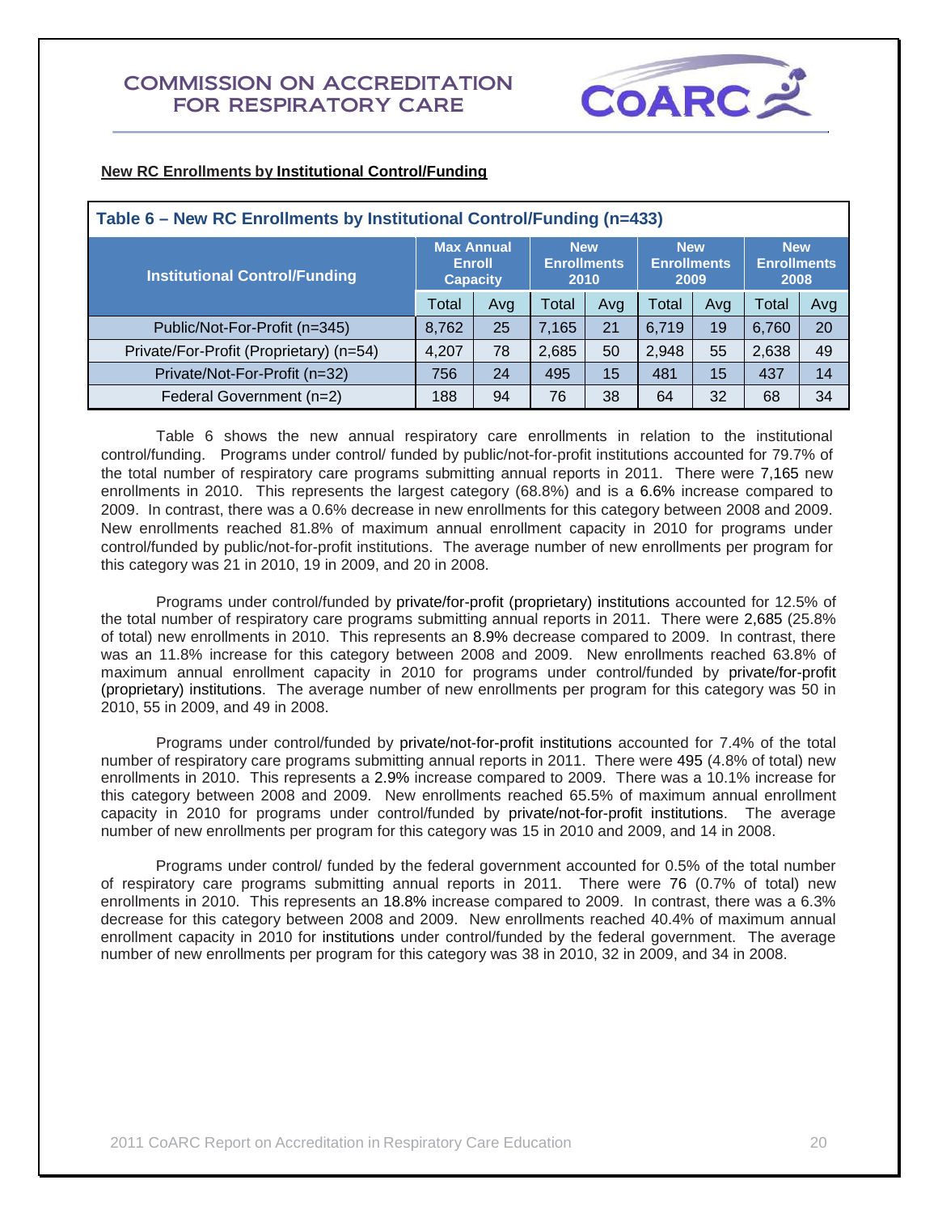**New RC Enrollments by Institutional Control/Funding**

**Table 6 – New RC Enrollments by Institutional Control/Funding (n=433)**

| Institutional Control/Funding | Max Annual Enroll Capacity | | New Enrollments 2010 | | New Enrollments 2009 | | New Enrollments 2008 | |
|---|---|---|---|---|---|---|---|---|
| | Total | Avg | Total | Avg | Total | Avg | Total | Avg |
| Public/Not-For-Profit (n=345) | 8,762 | 25 | 7,165 | 21 | 6,719 | 19 | 6,760 | 20 |
| Private/For-Profit (Proprietary) (n=54) | 4,207 | 78 | 2,685 | 50 | 2,948 | 55 | 2,638 | 49 |
| Private/Not-For-Profit (n=32) | 756 | 24 | 495 | 15 | 481 | 15 | 437 | 14 |
| Federal Government (n=2) | 188 | 94 | 76 | 38 | 64 | 32 | 68 | 34 |

Table 6 shows the new annual respiratory care enrollments in relation to the institutional control/funding. Programs under control/ funded by public/not-for-profit institutions accounted for 79.7% of the total number of respiratory care programs submitting annual reports in 2011. There were 7,165 new enrollments in 2010. This represents the largest category (68.8%) and is a 6.6% increase compared to 2009. In contrast, there was a 0.6% decrease in new enrollments for this category between 2008 and 2009. New enrollments reached 81.8% of maximum annual enrollment capacity in 2010 for programs under control/funded by public/not-for-profit institutions. The average number of new enrollments per program for this category was 21 in 2010, 19 in 2009, and 20 in 2008.

Programs under control/funded by private/for-profit (proprietary) institutions accounted for 12.5% of the total number of respiratory care programs submitting annual reports in 2011. There were 2,685 (25.8% of total) new enrollments in 2010. This represents an 8.9% decrease compared to 2009. In contrast, there was an 11.8% increase for this category between 2008 and 2009. New enrollments reached 63.8% of maximum annual enrollment capacity in 2010 for programs under control/funded by private/for-profit (proprietary) institutions. The average number of new enrollments per program for this category was 50 in 2010, 55 in 2009, and 49 in 2008.

Programs under control/funded by private/not-for-profit institutions accounted for 7.4% of the total number of respiratory care programs submitting annual reports in 2011. There were 495 (4.8% of total) new enrollments in 2010. This represents a 2.9% increase compared to 2009. There was a 10.1% increase for this category between 2008 and 2009. New enrollments reached 65.5% of maximum annual enrollment capacity in 2010 for programs under control/funded by private/not-for-profit institutions. The average number of new enrollments per program for this category was 15 in 2010 and 2009, and 14 in 2008.

Programs under control/ funded by the federal government accounted for 0.5% of the total number of respiratory care programs submitting annual reports in 2011. There were 76 (0.7% of total) new enrollments in 2010. This represents an 18.8% increase compared to 2009. In contrast, there was a 6.3% decrease for this category between 2008 and 2009. New enrollments reached 40.4% of maximum annual enrollment capacity in 2010 for institutions under control/funded by the federal government. The average number of new enrollments per program for this category was 38 in 2010, 32 in 2009, and 34 in 2008.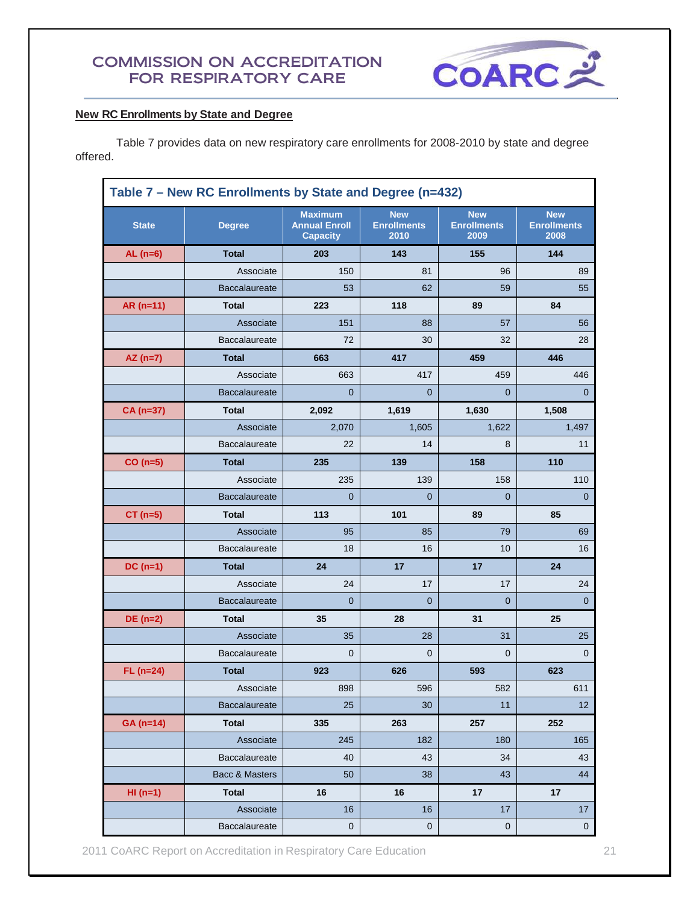## New RC Enrollments by State and Degree

Table 7 provides data on new respiratory care enrollments for 2008-2010 by state and degree offered.

**Table 7 – New RC Enrollments by State and Degree (n=432)**

| State | Degree | Maximum Annual Enroll Capacity | New Enrollments 2010 | New Enrollments 2009 | New Enrollments 2008 |
|---|---|---|---|---|---|
| AL (n=6) | **Total** | **203** | **143** | **155** | **144** |
| | Associate | 150 | 81 | 96 | 89 |
| | Baccalaureate | 53 | 62 | 59 | 55 |
| AR (n=11) | **Total** | **223** | **118** | **89** | **84** |
| | Associate | 151 | 88 | 57 | 56 |
| | Baccalaureate | 72 | 30 | 32 | 28 |
| AZ (n=7) | **Total** | **663** | **417** | **459** | **446** |
| | Associate | 663 | 417 | 459 | 446 |
| | Baccalaureate | 0 | 0 | 0 | 0 |
| CA (n=37) | **Total** | **2,092** | **1,619** | **1,630** | **1,508** |
| | Associate | 2,070 | 1,605 | 1,622 | 1,497 |
| | Baccalaureate | 22 | 14 | 8 | 11 |
| CO (n=5) | **Total** | **235** | **139** | **158** | **110** |
| | Associate | 235 | 139 | 158 | 110 |
| | Baccalaureate | 0 | 0 | 0 | 0 |
| CT (n=5) | **Total** | **113** | **101** | **89** | **85** |
| | Associate | 95 | 85 | 79 | 69 |
| | Baccalaureate | 18 | 16 | 10 | 16 |
| DC (n=1) | **Total** | **24** | **17** | **17** | **24** |
| | Associate | 24 | 17 | 17 | 24 |
| | Baccalaureate | 0 | 0 | 0 | 0 |
| DE (n=2) | **Total** | **35** | **28** | **31** | **25** |
| | Associate | 35 | 28 | 31 | 25 |
| | Baccalaureate | 0 | 0 | 0 | 0 |
| FL (n=24) | **Total** | **923** | **626** | **593** | **623** |
| | Associate | 898 | 596 | 582 | 611 |
| | Baccalaureate | 25 | 30 | 11 | 12 |
| GA (n=14) | **Total** | **335** | **263** | **257** | **252** |
| | Associate | 245 | 182 | 180 | 165 |
| | Baccalaureate | 40 | 43 | 34 | 43 |
| | Bacc & Masters | 50 | 38 | 43 | 44 |
| HI (n=1) | **Total** | **16** | **16** | **17** | **17** |
| | Associate | 16 | 16 | 17 | 17 |
| | Baccalaureate | 0 | 0 | 0 | 0 |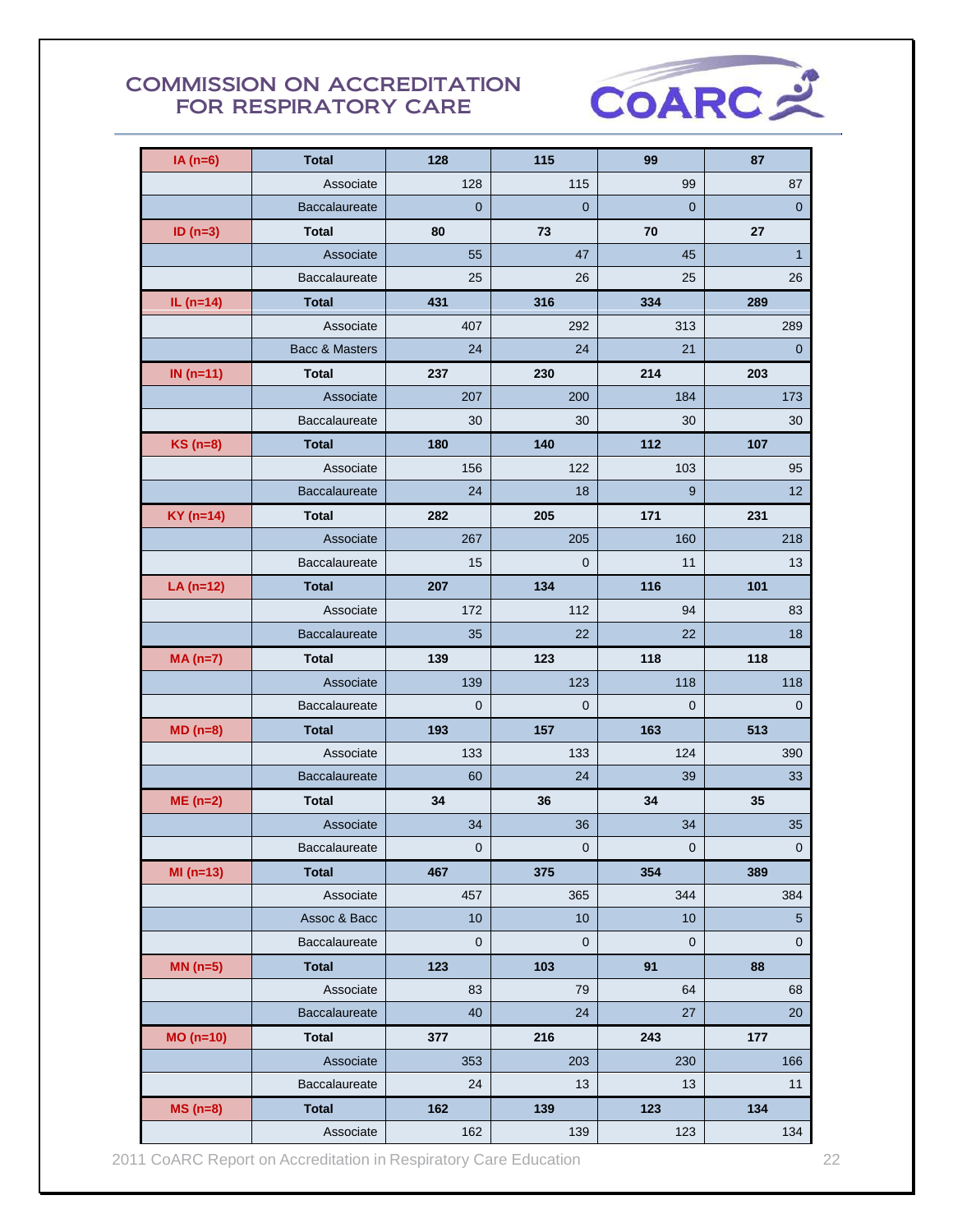| IA (n=6) | Total | 128 | 115 | 99 | 87 |
|---|---|---|---|---|---|
| | Associate | 128 | 115 | 99 | 87 |
| | Baccalaureate | 0 | 0 | 0 | 0 |
| ID (n=3) | Total | 80 | 73 | 70 | 27 |
| | Associate | 55 | 47 | 45 | 1 |
| | Baccalaureate | 25 | 26 | 25 | 26 |
| IL (n=14) | Total | 431 | 316 | 334 | 289 |
| | Associate | 407 | 292 | 313 | 289 |
| | Bacc & Masters | 24 | 24 | 21 | 0 |
| IN (n=11) | Total | 237 | 230 | 214 | 203 |
| | Associate | 207 | 200 | 184 | 173 |
| | Baccalaureate | 30 | 30 | 30 | 30 |
| KS (n=8) | Total | 180 | 140 | 112 | 107 |
| | Associate | 156 | 122 | 103 | 95 |
| | Baccalaureate | 24 | 18 | 9 | 12 |
| KY (n=14) | Total | 282 | 205 | 171 | 231 |
| | Associate | 267 | 205 | 160 | 218 |
| | Baccalaureate | 15 | 0 | 11 | 13 |
| LA (n=12) | Total | 207 | 134 | 116 | 101 |
| | Associate | 172 | 112 | 94 | 83 |
| | Baccalaureate | 35 | 22 | 22 | 18 |
| MA (n=7) | Total | 139 | 123 | 118 | 118 |
| | Associate | 139 | 123 | 118 | 118 |
| | Baccalaureate | 0 | 0 | 0 | 0 |
| MD (n=8) | Total | 193 | 157 | 163 | 513 |
| | Associate | 133 | 133 | 124 | 390 |
| | Baccalaureate | 60 | 24 | 39 | 33 |
| ME (n=2) | Total | 34 | 36 | 34 | 35 |
| | Associate | 34 | 36 | 34 | 35 |
| | Baccalaureate | 0 | 0 | 0 | 0 |
| MI (n=13) | Total | 467 | 375 | 354 | 389 |
| | Associate | 457 | 365 | 344 | 384 |
| | Assoc & Bacc | 10 | 10 | 10 | 5 |
| | Baccalaureate | 0 | 0 | 0 | 0 |
| MN (n=5) | Total | 123 | 103 | 91 | 88 |
| | Associate | 83 | 79 | 64 | 68 |
| | Baccalaureate | 40 | 24 | 27 | 20 |
| MO (n=10) | Total | 377 | 216 | 243 | 177 |
| | Associate | 353 | 203 | 230 | 166 |
| | Baccalaureate | 24 | 13 | 13 | 11 |
| MS (n=8) | Total | 162 | 139 | 123 | 134 |
| | Associate | 162 | 139 | 123 | 134 |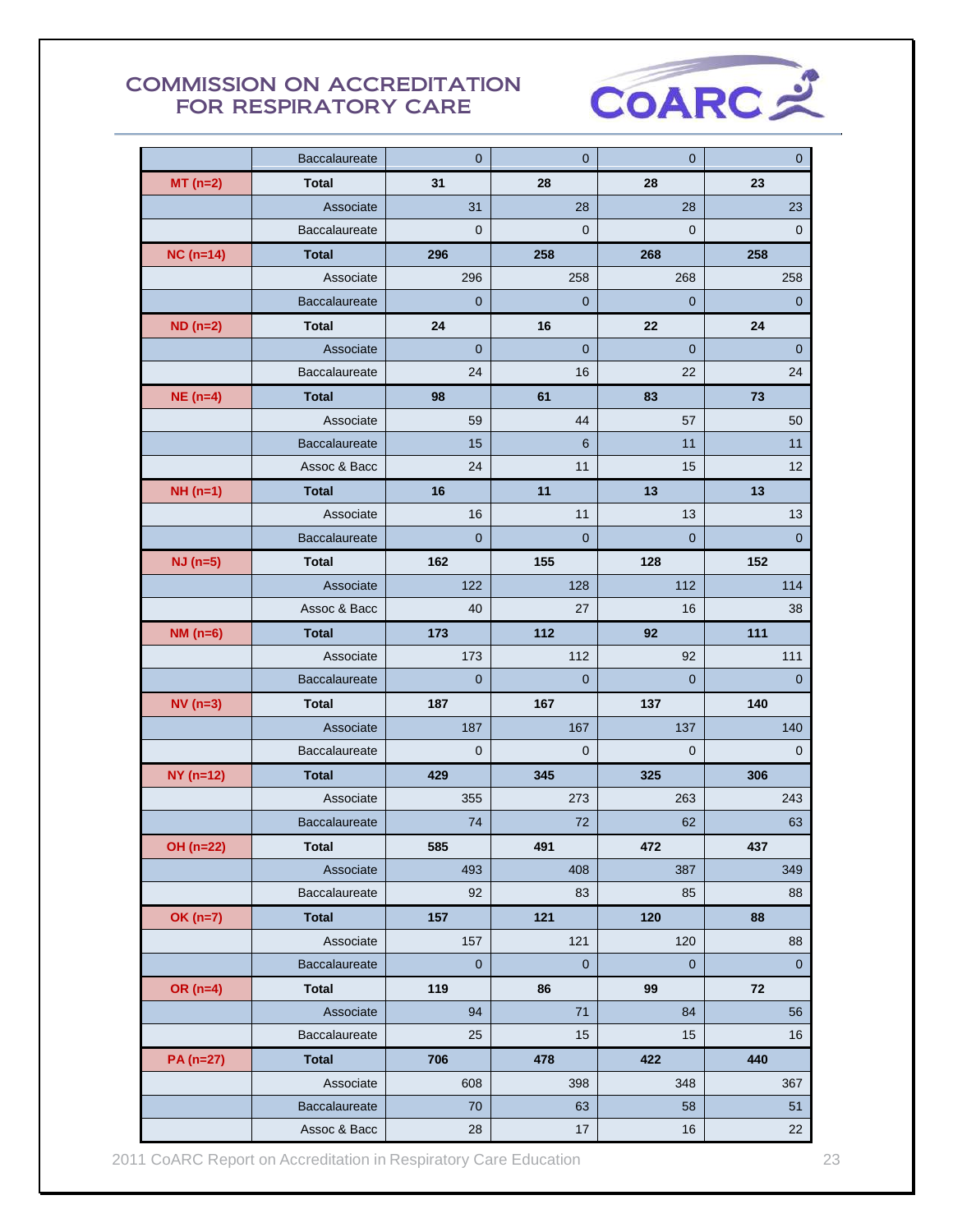| | | | | | |
|---|---|---|---|---|---|
| | Baccalaureate | 0 | 0 | 0 | 0 |
| **MT (n=2)** | **Total** | **31** | **28** | **28** | **23** |
| | Associate | 31 | 28 | 28 | 23 |
| | Baccalaureate | 0 | 0 | 0 | 0 |
| **NC (n=14)** | **Total** | **296** | **258** | **268** | **258** |
| | Associate | 296 | 258 | 268 | 258 |
| | Baccalaureate | 0 | 0 | 0 | 0 |
| **ND (n=2)** | **Total** | **24** | **16** | **22** | **24** |
| | Associate | 0 | 0 | 0 | 0 |
| | Baccalaureate | 24 | 16 | 22 | 24 |
| **NE (n=4)** | **Total** | **98** | **61** | **83** | **73** |
| | Associate | 59 | 44 | 57 | 50 |
| | Baccalaureate | 15 | 6 | 11 | 11 |
| | Assoc & Bacc | 24 | 11 | 15 | 12 |
| **NH (n=1)** | **Total** | **16** | **11** | **13** | **13** |
| | Associate | 16 | 11 | 13 | 13 |
| | Baccalaureate | 0 | 0 | 0 | 0 |
| **NJ (n=5)** | **Total** | **162** | **155** | **128** | **152** |
| | Associate | 122 | 128 | 112 | 114 |
| | Assoc & Bacc | 40 | 27 | 16 | 38 |
| **NM (n=6)** | **Total** | **173** | **112** | **92** | **111** |
| | Associate | 173 | 112 | 92 | 111 |
| | Baccalaureate | 0 | 0 | 0 | 0 |
| **NV (n=3)** | **Total** | **187** | **167** | **137** | **140** |
| | Associate | 187 | 167 | 137 | 140 |
| | Baccalaureate | 0 | 0 | 0 | 0 |
| **NY (n=12)** | **Total** | **429** | **345** | **325** | **306** |
| | Associate | 355 | 273 | 263 | 243 |
| | Baccalaureate | 74 | 72 | 62 | 63 |
| **OH (n=22)** | **Total** | **585** | **491** | **472** | **437** |
| | Associate | 493 | 408 | 387 | 349 |
| | Baccalaureate | 92 | 83 | 85 | 88 |
| **OK (n=7)** | **Total** | **157** | **121** | **120** | **88** |
| | Associate | 157 | 121 | 120 | 88 |
| | Baccalaureate | 0 | 0 | 0 | 0 |
| **OR (n=4)** | **Total** | **119** | **86** | **99** | **72** |
| | Associate | 94 | 71 | 84 | 56 |
| | Baccalaureate | 25 | 15 | 15 | 16 |
| **PA (n=27)** | **Total** | **706** | **478** | **422** | **440** |
| | Associate | 608 | 398 | 348 | 367 |
| | Baccalaureate | 70 | 63 | 58 | 51 |
| | Assoc & Bacc | 28 | 17 | 16 | 22 |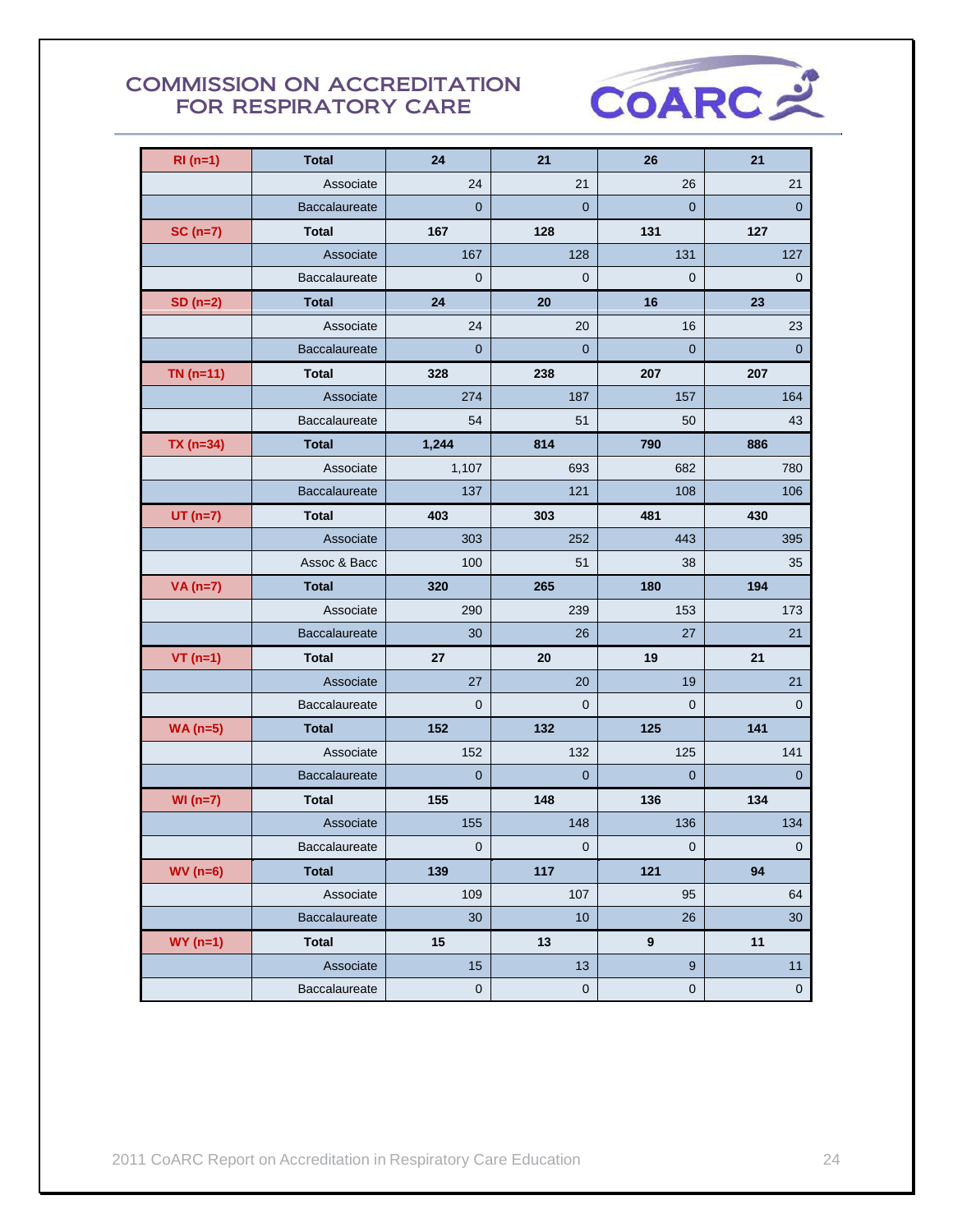| RI (n=1) | Total | 24 | 21 | 26 | 21 |
|---|---|---|---|---|---|
| | Associate | 24 | 21 | 26 | 21 |
| | Baccalaureate | 0 | 0 | 0 | 0 |
| SC (n=7) | Total | 167 | 128 | 131 | 127 |
| | Associate | 167 | 128 | 131 | 127 |
| | Baccalaureate | 0 | 0 | 0 | 0 |
| SD (n=2) | Total | 24 | 20 | 16 | 23 |
| | Associate | 24 | 20 | 16 | 23 |
| | Baccalaureate | 0 | 0 | 0 | 0 |
| TN (n=11) | Total | 328 | 238 | 207 | 207 |
| | Associate | 274 | 187 | 157 | 164 |
| | Baccalaureate | 54 | 51 | 50 | 43 |
| TX (n=34) | Total | 1,244 | 814 | 790 | 886 |
| | Associate | 1,107 | 693 | 682 | 780 |
| | Baccalaureate | 137 | 121 | 108 | 106 |
| UT (n=7) | Total | 403 | 303 | 481 | 430 |
| | Associate | 303 | 252 | 443 | 395 |
| | Assoc & Bacc | 100 | 51 | 38 | 35 |
| VA (n=7) | Total | 320 | 265 | 180 | 194 |
| | Associate | 290 | 239 | 153 | 173 |
| | Baccalaureate | 30 | 26 | 27 | 21 |
| VT (n=1) | Total | 27 | 20 | 19 | 21 |
| | Associate | 27 | 20 | 19 | 21 |
| | Baccalaureate | 0 | 0 | 0 | 0 |
| WA (n=5) | Total | 152 | 132 | 125 | 141 |
| | Associate | 152 | 132 | 125 | 141 |
| | Baccalaureate | 0 | 0 | 0 | 0 |
| WI (n=7) | Total | 155 | 148 | 136 | 134 |
| | Associate | 155 | 148 | 136 | 134 |
| | Baccalaureate | 0 | 0 | 0 | 0 |
| WV (n=6) | Total | 139 | 117 | 121 | 94 |
| | Associate | 109 | 107 | 95 | 64 |
| | Baccalaureate | 30 | 10 | 26 | 30 |
| WY (n=1) | Total | 15 | 13 | 9 | 11 |
| | Associate | 15 | 13 | 9 | 11 |
| | Baccalaureate | 0 | 0 | 0 | 0 |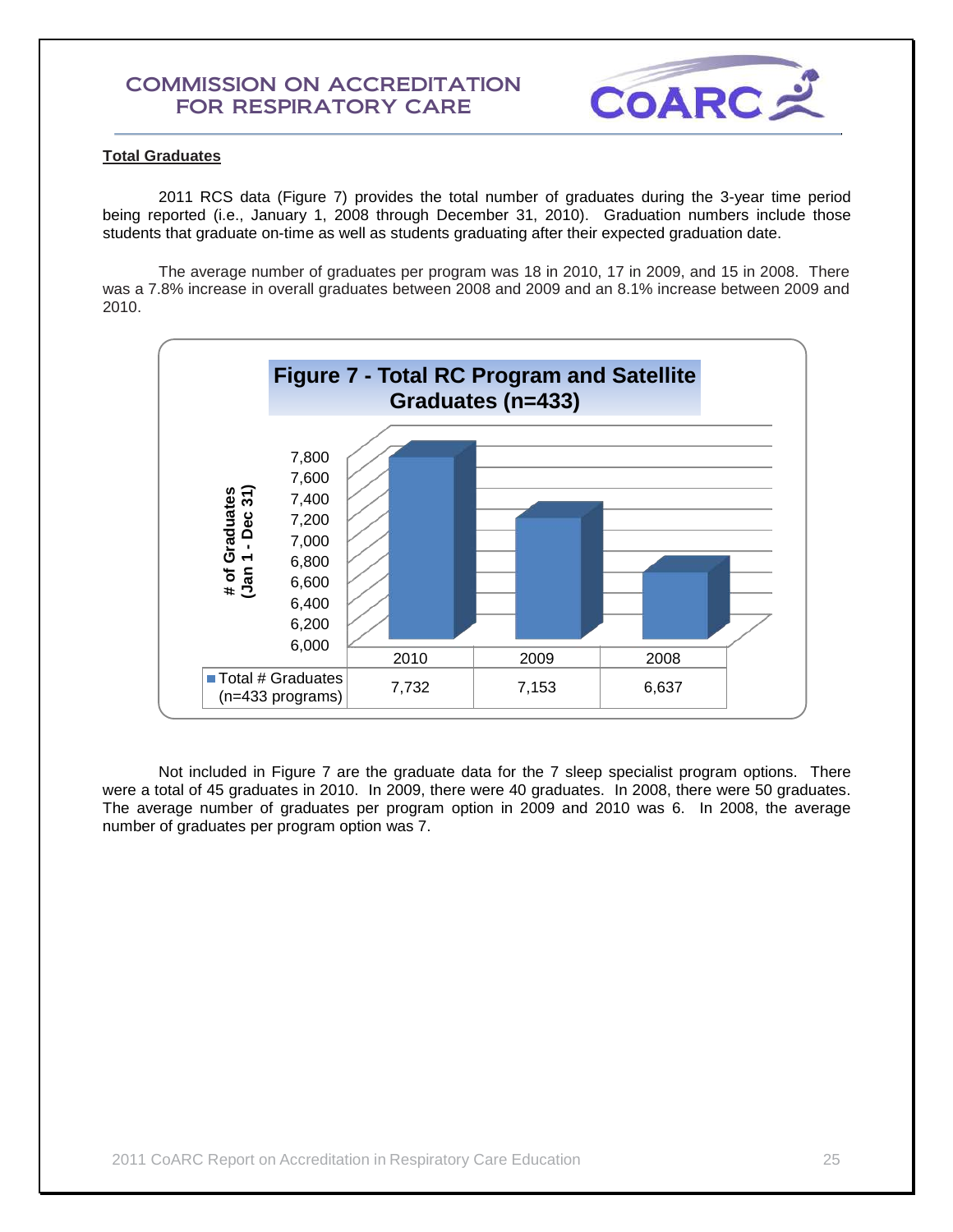## Total Graduates

2011 RCS data (Figure 7) provides the total number of graduates during the 3-year time period being reported (i.e., January 1, 2008 through December 31, 2010). Graduation numbers include those students that graduate on-time as well as students graduating after their expected graduation date.

The average number of graduates per program was 18 in 2010, 17 in 2009, and 15 in 2008. There was a 7.8% increase in overall graduates between 2008 and 2009 and an 8.1% increase between 2009 and 2010.

**Figure 7 - Total RC Program and Satellite Graduates (n=433)**

| | 2010 | 2009 | 2008 |
|---|---|---|---|
| Total # Graduates (n=433 programs) | 7,732 | 7,153 | 6,637 |

Not included in Figure 7 are the graduate data for the 7 sleep specialist program options. There were a total of 45 graduates in 2010. In 2009, there were 40 graduates. In 2008, there were 50 graduates. The average number of graduates per program option in 2009 and 2010 was 6. In 2008, the average number of graduates per program option was 7.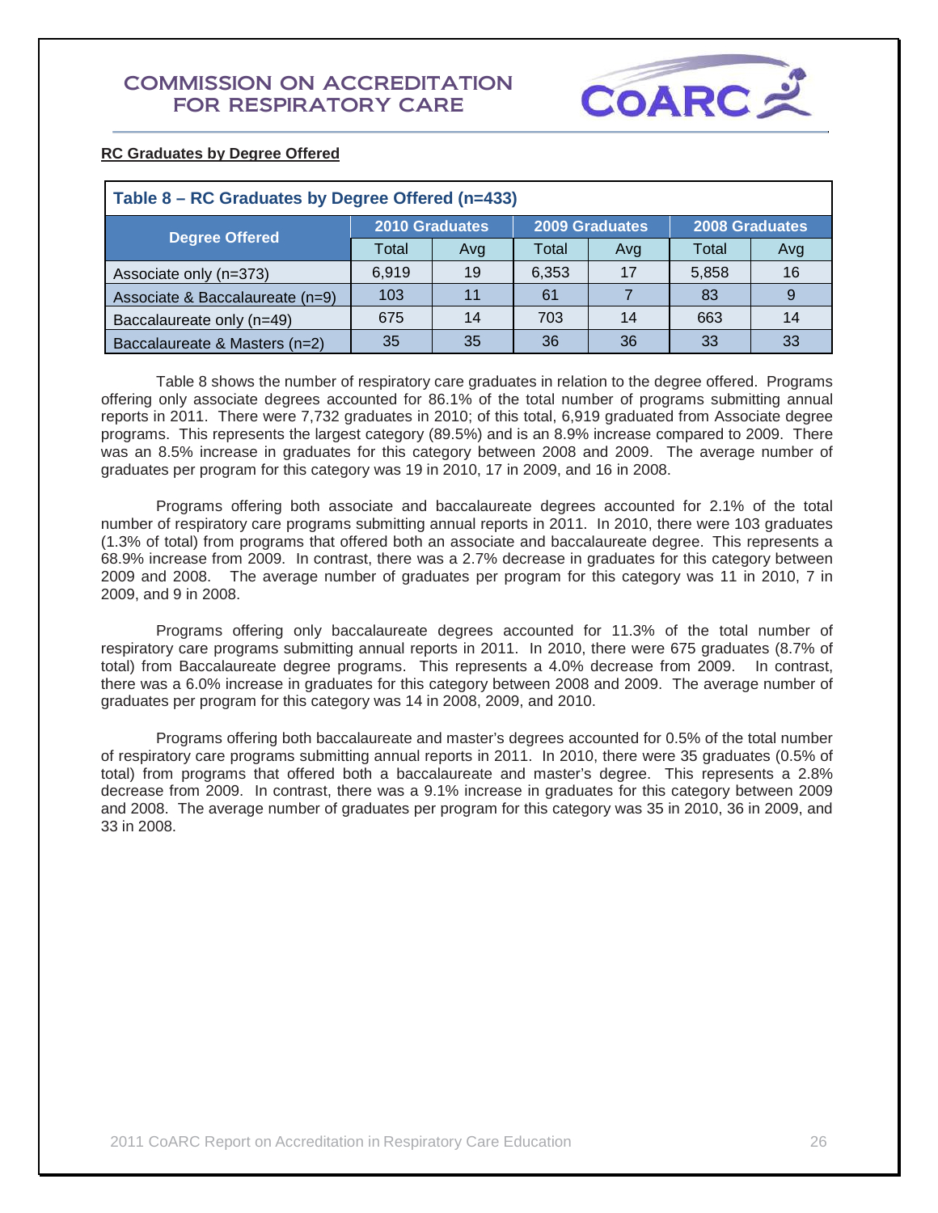**RC Graduates by Degree Offered**

**Table 8 – RC Graduates by Degree Offered (n=433)**

| Degree Offered | 2010 Graduates | | 2009 Graduates | | 2008 Graduates | |
|---|---|---|---|---|---|---|
| | Total | Avg | Total | Avg | Total | Avg |
| Associate only (n=373) | 6,919 | 19 | 6,353 | 17 | 5,858 | 16 |
| Associate & Baccalaureate (n=9) | 103 | 11 | 61 | 7 | 83 | 9 |
| Baccalaureate only (n=49) | 675 | 14 | 703 | 14 | 663 | 14 |
| Baccalaureate & Masters (n=2) | 35 | 35 | 36 | 36 | 33 | 33 |

Table 8 shows the number of respiratory care graduates in relation to the degree offered. Programs offering only associate degrees accounted for 86.1% of the total number of programs submitting annual reports in 2011. There were 7,732 graduates in 2010; of this total, 6,919 graduated from Associate degree programs. This represents the largest category (89.5%) and is an 8.9% increase compared to 2009. There was an 8.5% increase in graduates for this category between 2008 and 2009. The average number of graduates per program for this category was 19 in 2010, 17 in 2009, and 16 in 2008.

Programs offering both associate and baccalaureate degrees accounted for 2.1% of the total number of respiratory care programs submitting annual reports in 2011. In 2010, there were 103 graduates (1.3% of total) from programs that offered both an associate and baccalaureate degree. This represents a 68.9% increase from 2009. In contrast, there was a 2.7% decrease in graduates for this category between 2009 and 2008. The average number of graduates per program for this category was 11 in 2010, 7 in 2009, and 9 in 2008.

Programs offering only baccalaureate degrees accounted for 11.3% of the total number of respiratory care programs submitting annual reports in 2011. In 2010, there were 675 graduates (8.7% of total) from Baccalaureate degree programs. This represents a 4.0% decrease from 2009. In contrast, there was a 6.0% increase in graduates for this category between 2008 and 2009. The average number of graduates per program for this category was 14 in 2008, 2009, and 2010.

Programs offering both baccalaureate and master's degrees accounted for 0.5% of the total number of respiratory care programs submitting annual reports in 2011. In 2010, there were 35 graduates (0.5% of total) from programs that offered both a baccalaureate and master's degree. This represents a 2.8% decrease from 2009. In contrast, there was a 9.1% increase in graduates for this category between 2009 and 2008. The average number of graduates per program for this category was 35 in 2010, 36 in 2009, and 33 in 2008.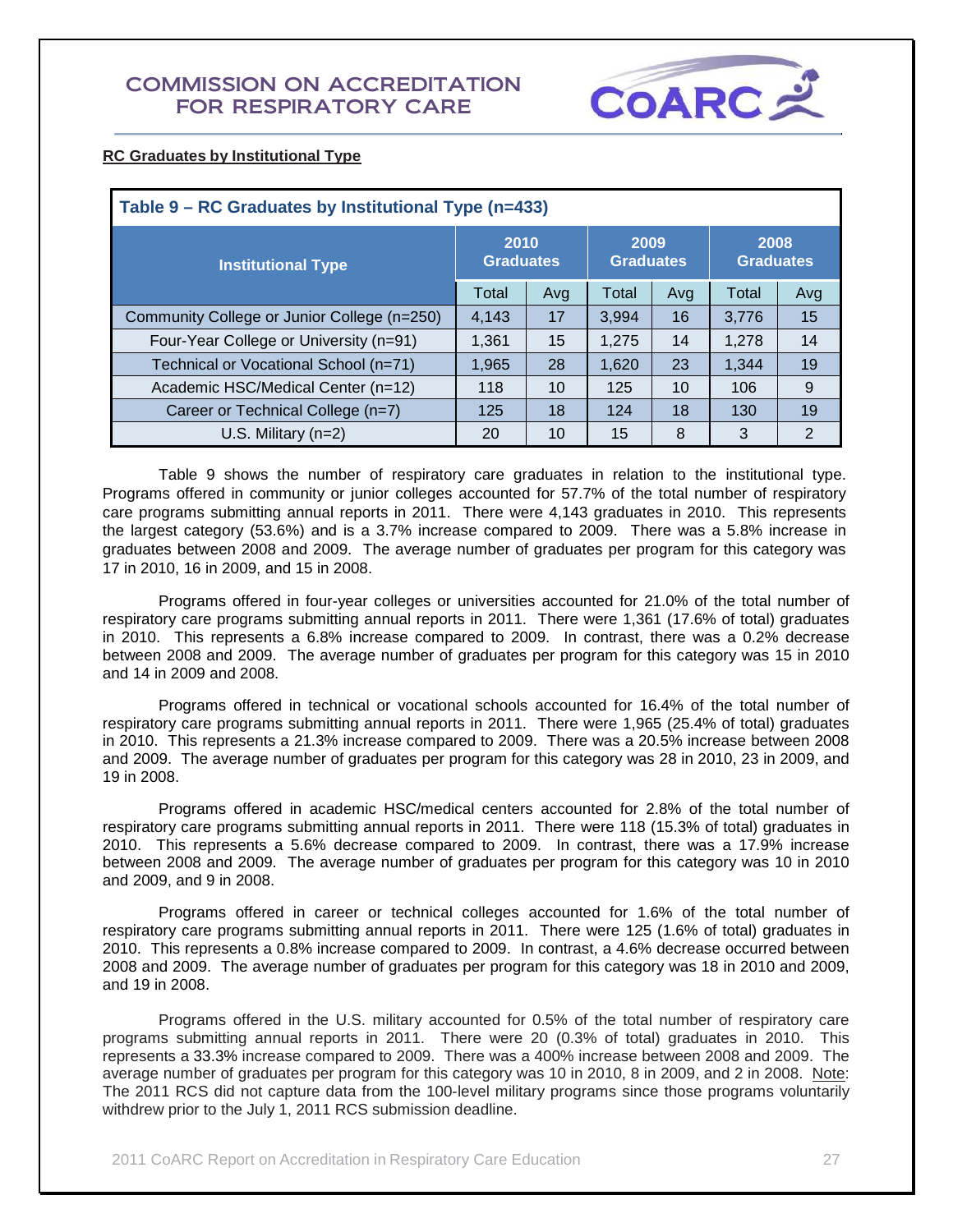**RC Graduates by Institutional Type**

**Table 9 – RC Graduates by Institutional Type (n=433)**

| Institutional Type | 2010 Graduates | | 2009 Graduates | | 2008 Graduates | |
|---|---|---|---|---|---|---|
| | Total | Avg | Total | Avg | Total | Avg |
| Community College or Junior College (n=250) | 4,143 | 17 | 3,994 | 16 | 3,776 | 15 |
| Four-Year College or University (n=91) | 1,361 | 15 | 1,275 | 14 | 1,278 | 14 |
| Technical or Vocational School (n=71) | 1,965 | 28 | 1,620 | 23 | 1,344 | 19 |
| Academic HSC/Medical Center (n=12) | 118 | 10 | 125 | 10 | 106 | 9 |
| Career or Technical College (n=7) | 125 | 18 | 124 | 18 | 130 | 19 |
| U.S. Military (n=2) | 20 | 10 | 15 | 8 | 3 | 2 |

Table 9 shows the number of respiratory care graduates in relation to the institutional type. Programs offered in community or junior colleges accounted for 57.7% of the total number of respiratory care programs submitting annual reports in 2011. There were 4,143 graduates in 2010. This represents the largest category (53.6%) and is a 3.7% increase compared to 2009. There was a 5.8% increase in graduates between 2008 and 2009. The average number of graduates per program for this category was 17 in 2010, 16 in 2009, and 15 in 2008.

Programs offered in four-year colleges or universities accounted for 21.0% of the total number of respiratory care programs submitting annual reports in 2011. There were 1,361 (17.6% of total) graduates in 2010. This represents a 6.8% increase compared to 2009. In contrast, there was a 0.2% decrease between 2008 and 2009. The average number of graduates per program for this category was 15 in 2010 and 14 in 2009 and 2008.

Programs offered in technical or vocational schools accounted for 16.4% of the total number of respiratory care programs submitting annual reports in 2011. There were 1,965 (25.4% of total) graduates in 2010. This represents a 21.3% increase compared to 2009. There was a 20.5% increase between 2008 and 2009. The average number of graduates per program for this category was 28 in 2010, 23 in 2009, and 19 in 2008.

Programs offered in academic HSC/medical centers accounted for 2.8% of the total number of respiratory care programs submitting annual reports in 2011. There were 118 (15.3% of total) graduates in 2010. This represents a 5.6% decrease compared to 2009. In contrast, there was a 17.9% increase between 2008 and 2009. The average number of graduates per program for this category was 10 in 2010 and 2009, and 9 in 2008.

Programs offered in career or technical colleges accounted for 1.6% of the total number of respiratory care programs submitting annual reports in 2011. There were 125 (1.6% of total) graduates in 2010. This represents a 0.8% increase compared to 2009. In contrast, a 4.6% decrease occurred between 2008 and 2009. The average number of graduates per program for this category was 18 in 2010 and 2009, and 19 in 2008.

Programs offered in the U.S. military accounted for 0.5% of the total number of respiratory care programs submitting annual reports in 2011. There were 20 (0.3% of total) graduates in 2010. This represents a 33.3% increase compared to 2009. There was a 400% increase between 2008 and 2009. The average number of graduates per program for this category was 10 in 2010, 8 in 2009, and 2 in 2008. Note: The 2011 RCS did not capture data from the 100-level military programs since those programs voluntarily withdrew prior to the July 1, 2011 RCS submission deadline.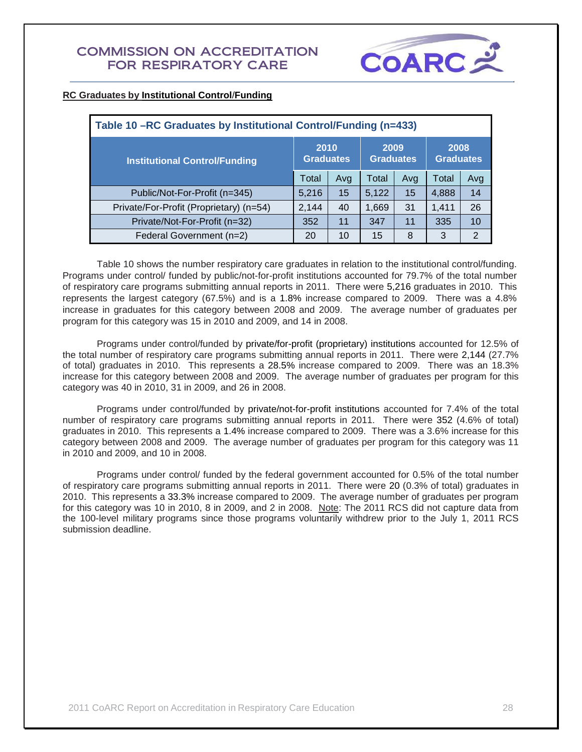## RC Graduates by Institutional Control/Funding

**Table 10 –RC Graduates by Institutional Control/Funding (n=433)**

| Institutional Control/Funding | 2010 Graduates | | 2009 Graduates | | 2008 Graduates | |
|---|---|---|---|---|---|---|
| | Total | Avg | Total | Avg | Total | Avg |
| Public/Not-For-Profit (n=345) | 5,216 | 15 | 5,122 | 15 | 4,888 | 14 |
| Private/For-Profit (Proprietary) (n=54) | 2,144 | 40 | 1,669 | 31 | 1,411 | 26 |
| Private/Not-For-Profit (n=32) | 352 | 11 | 347 | 11 | 335 | 10 |
| Federal Government (n=2) | 20 | 10 | 15 | 8 | 3 | 2 |

Table 10 shows the number respiratory care graduates in relation to the institutional control/funding. Programs under control/ funded by public/not-for-profit institutions accounted for 79.7% of the total number of respiratory care programs submitting annual reports in 2011. There were 5,216 graduates in 2010. This represents the largest category (67.5%) and is a 1.8% increase compared to 2009. There was a 4.8% increase in graduates for this category between 2008 and 2009. The average number of graduates per program for this category was 15 in 2010 and 2009, and 14 in 2008.

Programs under control/funded by private/for-profit (proprietary) institutions accounted for 12.5% of the total number of respiratory care programs submitting annual reports in 2011. There were 2,144 (27.7% of total) graduates in 2010. This represents a 28.5% increase compared to 2009. There was an 18.3% increase for this category between 2008 and 2009. The average number of graduates per program for this category was 40 in 2010, 31 in 2009, and 26 in 2008.

Programs under control/funded by private/not-for-profit institutions accounted for 7.4% of the total number of respiratory care programs submitting annual reports in 2011. There were 352 (4.6% of total) graduates in 2010. This represents a 1.4% increase compared to 2009. There was a 3.6% increase for this category between 2008 and 2009. The average number of graduates per program for this category was 11 in 2010 and 2009, and 10 in 2008.

Programs under control/ funded by the federal government accounted for 0.5% of the total number of respiratory care programs submitting annual reports in 2011. There were 20 (0.3% of total) graduates in 2010. This represents a 33.3% increase compared to 2009. The average number of graduates per program for this category was 10 in 2010, 8 in 2009, and 2 in 2008. Note: The 2011 RCS did not capture data from the 100-level military programs since those programs voluntarily withdrew prior to the July 1, 2011 RCS submission deadline.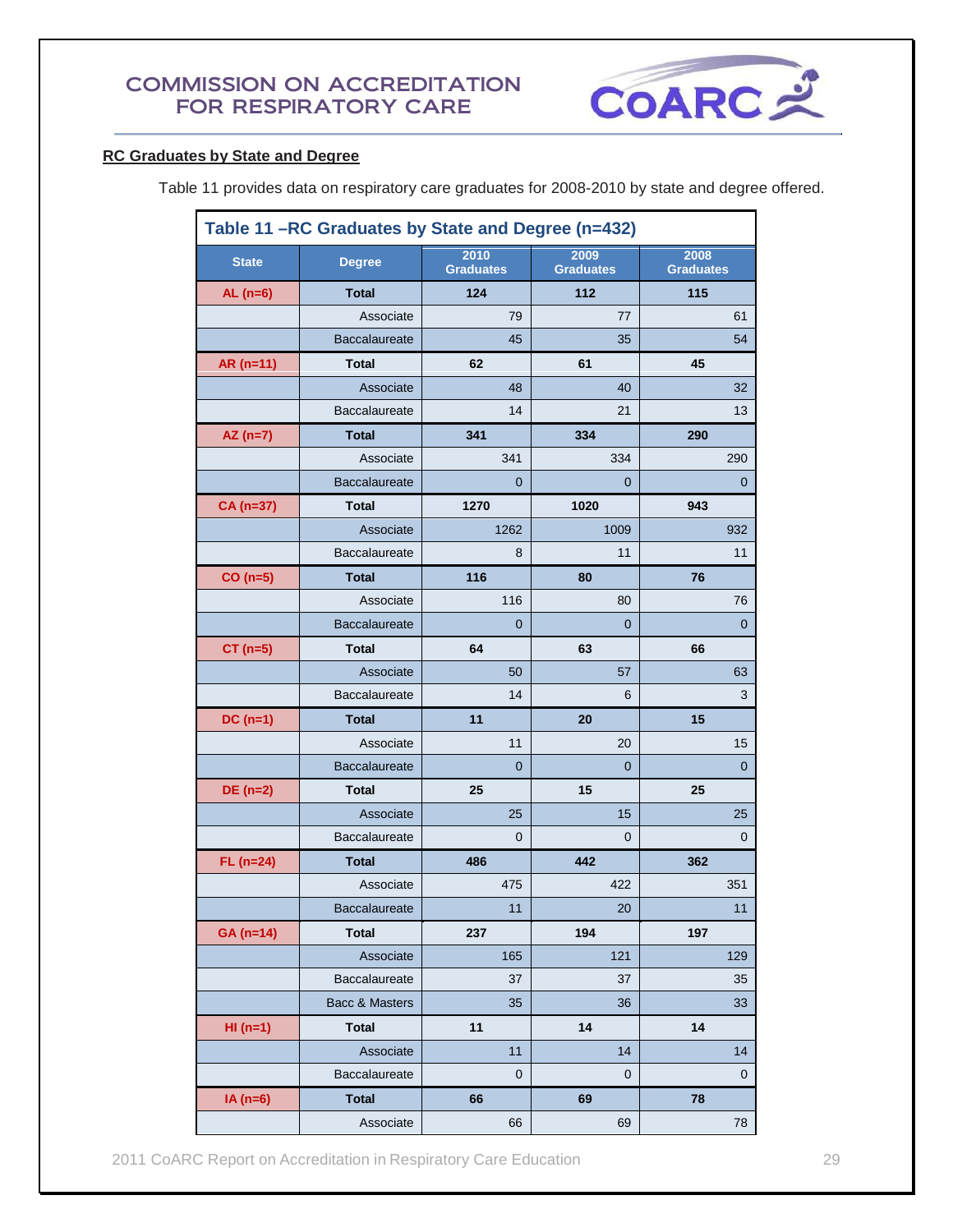# COMMISSION ON ACCREDITATION FOR RESPIRATORY CARE

## RC Graduates by State and Degree

Table 11 provides data on respiratory care graduates for 2008-2010 by state and degree offered.

**Table 11 –RC Graduates by State and Degree (n=432)**

| State | Degree | 2010 Graduates | 2009 Graduates | 2008 Graduates |
|---|---|---|---|---|
| AL (n=6) | Total | 124 | 112 | 115 |
| | Associate | 79 | 77 | 61 |
| | Baccalaureate | 45 | 35 | 54 |
| AR (n=11) | Total | 62 | 61 | 45 |
| | Associate | 48 | 40 | 32 |
| | Baccalaureate | 14 | 21 | 13 |
| AZ (n=7) | Total | 341 | 334 | 290 |
| | Associate | 341 | 334 | 290 |
| | Baccalaureate | 0 | 0 | 0 |
| CA (n=37) | Total | 1270 | 1020 | 943 |
| | Associate | 1262 | 1009 | 932 |
| | Baccalaureate | 8 | 11 | 11 |
| CO (n=5) | Total | 116 | 80 | 76 |
| | Associate | 116 | 80 | 76 |
| | Baccalaureate | 0 | 0 | 0 |
| CT (n=5) | Total | 64 | 63 | 66 |
| | Associate | 50 | 57 | 63 |
| | Baccalaureate | 14 | 6 | 3 |
| DC (n=1) | Total | 11 | 20 | 15 |
| | Associate | 11 | 20 | 15 |
| | Baccalaureate | 0 | 0 | 0 |
| DE (n=2) | Total | 25 | 15 | 25 |
| | Associate | 25 | 15 | 25 |
| | Baccalaureate | 0 | 0 | 0 |
| FL (n=24) | Total | 486 | 442 | 362 |
| | Associate | 475 | 422 | 351 |
| | Baccalaureate | 11 | 20 | 11 |
| GA (n=14) | Total | 237 | 194 | 197 |
| | Associate | 165 | 121 | 129 |
| | Baccalaureate | 37 | 37 | 35 |
| | Bacc & Masters | 35 | 36 | 33 |
| HI (n=1) | Total | 11 | 14 | 14 |
| | Associate | 11 | 14 | 14 |
| | Baccalaureate | 0 | 0 | 0 |
| IA (n=6) | Total | 66 | 69 | 78 |
| | Associate | 66 | 69 | 78 |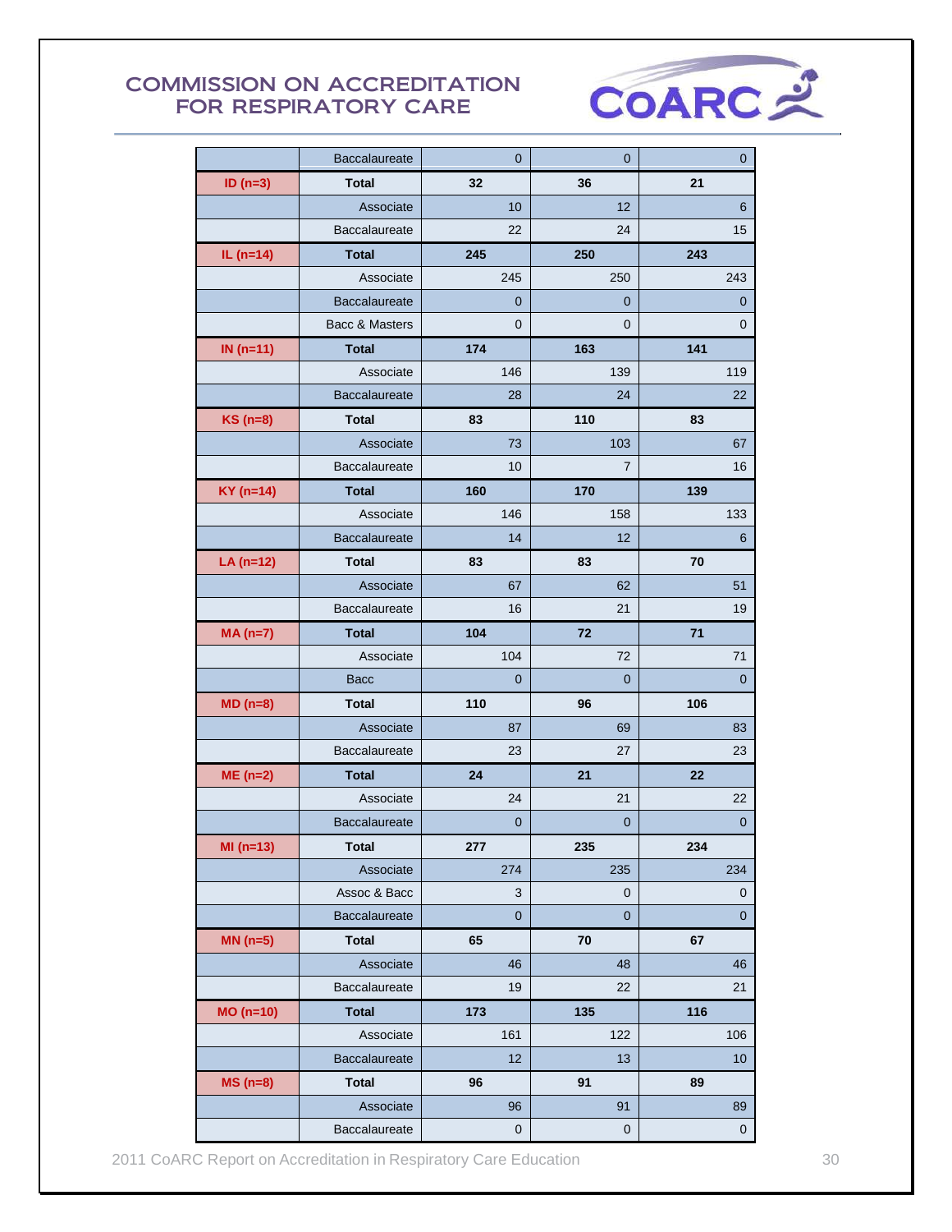# COMMISSION ON ACCREDITATION FOR RESPIRATORY CARE

| | | | | |
|---|---|---|---|---|
| | Baccalaureate | 0 | 0 | 0 |
| **ID (n=3)** | **Total** | **32** | **36** | **21** |
| | Associate | 10 | 12 | 6 |
| | Baccalaureate | 22 | 24 | 15 |
| **IL (n=14)** | **Total** | **245** | **250** | **243** |
| | Associate | 245 | 250 | 243 |
| | Baccalaureate | 0 | 0 | 0 |
| | Bacc & Masters | 0 | 0 | 0 |
| **IN (n=11)** | **Total** | **174** | **163** | **141** |
| | Associate | 146 | 139 | 119 |
| | Baccalaureate | 28 | 24 | 22 |
| **KS (n=8)** | **Total** | **83** | **110** | **83** |
| | Associate | 73 | 103 | 67 |
| | Baccalaureate | 10 | 7 | 16 |
| **KY (n=14)** | **Total** | **160** | **170** | **139** |
| | Associate | 146 | 158 | 133 |
| | Baccalaureate | 14 | 12 | 6 |
| **LA (n=12)** | **Total** | **83** | **83** | **70** |
| | Associate | 67 | 62 | 51 |
| | Baccalaureate | 16 | 21 | 19 |
| **MA (n=7)** | **Total** | **104** | **72** | **71** |
| | Associate | 104 | 72 | 71 |
| | Bacc | 0 | 0 | 0 |
| **MD (n=8)** | **Total** | **110** | **96** | **106** |
| | Associate | 87 | 69 | 83 |
| | Baccalaureate | 23 | 27 | 23 |
| **ME (n=2)** | **Total** | **24** | **21** | **22** |
| | Associate | 24 | 21 | 22 |
| | Baccalaureate | 0 | 0 | 0 |
| **MI (n=13)** | **Total** | **277** | **235** | **234** |
| | Associate | 274 | 235 | 234 |
| | Assoc & Bacc | 3 | 0 | 0 |
| | Baccalaureate | 0 | 0 | 0 |
| **MN (n=5)** | **Total** | **65** | **70** | **67** |
| | Associate | 46 | 48 | 46 |
| | Baccalaureate | 19 | 22 | 21 |
| **MO (n=10)** | **Total** | **173** | **135** | **116** |
| | Associate | 161 | 122 | 106 |
| | Baccalaureate | 12 | 13 | 10 |
| **MS (n=8)** | **Total** | **96** | **91** | **89** |
| | Associate | 96 | 91 | 89 |
| | Baccalaureate | 0 | 0 | 0 |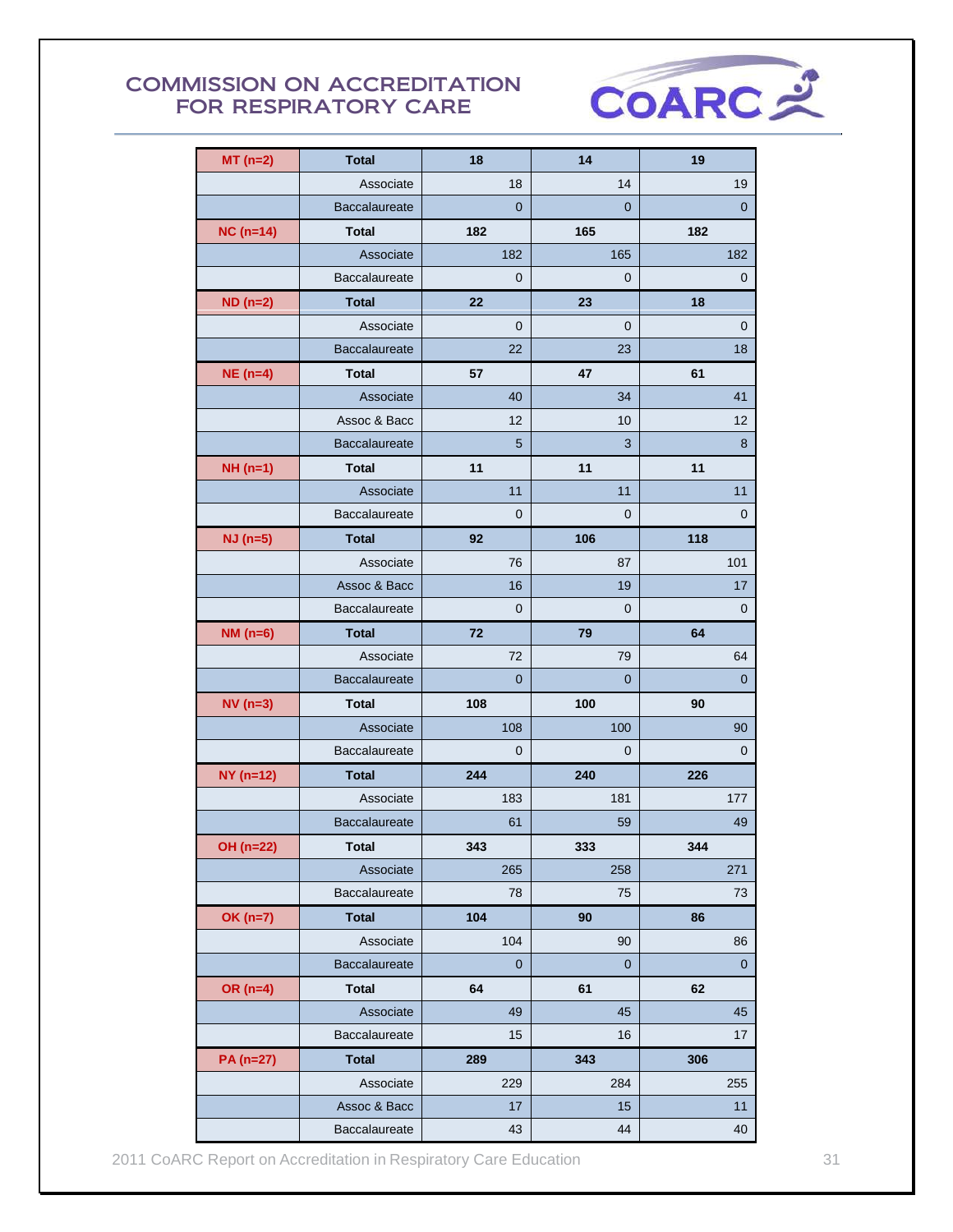| | | | | |
|---|---|---|---|---|
| MT (n=2) | Total | 18 | 14 | 19 |
| | Associate | 18 | 14 | 19 |
| | Baccalaureate | 0 | 0 | 0 |
| NC (n=14) | Total | 182 | 165 | 182 |
| | Associate | 182 | 165 | 182 |
| | Baccalaureate | 0 | 0 | 0 |
| ND (n=2) | Total | 22 | 23 | 18 |
| | Associate | 0 | 0 | 0 |
| | Baccalaureate | 22 | 23 | 18 |
| NE (n=4) | Total | 57 | 47 | 61 |
| | Associate | 40 | 34 | 41 |
| | Assoc & Bacc | 12 | 10 | 12 |
| | Baccalaureate | 5 | 3 | 8 |
| NH (n=1) | Total | 11 | 11 | 11 |
| | Associate | 11 | 11 | 11 |
| | Baccalaureate | 0 | 0 | 0 |
| NJ (n=5) | Total | 92 | 106 | 118 |
| | Associate | 76 | 87 | 101 |
| | Assoc & Bacc | 16 | 19 | 17 |
| | Baccalaureate | 0 | 0 | 0 |
| NM (n=6) | Total | 72 | 79 | 64 |
| | Associate | 72 | 79 | 64 |
| | Baccalaureate | 0 | 0 | 0 |
| NV (n=3) | Total | 108 | 100 | 90 |
| | Associate | 108 | 100 | 90 |
| | Baccalaureate | 0 | 0 | 0 |
| NY (n=12) | Total | 244 | 240 | 226 |
| | Associate | 183 | 181 | 177 |
| | Baccalaureate | 61 | 59 | 49 |
| OH (n=22) | Total | 343 | 333 | 344 |
| | Associate | 265 | 258 | 271 |
| | Baccalaureate | 78 | 75 | 73 |
| OK (n=7) | Total | 104 | 90 | 86 |
| | Associate | 104 | 90 | 86 |
| | Baccalaureate | 0 | 0 | 0 |
| OR (n=4) | Total | 64 | 61 | 62 |
| | Associate | 49 | 45 | 45 |
| | Baccalaureate | 15 | 16 | 17 |
| PA (n=27) | Total | 289 | 343 | 306 |
| | Associate | 229 | 284 | 255 |
| | Assoc & Bacc | 17 | 15 | 11 |
| | Baccalaureate | 43 | 44 | 40 |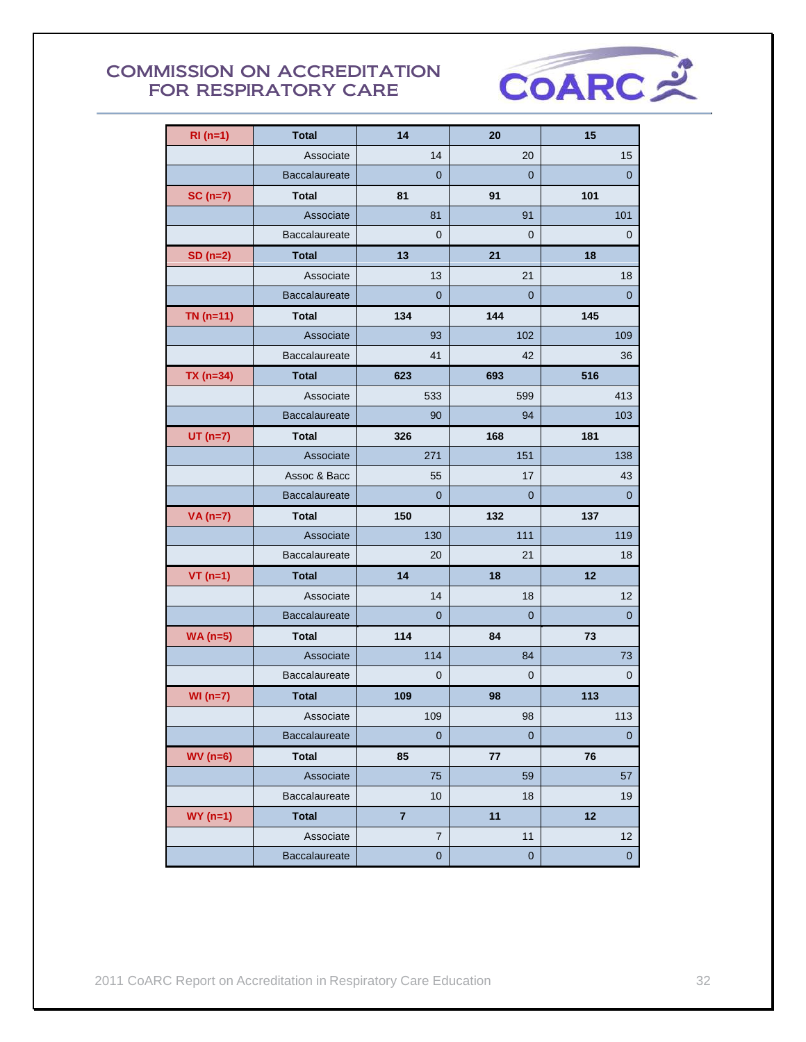| RI (n=1) | Total | 14 | 20 | 15 |
|---|---|---|---|---|
| | Associate | 14 | 20 | 15 |
| | Baccalaureate | 0 | 0 | 0 |
| SC (n=7) | Total | 81 | 91 | 101 |
| | Associate | 81 | 91 | 101 |
| | Baccalaureate | 0 | 0 | 0 |
| SD (n=2) | Total | 13 | 21 | 18 |
| | Associate | 13 | 21 | 18 |
| | Baccalaureate | 0 | 0 | 0 |
| TN (n=11) | Total | 134 | 144 | 145 |
| | Associate | 93 | 102 | 109 |
| | Baccalaureate | 41 | 42 | 36 |
| TX (n=34) | Total | 623 | 693 | 516 |
| | Associate | 533 | 599 | 413 |
| | Baccalaureate | 90 | 94 | 103 |
| UT (n=7) | Total | 326 | 168 | 181 |
| | Associate | 271 | 151 | 138 |
| | Assoc & Bacc | 55 | 17 | 43 |
| | Baccalaureate | 0 | 0 | 0 |
| VA (n=7) | Total | 150 | 132 | 137 |
| | Associate | 130 | 111 | 119 |
| | Baccalaureate | 20 | 21 | 18 |
| VT (n=1) | Total | 14 | 18 | 12 |
| | Associate | 14 | 18 | 12 |
| | Baccalaureate | 0 | 0 | 0 |
| WA (n=5) | Total | 114 | 84 | 73 |
| | Associate | 114 | 84 | 73 |
| | Baccalaureate | 0 | 0 | 0 |
| WI (n=7) | Total | 109 | 98 | 113 |
| | Associate | 109 | 98 | 113 |
| | Baccalaureate | 0 | 0 | 0 |
| WV (n=6) | Total | 85 | 77 | 76 |
| | Associate | 75 | 59 | 57 |
| | Baccalaureate | 10 | 18 | 19 |
| WY (n=1) | Total | 7 | 11 | 12 |
| | Associate | 7 | 11 | 12 |
| | Baccalaureate | 0 | 0 | 0 |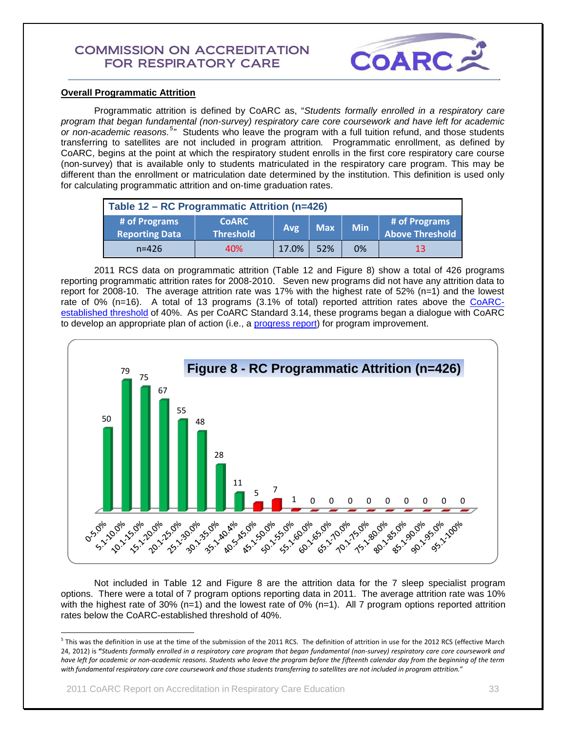## Overall Programmatic Attrition

Programmatic attrition is defined by CoARC as, "*Students formally enrolled in a respiratory care program that began fundamental (non-survey) respiratory care core coursework and have left for academic or non-academic reasons.*[5]" Students who leave the program with a full tuition refund, and those students transferring to satellites are not included in program attrition. Programmatic enrollment, as defined by CoARC, begins at the point at which the respiratory student enrolls in the first core respiratory care course (non-survey) that is available only to students matriculated in the respiratory care program. This may be different than the enrollment or matriculation date determined by the institution. This definition is used only for calculating programmatic attrition and on-time graduation rates.

| Table 12 – RC Programmatic Attrition (n=426) | | | | | |
|---|---|---|---|---|---|
| # of Programs Reporting Data | CoARC Threshold | Avg | Max | Min | # of Programs Above Threshold |
| n=426 | 40% | 17.0% | 52% | 0% | 13 |

2011 RCS data on programmatic attrition (Table 12 and Figure 8) show a total of 426 programs reporting programmatic attrition rates for 2008-2010. Seven new programs did not have any attrition data to report for 2008-10. The average attrition rate was 17% with the highest rate of 52% (n=1) and the lowest rate of 0% (n=16). A total of 13 programs (3.1% of total) reported attrition rates above the CoARC-established threshold of 40%. As per CoARC Standard 3.14, these programs began a dialogue with CoARC to develop an appropriate plan of action (i.e., a progress report) for program improvement.

**Figure 8 - RC Programmatic Attrition (n=426)**

| Attrition Rate | # of Programs |
|---|---|
| 0-5.0% | 50 |
| 5.1-10.0% | 79 |
| 10.1-15.0% | 75 |
| 15.1-20.0% | 67 |
| 20.1-25.0% | 55 |
| 25.1-30.0% | 48 |
| 30.1-35.0% | 28 |
| 35.1-40.4% | 11 |
| 40.5-45.0% | 5 |
| 45.1-50.0% | 7 |
| 50.1-55.0% | 1 |
| 55.1-60.0% | 0 |
| 60.1-65.0% | 0 |
| 65.1-70.0% | 0 |
| 70.1-75.0% | 0 |
| 75.1-80.0% | 0 |
| 80.1-85.0% | 0 |
| 85.1-90.0% | 0 |
| 90.1-95.0% | 0 |
| 95.1-100% | 0 |

Not included in Table 12 and Figure 8 are the attrition data for the 7 sleep specialist program options. There were a total of 7 program options reporting data in 2011. The average attrition rate was 10% with the highest rate of 30% (n=1) and the lowest rate of 0% (n=1). All 7 program options reported attrition rates below the CoARC-established threshold of 40%.

---

[5] This was the definition in use at the time of the submission of the 2011 RCS. The definition of attrition in use for the 2012 RCS (effective March 24, 2012) is "*Students formally enrolled in a respiratory care program that began fundamental (non-survey) respiratory care core coursework and have left for academic or non-academic reasons. Students who leave the program before the fifteenth calendar day from the beginning of the term with fundamental respiratory care core coursework and those students transferring to satellites are not included in program attrition.*"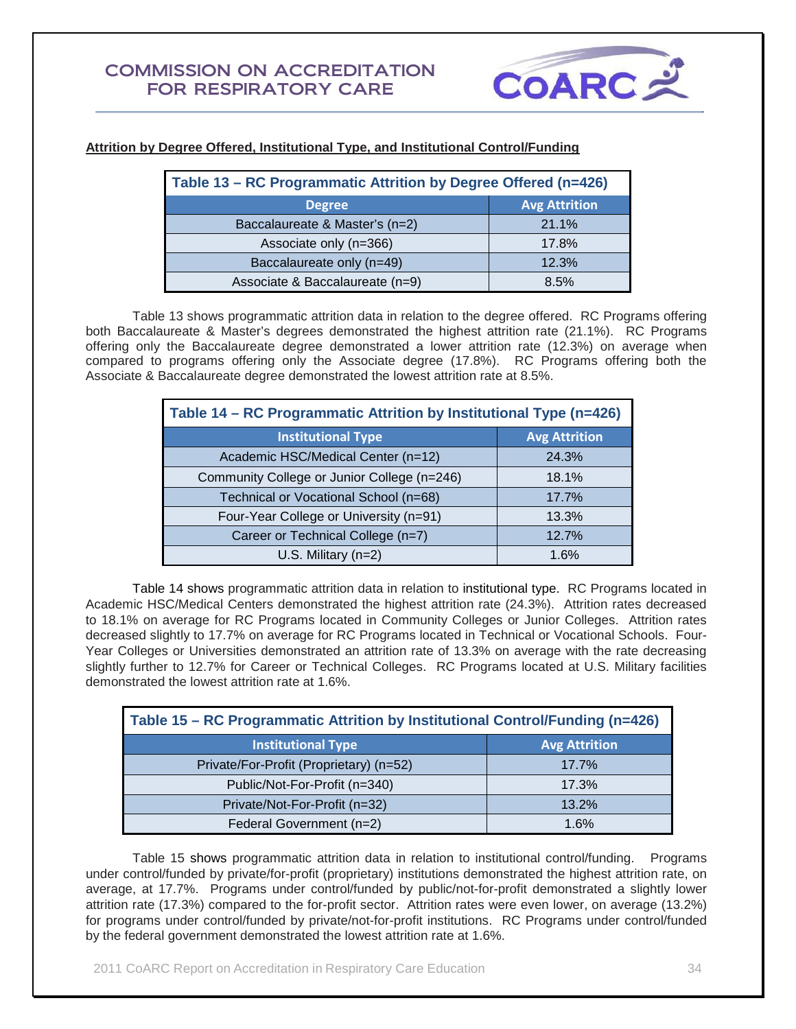**Attrition by Degree Offered, Institutional Type, and Institutional Control/Funding**

| Table 13 – RC Programmatic Attrition by Degree Offered (n=426) | |
|---|---|
| **Degree** | **Avg Attrition** |
| Baccalaureate & Master's (n=2) | 21.1% |
| Associate only (n=366) | 17.8% |
| Baccalaureate only (n=49) | 12.3% |
| Associate & Baccalaureate (n=9) | 8.5% |

Table 13 shows programmatic attrition data in relation to the degree offered. RC Programs offering both Baccalaureate & Master's degrees demonstrated the highest attrition rate (21.1%). RC Programs offering only the Baccalaureate degree demonstrated a lower attrition rate (12.3%) on average when compared to programs offering only the Associate degree (17.8%). RC Programs offering both the Associate & Baccalaureate degree demonstrated the lowest attrition rate at 8.5%.

| Table 14 – RC Programmatic Attrition by Institutional Type (n=426) | |
|---|---|
| **Institutional Type** | **Avg Attrition** |
| Academic HSC/Medical Center (n=12) | 24.3% |
| Community College or Junior College (n=246) | 18.1% |
| Technical or Vocational School (n=68) | 17.7% |
| Four-Year College or University (n=91) | 13.3% |
| Career or Technical College (n=7) | 12.7% |
| U.S. Military (n=2) | 1.6% |

Table 14 shows programmatic attrition data in relation to institutional type. RC Programs located in Academic HSC/Medical Centers demonstrated the highest attrition rate (24.3%). Attrition rates decreased to 18.1% on average for RC Programs located in Community Colleges or Junior Colleges. Attrition rates decreased slightly to 17.7% on average for RC Programs located in Technical or Vocational Schools. Four-Year Colleges or Universities demonstrated an attrition rate of 13.3% on average with the rate decreasing slightly further to 12.7% for Career or Technical Colleges. RC Programs located at U.S. Military facilities demonstrated the lowest attrition rate at 1.6%.

| Table 15 – RC Programmatic Attrition by Institutional Control/Funding (n=426) | |
|---|---|
| **Institutional Type** | **Avg Attrition** |
| Private/For-Profit (Proprietary) (n=52) | 17.7% |
| Public/Not-For-Profit (n=340) | 17.3% |
| Private/Not-For-Profit (n=32) | 13.2% |
| Federal Government (n=2) | 1.6% |

Table 15 shows programmatic attrition data in relation to institutional control/funding. Programs under control/funded by private/for-profit (proprietary) institutions demonstrated the highest attrition rate, on average, at 17.7%. Programs under control/funded by public/not-for-profit demonstrated a slightly lower attrition rate (17.3%) compared to the for-profit sector. Attrition rates were even lower, on average (13.2%) for programs under control/funded by private/not-for-profit institutions. RC Programs under control/funded by the federal government demonstrated the lowest attrition rate at 1.6%.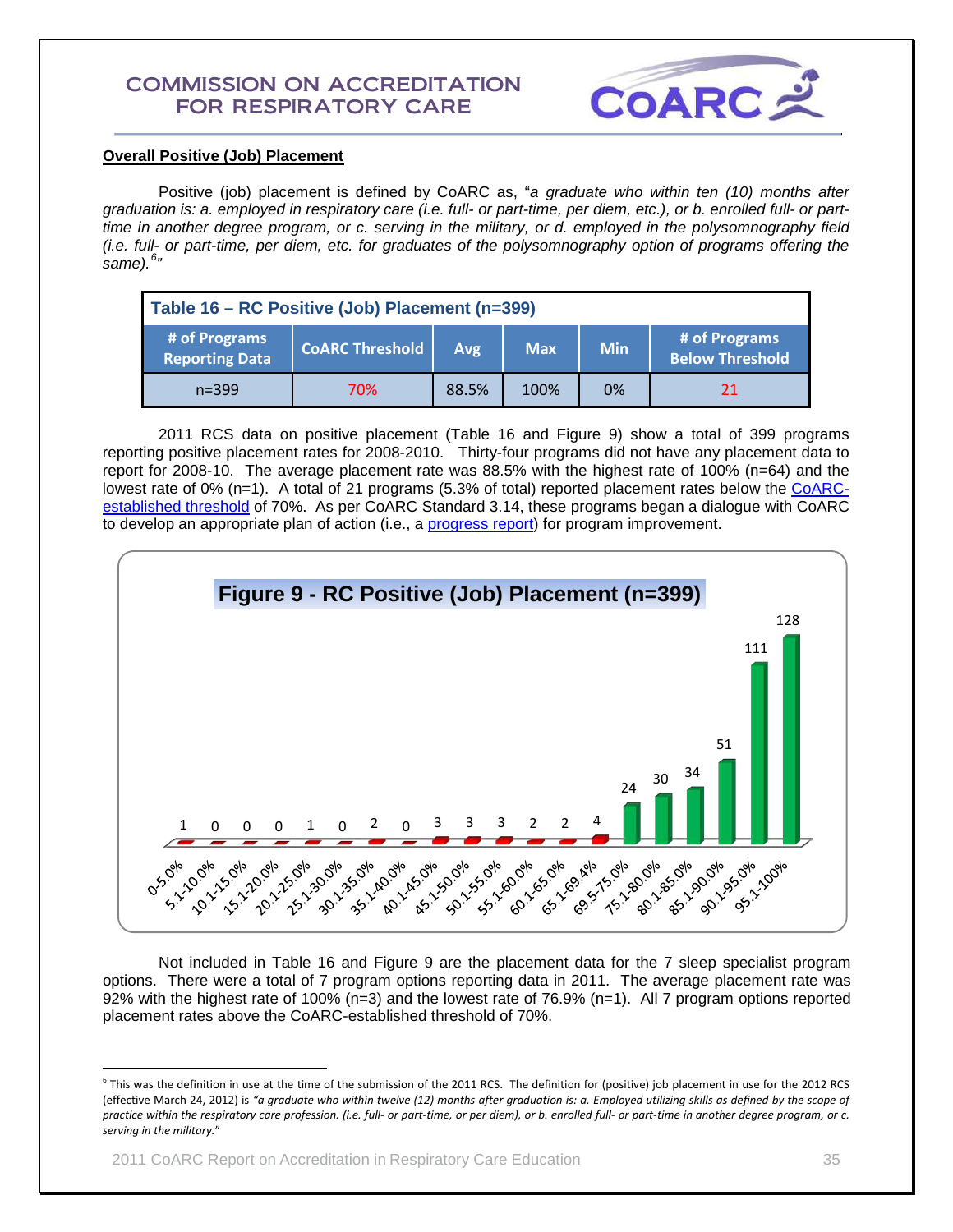## Overall Positive (Job) Placement

Positive (job) placement is defined by CoARC as, "*a graduate who within ten (10) months after graduation is: a. employed in respiratory care (i.e. full- or part-time, per diem, etc.), or b. enrolled full- or part-time in another degree program, or c. serving in the military, or d. employed in the polysomnography field (i.e. full- or part-time, per diem, etc. for graduates of the polysomnography option of programs offering the same).*[6]"

**Table 16 – RC Positive (Job) Placement (n=399)**

| # of Programs Reporting Data | CoARC Threshold | Avg | Max | Min | # of Programs Below Threshold |
|---|---|---|---|---|---|
| n=399 | 70% | 88.5% | 100% | 0% | 21 |

2011 RCS data on positive placement (Table 16 and Figure 9) show a total of 399 programs reporting positive placement rates for 2008-2010. Thirty-four programs did not have any placement data to report for 2008-10. The average placement rate was 88.5% with the highest rate of 100% (n=64) and the lowest rate of 0% (n=1). A total of 21 programs (5.3% of total) reported placement rates below the CoARC-established threshold of 70%. As per CoARC Standard 3.14, these programs began a dialogue with CoARC to develop an appropriate plan of action (i.e., a progress report) for program improvement.

**Figure 9 - RC Positive (Job) Placement (n=399)**

| Range | # of Programs |
|---|---|
| 0-5.0% | 1 |
| 5.1-10.0% | 0 |
| 10.1-15.0% | 0 |
| 15.1-20.0% | 0 |
| 20.1-25.0% | 1 |
| 25.1-30.0% | 0 |
| 30.1-35.0% | 2 |
| 35.1-40.0% | 0 |
| 40.1-45.0% | 3 |
| 45.1-50.0% | 3 |
| 50.1-55.0% | 3 |
| 55.1-60.0% | 2 |
| 60.1-65.0% | 2 |
| 65.1-69.4% | 4 |
| 69.5-75.0% | 24 |
| 75.1-80.0% | 30 |
| 80.1-85.0% | 34 |
| 85.1-90.0% | 51 |
| 90.1-95.0% | 111 |
| 95.1-100% | 128 |

Not included in Table 16 and Figure 9 are the placement data for the 7 sleep specialist program options. There were a total of 7 program options reporting data in 2011. The average placement rate was 92% with the highest rate of 100% (n=3) and the lowest rate of 76.9% (n=1). All 7 program options reported placement rates above the CoARC-established threshold of 70%.

---

[6] This was the definition in use at the time of the submission of the 2011 RCS. The definition for (positive) job placement in use for the 2012 RCS (effective March 24, 2012) is *"a graduate who within twelve (12) months after graduation is: a. Employed utilizing skills as defined by the scope of practice within the respiratory care profession. (i.e. full- or part-time, or per diem), or b. enrolled full- or part-time in another degree program, or c. serving in the military."*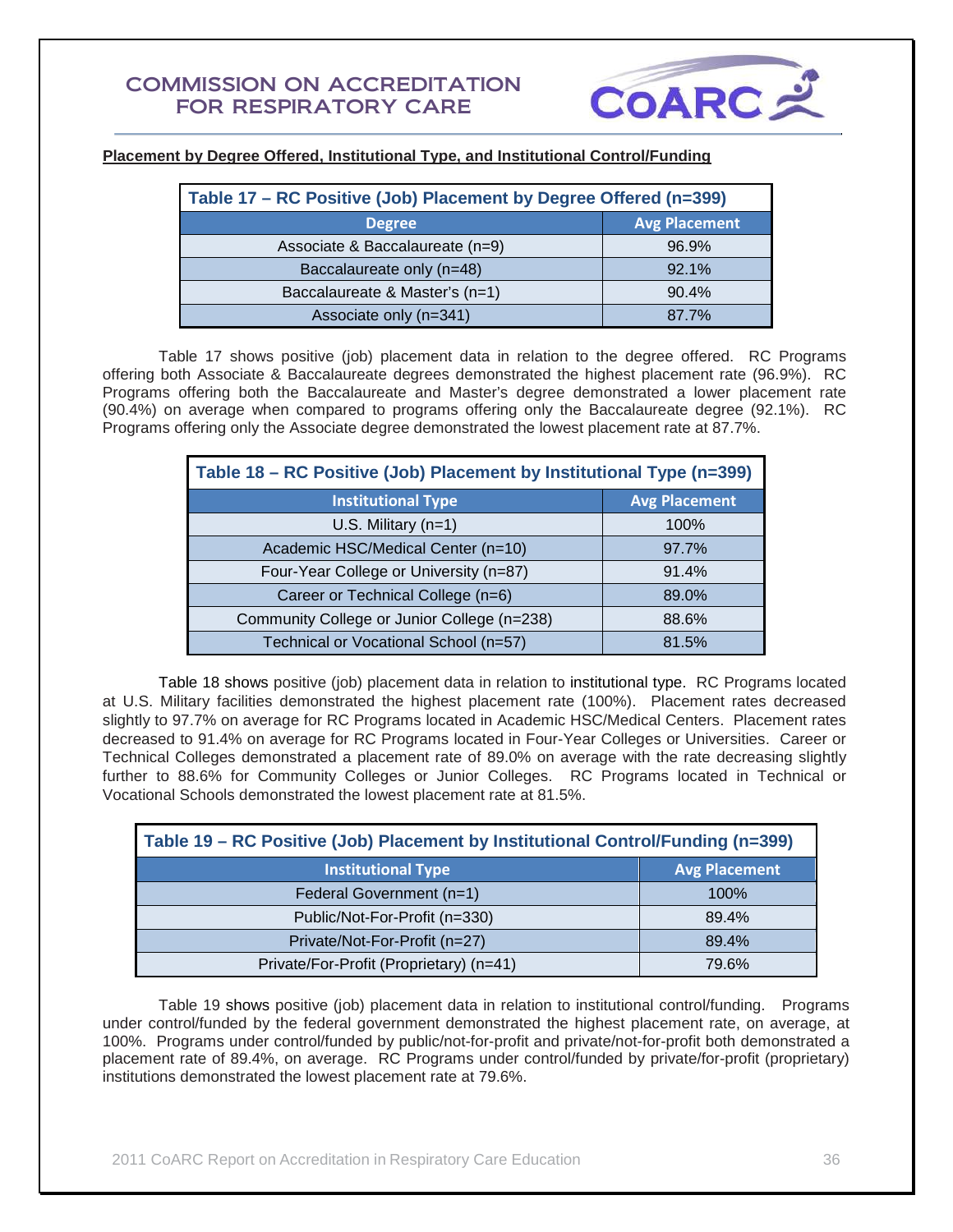**Placement by Degree Offered, Institutional Type, and Institutional Control/Funding**

**Table 17 – RC Positive (Job) Placement by Degree Offered (n=399)**

| Degree | Avg Placement |
|---|---|
| Associate & Baccalaureate (n=9) | 96.9% |
| Baccalaureate only (n=48) | 92.1% |
| Baccalaureate & Master's (n=1) | 90.4% |
| Associate only (n=341) | 87.7% |

Table 17 shows positive (job) placement data in relation to the degree offered. RC Programs offering both Associate & Baccalaureate degrees demonstrated the highest placement rate (96.9%). RC Programs offering both the Baccalaureate and Master's degree demonstrated a lower placement rate (90.4%) on average when compared to programs offering only the Baccalaureate degree (92.1%). RC Programs offering only the Associate degree demonstrated the lowest placement rate at 87.7%.

**Table 18 – RC Positive (Job) Placement by Institutional Type (n=399)**

| Institutional Type | Avg Placement |
|---|---|
| U.S. Military (n=1) | 100% |
| Academic HSC/Medical Center (n=10) | 97.7% |
| Four-Year College or University (n=87) | 91.4% |
| Career or Technical College (n=6) | 89.0% |
| Community College or Junior College (n=238) | 88.6% |
| Technical or Vocational School (n=57) | 81.5% |

Table 18 shows positive (job) placement data in relation to institutional type. RC Programs located at U.S. Military facilities demonstrated the highest placement rate (100%). Placement rates decreased slightly to 97.7% on average for RC Programs located in Academic HSC/Medical Centers. Placement rates decreased to 91.4% on average for RC Programs located in Four-Year Colleges or Universities. Career or Technical Colleges demonstrated a placement rate of 89.0% on average with the rate decreasing slightly further to 88.6% for Community Colleges or Junior Colleges. RC Programs located in Technical or Vocational Schools demonstrated the lowest placement rate at 81.5%.

**Table 19 – RC Positive (Job) Placement by Institutional Control/Funding (n=399)**

| Institutional Type | Avg Placement |
|---|---|
| Federal Government (n=1) | 100% |
| Public/Not-For-Profit (n=330) | 89.4% |
| Private/Not-For-Profit (n=27) | 89.4% |
| Private/For-Profit (Proprietary) (n=41) | 79.6% |

Table 19 shows positive (job) placement data in relation to institutional control/funding. Programs under control/funded by the federal government demonstrated the highest placement rate, on average, at 100%. Programs under control/funded by public/not-for-profit and private/not-for-profit both demonstrated a placement rate of 89.4%, on average. RC Programs under control/funded by private/for-profit (proprietary) institutions demonstrated the lowest placement rate at 79.6%.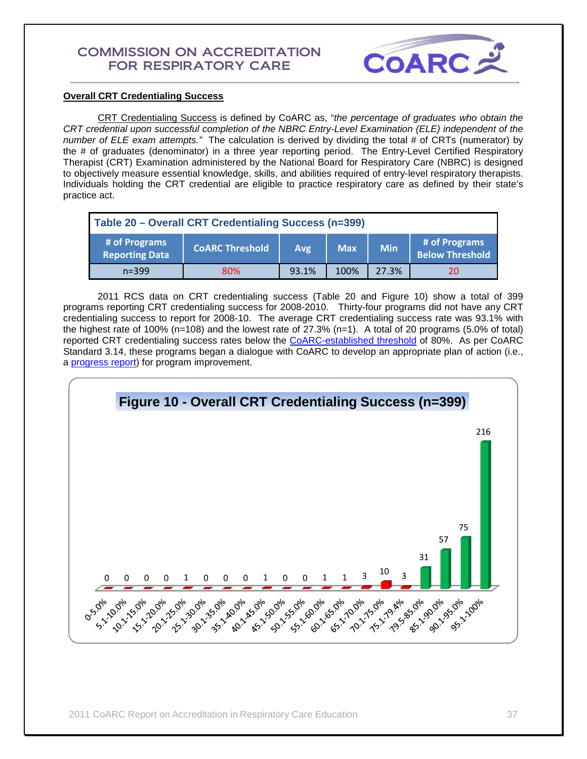**Overall CRT Credentialing Success**

CRT Credentialing Success is defined by CoARC as, "*the percentage of graduates who obtain the CRT credential upon successful completion of the NBRC Entry-Level Examination (ELE) independent of the number of ELE exam attempts.*" The calculation is derived by dividing the total # of CRTs (numerator) by the # of graduates (denominator) in a three year reporting period. The Entry-Level Certified Respiratory Therapist (CRT) Examination administered by the National Board for Respiratory Care (NBRC) is designed to objectively measure essential knowledge, skills, and abilities required of entry-level respiratory therapists. Individuals holding the CRT credential are eligible to practice respiratory care as defined by their state's practice act.

**Table 20 – Overall CRT Credentialing Success (n=399)**

| # of Programs Reporting Data | CoARC Threshold | Avg | Max | Min | # of Programs Below Threshold |
|---|---|---|---|---|---|
| n=399 | 80% | 93.1% | 100% | 27.3% | 20 |

2011 RCS data on CRT credentialing success (Table 20 and Figure 10) show a total of 399 programs reporting CRT credentialing success for 2008-2010. Thirty-four programs did not have any CRT credentialing success to report for 2008-10. The average CRT credentialing success rate was 93.1% with the highest rate of 100% (n=108) and the lowest rate of 27.3% (n=1). A total of 20 programs (5.0% of total) reported CRT credentialing success rates below the CoARC-established threshold of 80%. As per CoARC Standard 3.14, these programs began a dialogue with CoARC to develop an appropriate plan of action (i.e., a progress report) for program improvement.

**Figure 10 - Overall CRT Credentialing Success (n=399)**

| Range | # of Programs |
|---|---|
| 0-5.0% | 0 |
| 5.1-10.0% | 0 |
| 10.1-15.0% | 0 |
| 15.1-20.0% | 0 |
| 20.1-25.0% | 1 |
| 25.1-30.0% | 0 |
| 30.1-35.0% | 0 |
| 35.1-40.0% | 0 |
| 40.1-45.0% | 1 |
| 45.1-50.0% | 0 |
| 50.1-55.0% | 0 |
| 55.1-60.0% | 1 |
| 60.1-65.0% | 1 |
| 65.1-70.0% | 3 |
| 70.1-75.0% | 10 |
| 75.1-79.4% | 3 |
| 79.5-85.0% | 31 |
| 85.1-90.0% | 57 |
| 90.1-95.0% | 75 |
| 95.1-100% | 216 |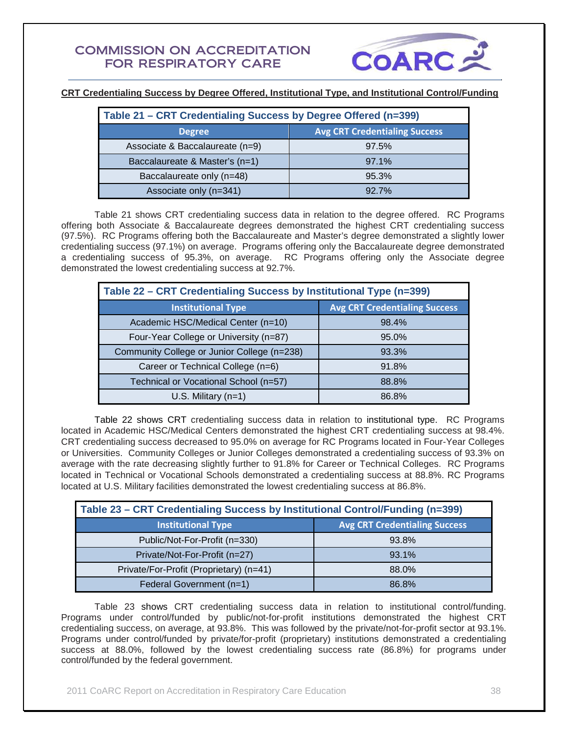## CRT Credentialing Success by Degree Offered, Institutional Type, and Institutional Control/Funding

**Table 21 – CRT Credentialing Success by Degree Offered (n=399)**

| Degree | Avg CRT Credentialing Success |
|---|---|
| Associate & Baccalaureate (n=9) | 97.5% |
| Baccalaureate & Master's (n=1) | 97.1% |
| Baccalaureate only (n=48) | 95.3% |
| Associate only (n=341) | 92.7% |

Table 21 shows CRT credentialing success data in relation to the degree offered. RC Programs offering both Associate & Baccalaureate degrees demonstrated the highest CRT credentialing success (97.5%). RC Programs offering both the Baccalaureate and Master's degree demonstrated a slightly lower credentialing success (97.1%) on average. Programs offering only the Baccalaureate degree demonstrated a credentialing success of 95.3%, on average. RC Programs offering only the Associate degree demonstrated the lowest credentialing success at 92.7%.

**Table 22 – CRT Credentialing Success by Institutional Type (n=399)**

| Institutional Type | Avg CRT Credentialing Success |
|---|---|
| Academic HSC/Medical Center (n=10) | 98.4% |
| Four-Year College or University (n=87) | 95.0% |
| Community College or Junior College (n=238) | 93.3% |
| Career or Technical College (n=6) | 91.8% |
| Technical or Vocational School (n=57) | 88.8% |
| U.S. Military (n=1) | 86.8% |

Table 22 shows CRT credentialing success data in relation to institutional type. RC Programs located in Academic HSC/Medical Centers demonstrated the highest CRT credentialing success at 98.4%. CRT credentialing success decreased to 95.0% on average for RC Programs located in Four-Year Colleges or Universities. Community Colleges or Junior Colleges demonstrated a credentialing success of 93.3% on average with the rate decreasing slightly further to 91.8% for Career or Technical Colleges. RC Programs located in Technical or Vocational Schools demonstrated a credentialing success at 88.8%. RC Programs located at U.S. Military facilities demonstrated the lowest credentialing success at 86.8%.

**Table 23 – CRT Credentialing Success by Institutional Control/Funding (n=399)**

| Institutional Type | Avg CRT Credentialing Success |
|---|---|
| Public/Not-For-Profit (n=330) | 93.8% |
| Private/Not-For-Profit (n=27) | 93.1% |
| Private/For-Profit (Proprietary) (n=41) | 88.0% |
| Federal Government (n=1) | 86.8% |

Table 23 shows CRT credentialing success data in relation to institutional control/funding. Programs under control/funded by public/not-for-profit institutions demonstrated the highest CRT credentialing success, on average, at 93.8%. This was followed by the private/not-for-profit sector at 93.1%. Programs under control/funded by private/for-profit (proprietary) institutions demonstrated a credentialing success at 88.0%, followed by the lowest credentialing success rate (86.8%) for programs under control/funded by the federal government.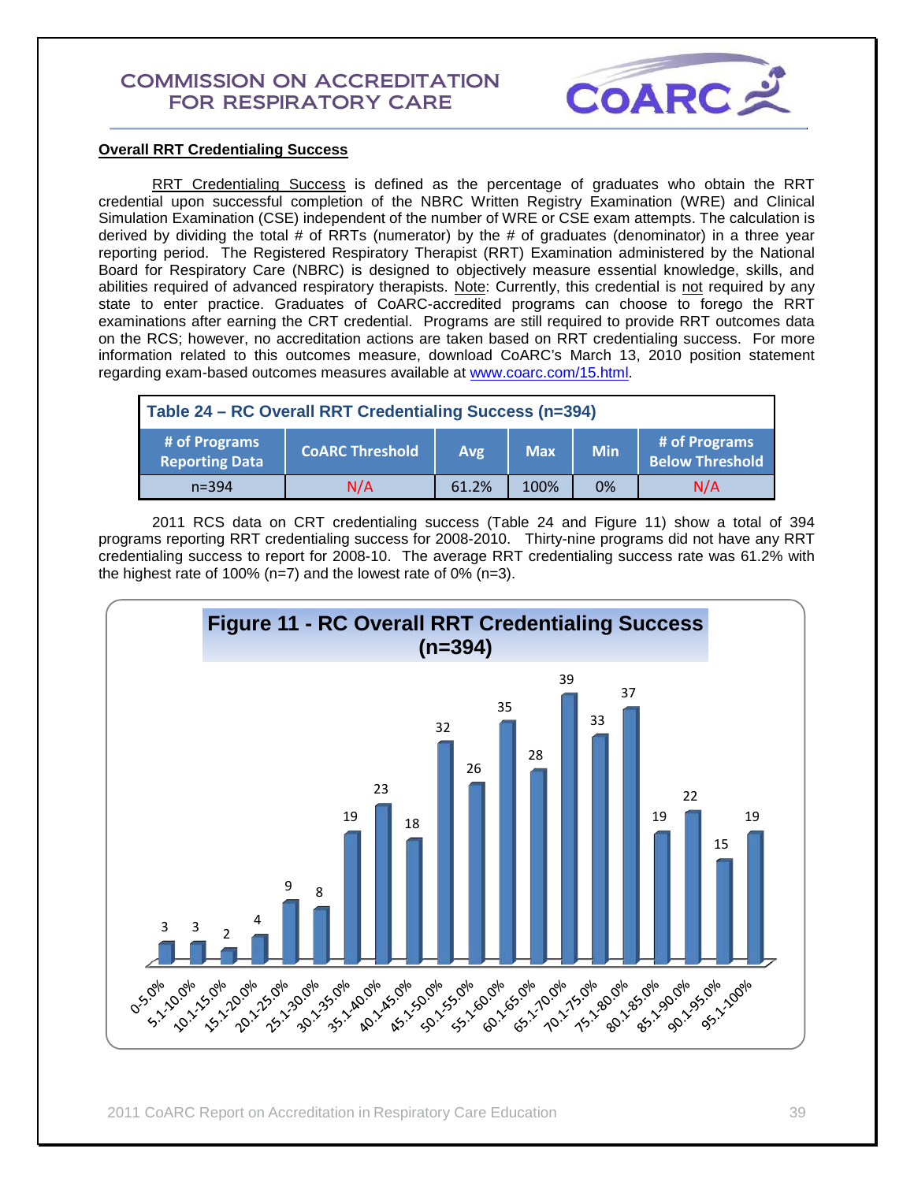**Overall RRT Credentialing Success**

RRT Credentialing Success is defined as the percentage of graduates who obtain the RRT credential upon successful completion of the NBRC Written Registry Examination (WRE) and Clinical Simulation Examination (CSE) independent of the number of WRE or CSE exam attempts. The calculation is derived by dividing the total # of RRTs (numerator) by the # of graduates (denominator) in a three year reporting period. The Registered Respiratory Therapist (RRT) Examination administered by the National Board for Respiratory Care (NBRC) is designed to objectively measure essential knowledge, skills, and abilities required of advanced respiratory therapists. Note: Currently, this credential is not required by any state to enter practice. Graduates of CoARC-accredited programs can choose to forego the RRT examinations after earning the CRT credential. Programs are still required to provide RRT outcomes data on the RCS; however, no accreditation actions are taken based on RRT credentialing success. For more information related to this outcomes measure, download CoARC's March 13, 2010 position statement regarding exam-based outcomes measures available at www.coarc.com/15.html.

**Table 24 – RC Overall RRT Credentialing Success (n=394)**

| # of Programs Reporting Data | CoARC Threshold | Avg | Max | Min | # of Programs Below Threshold |
|---|---|---|---|---|---|
| n=394 | N/A | 61.2% | 100% | 0% | N/A |

2011 RCS data on CRT credentialing success (Table 24 and Figure 11) show a total of 394 programs reporting RRT credentialing success for 2008-2010. Thirty-nine programs did not have any RRT credentialing success to report for 2008-10. The average RRT credentialing success rate was 61.2% with the highest rate of 100% (n=7) and the lowest rate of 0% (n=3).

**Figure 11 - RC Overall RRT Credentialing Success (n=394)**

| Range | # of Programs |
|---|---|
| 0-5.0% | 3 |
| 5.1-10.0% | 3 |
| 10.1-15.0% | 2 |
| 15.1-20.0% | 4 |
| 20.1-25.0% | 9 |
| 25.1-30.0% | 8 |
| 30.1-35.0% | 19 |
| 35.1-40.0% | 23 |
| 40.1-45.0% | 18 |
| 45.1-50.0% | 32 |
| 50.1-55.0% | 26 |
| 55.1-60.0% | 35 |
| 60.1-65.0% | 28 |
| 65.1-70.0% | 39 |
| 70.1-75.0% | 33 |
| 75.1-80.0% | 37 |
| 80.1-85.0% | 19 |
| 85.1-90.0% | 22 |
| 90.1-95.0% | 15 |
| 95.1-100% | 19 |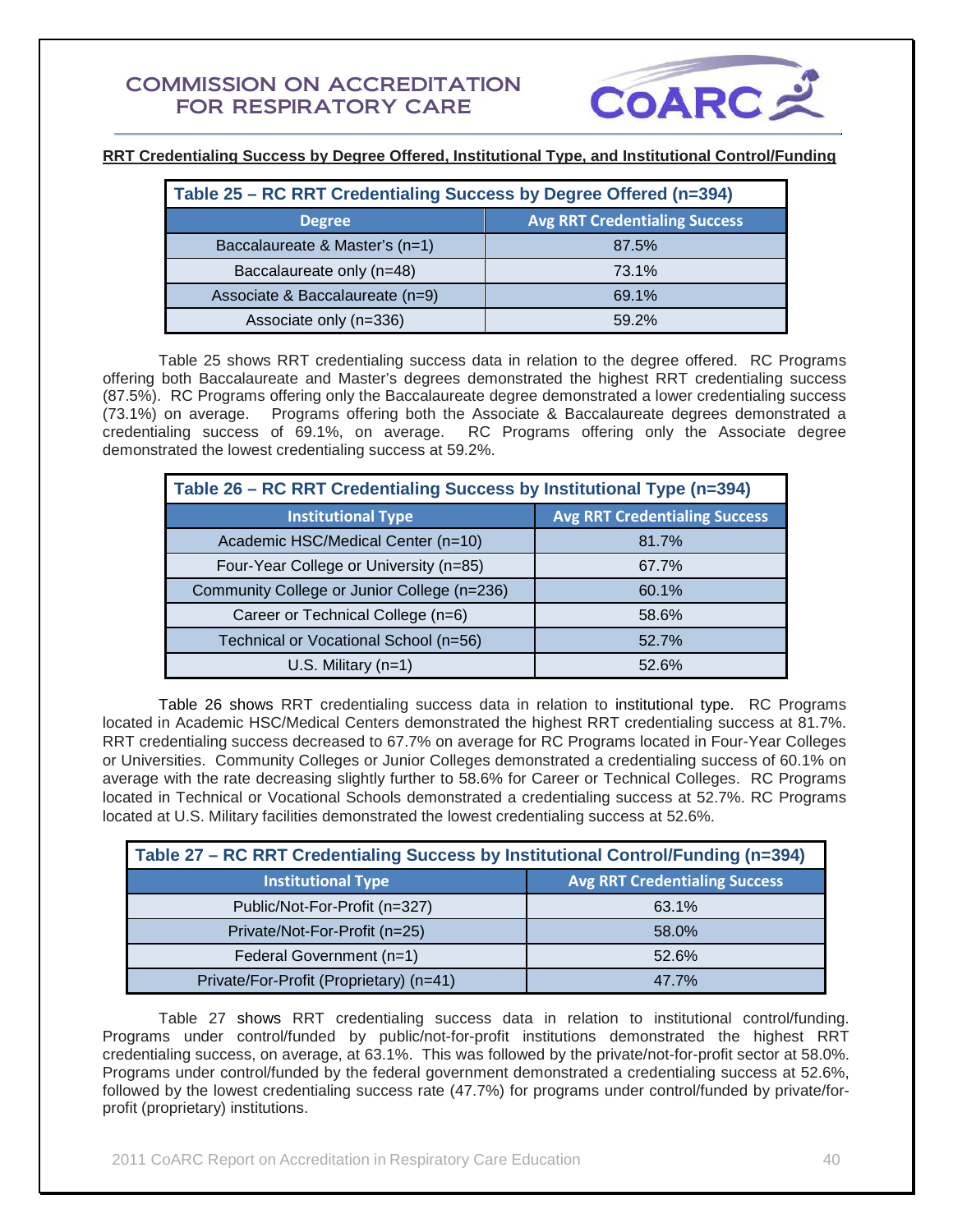## RRT Credentialing Success by Degree Offered, Institutional Type, and Institutional Control/Funding

**Table 25 – RC RRT Credentialing Success by Degree Offered (n=394)**

| Degree | Avg RRT Credentialing Success |
|---|---|
| Baccalaureate & Master's (n=1) | 87.5% |
| Baccalaureate only (n=48) | 73.1% |
| Associate & Baccalaureate (n=9) | 69.1% |
| Associate only (n=336) | 59.2% |

Table 25 shows RRT credentialing success data in relation to the degree offered. RC Programs offering both Baccalaureate and Master's degrees demonstrated the highest RRT credentialing success (87.5%). RC Programs offering only the Baccalaureate degree demonstrated a lower credentialing success (73.1%) on average. Programs offering both the Associate & Baccalaureate degrees demonstrated a credentialing success of 69.1%, on average. RC Programs offering only the Associate degree demonstrated the lowest credentialing success at 59.2%.

**Table 26 – RC RRT Credentialing Success by Institutional Type (n=394)**

| Institutional Type | Avg RRT Credentialing Success |
|---|---|
| Academic HSC/Medical Center (n=10) | 81.7% |
| Four-Year College or University (n=85) | 67.7% |
| Community College or Junior College (n=236) | 60.1% |
| Career or Technical College (n=6) | 58.6% |
| Technical or Vocational School (n=56) | 52.7% |
| U.S. Military (n=1) | 52.6% |

Table 26 shows RRT credentialing success data in relation to institutional type. RC Programs located in Academic HSC/Medical Centers demonstrated the highest RRT credentialing success at 81.7%. RRT credentialing success decreased to 67.7% on average for RC Programs located in Four-Year Colleges or Universities. Community Colleges or Junior Colleges demonstrated a credentialing success of 60.1% on average with the rate decreasing slightly further to 58.6% for Career or Technical Colleges. RC Programs located in Technical or Vocational Schools demonstrated a credentialing success at 52.7%. RC Programs located at U.S. Military facilities demonstrated the lowest credentialing success at 52.6%.

**Table 27 – RC RRT Credentialing Success by Institutional Control/Funding (n=394)**

| Institutional Type | Avg RRT Credentialing Success |
|---|---|
| Public/Not-For-Profit (n=327) | 63.1% |
| Private/Not-For-Profit (n=25) | 58.0% |
| Federal Government (n=1) | 52.6% |
| Private/For-Profit (Proprietary) (n=41) | 47.7% |

Table 27 shows RRT credentialing success data in relation to institutional control/funding. Programs under control/funded by public/not-for-profit institutions demonstrated the highest RRT credentialing success, on average, at 63.1%. This was followed by the private/not-for-profit sector at 58.0%. Programs under control/funded by the federal government demonstrated a credentialing success at 52.6%, followed by the lowest credentialing success rate (47.7%) for programs under control/funded by private/for-profit (proprietary) institutions.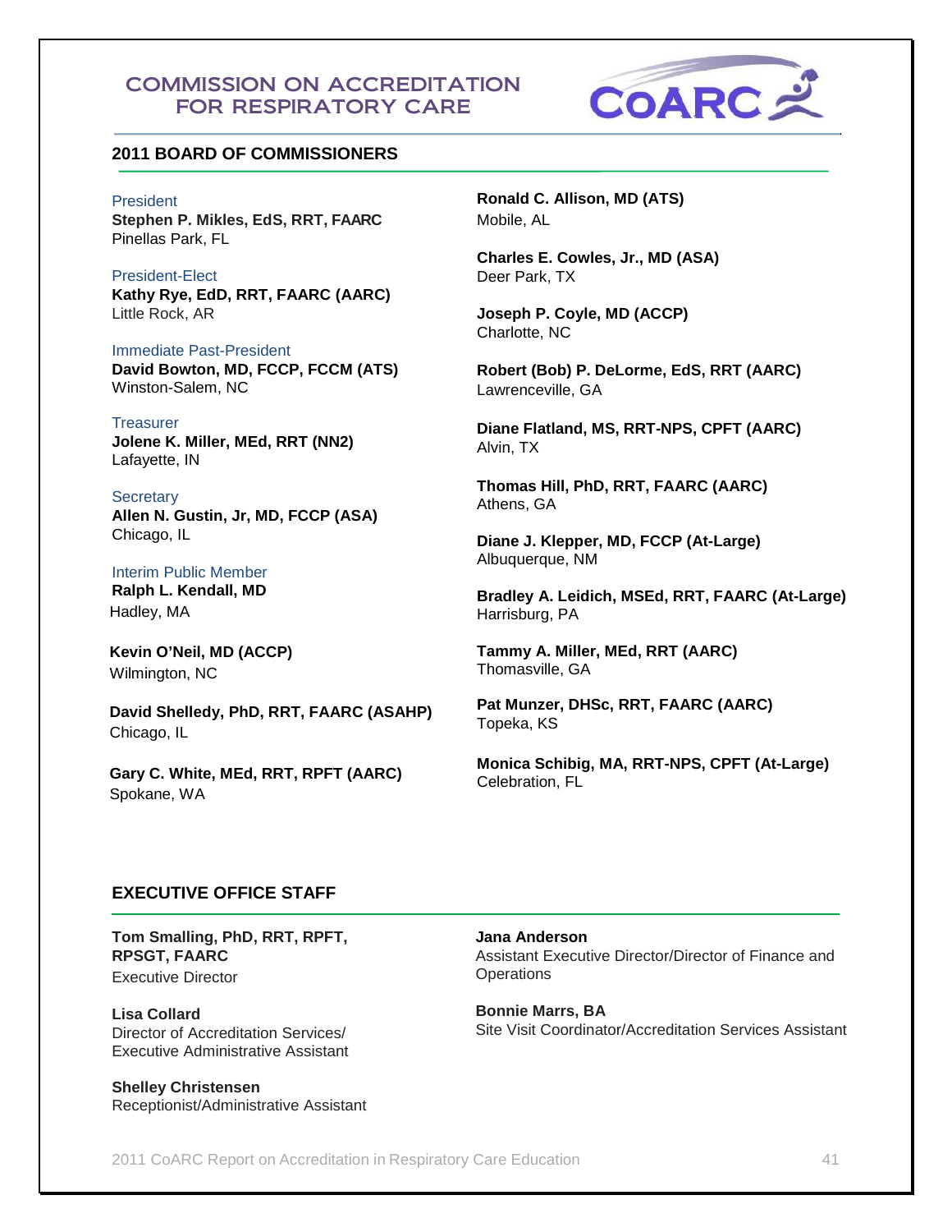# COMMISSION ON ACCREDITATION FOR RESPIRATORY CARE

## 2011 BOARD OF COMMISSIONERS

President
**Stephen P. Mikles, EdS, RRT, FAARC**
Pinellas Park, FL

President-Elect
**Kathy Rye, EdD, RRT, FAARC (AARC)**
Little Rock, AR

Immediate Past-President
**David Bowton, MD, FCCP, FCCM (ATS)**
Winston-Salem, NC

Treasurer
**Jolene K. Miller, MEd, RRT (NN2)**
Lafayette, IN

Secretary
**Allen N. Gustin, Jr, MD, FCCP (ASA)**
Chicago, IL

Interim Public Member
**Ralph L. Kendall, MD**
Hadley, MA

**Kevin O'Neil, MD (ACCP)**
Wilmington, NC

**David Shelledy, PhD, RRT, FAARC (ASAHP)**
Chicago, IL

**Gary C. White, MEd, RRT, RPFT (AARC)**
Spokane, WA

**Ronald C. Allison, MD (ATS)**
Mobile, AL

**Charles E. Cowles, Jr., MD (ASA)**
Deer Park, TX

**Joseph P. Coyle, MD (ACCP)**
Charlotte, NC

**Robert (Bob) P. DeLorme, EdS, RRT (AARC)**
Lawrenceville, GA

**Diane Flatland, MS, RRT-NPS, CPFT (AARC)**
Alvin, TX

**Thomas Hill, PhD, RRT, FAARC (AARC)**
Athens, GA

**Diane J. Klepper, MD, FCCP (At-Large)**
Albuquerque, NM

**Bradley A. Leidich, MSEd, RRT, FAARC (At-Large)**
Harrisburg, PA

**Tammy A. Miller, MEd, RRT (AARC)**
Thomasville, GA

**Pat Munzer, DHSc, RRT, FAARC (AARC)**
Topeka, KS

**Monica Schibig, MA, RRT-NPS, CPFT (At-Large)**
Celebration, FL

## EXECUTIVE OFFICE STAFF

**Tom Smalling, PhD, RRT, RPFT, RPSGT, FAARC**
Executive Director

**Lisa Collard**
Director of Accreditation Services/
Executive Administrative Assistant

**Shelley Christensen**
Receptionist/Administrative Assistant

**Jana Anderson**
Assistant Executive Director/Director of Finance and Operations

**Bonnie Marrs, BA**
Site Visit Coordinator/Accreditation Services Assistant